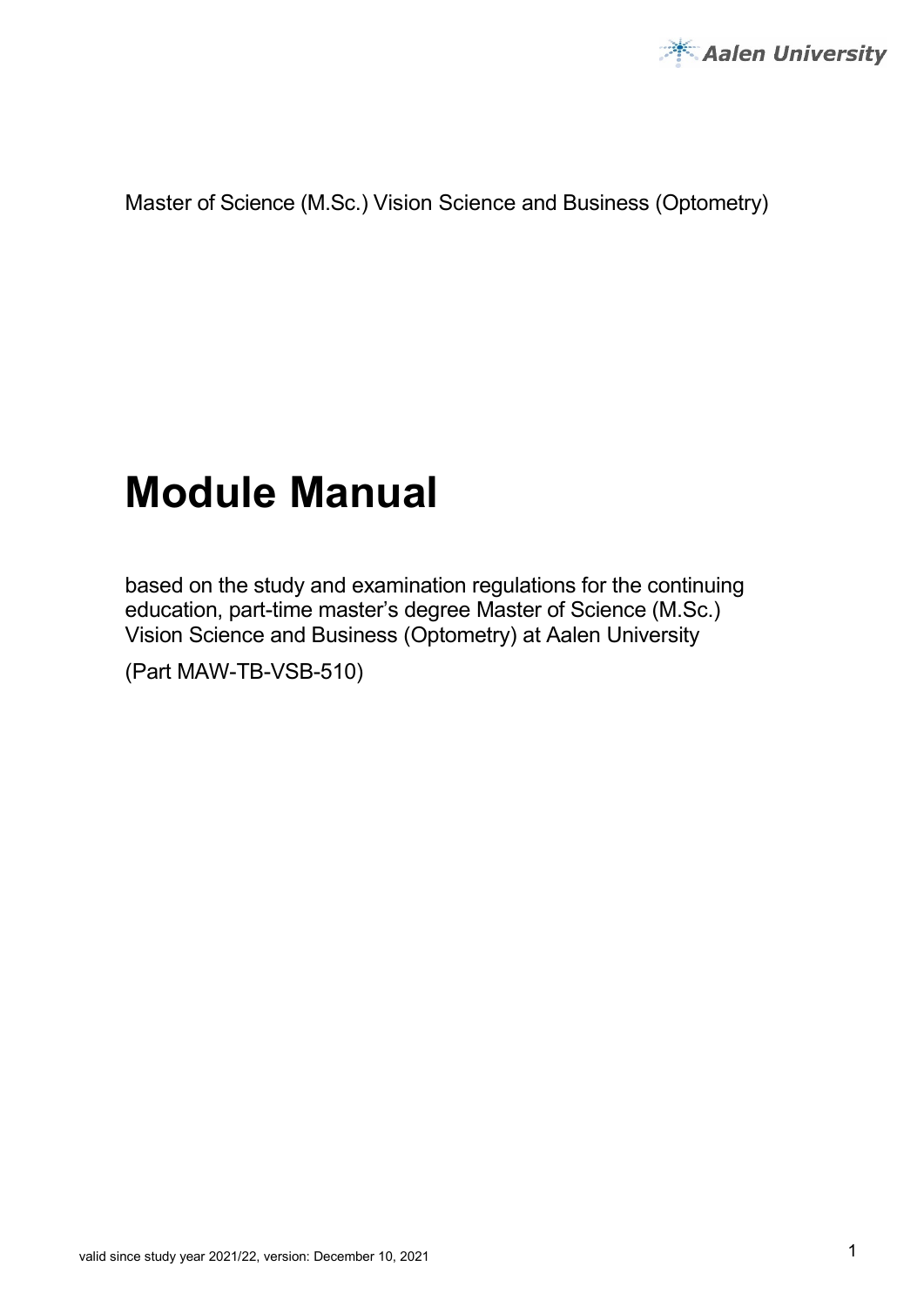Master of Science (M.Sc.) Vision Science and Business (Optometry)

# Module Manual

based on the study and examination regulations for the continuing education, part-time master's degree Master of Science (M.Sc.) Vision Science and Business (Optometry) at Aalen University

(Part MAW-TB-VSB-510)

valid since study year 2021/22, version: December 10, 2021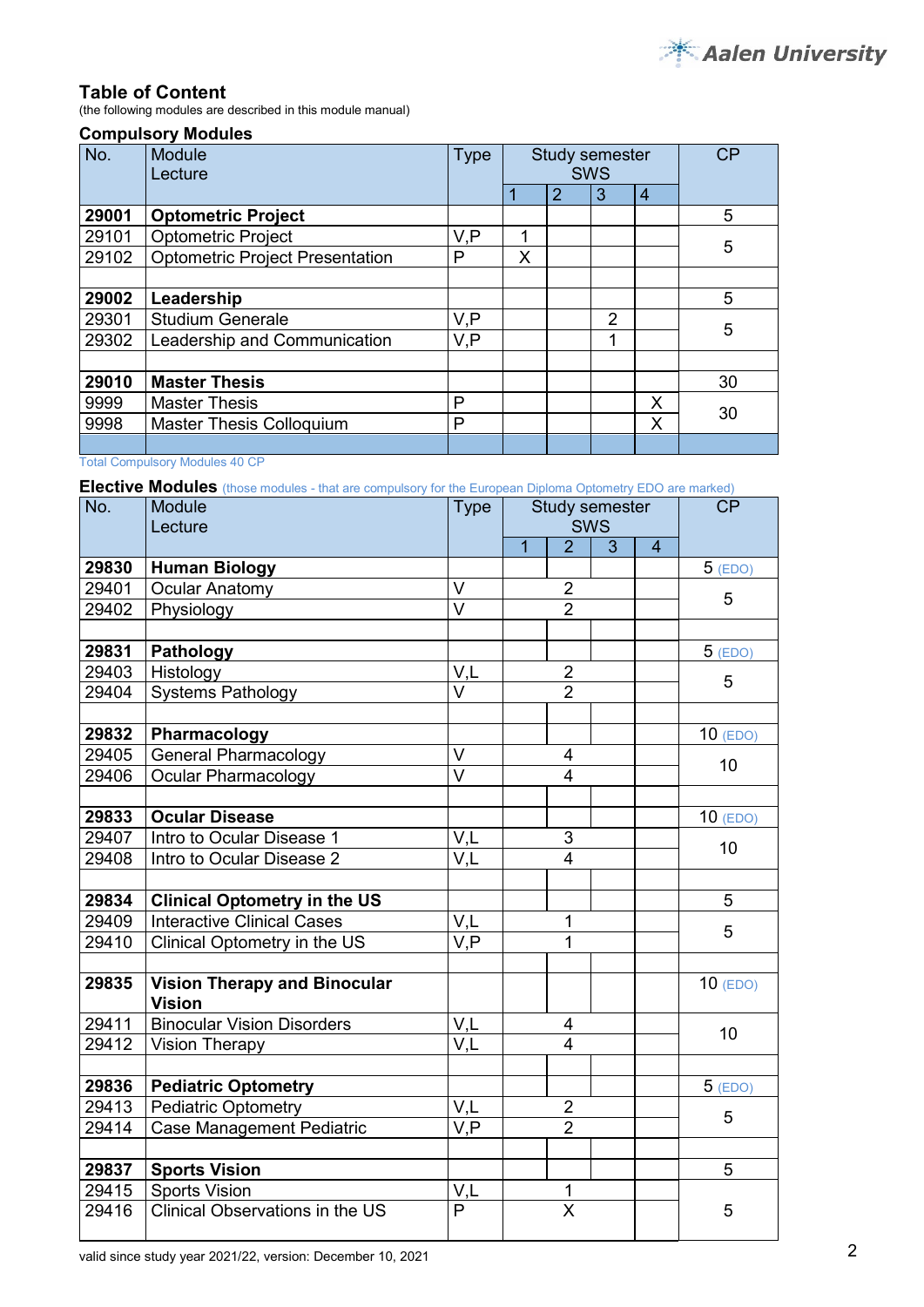## Table of Content

(the following modules are described in this module manual)

### Compulsory Modules

| No. | Module<br>Lecture | Type | Study semester SWS | | | | CP |
|---|---|---|---|---|---|---|---|
| | | | 1 | 2 | 3 | 4 | |
| **29001** | **Optometric Project** | | | | | | 5 |
| 29101 | Optometric Project | V,P | 1 | | | | 5 |
| 29102 | Optometric Project Presentation | P | X | | | | |
| | | | | | | | |
| **29002** | **Leadership** | | | | | | 5 |
| 29301 | Studium Generale | V,P | | | 2 | | 5 |
| 29302 | Leadership and Communication | V,P | | | 1 | | |
| | | | | | | | |
| **29010** | **Master Thesis** | | | | | | 30 |
| 9999 | Master Thesis | P | | | | X | 30 |
| 9998 | Master Thesis Colloquium | P | | | | X | |

Total Compulsory Modules 40 CP

### Elective Modules (those modules - that are compulsory for the European Diploma Optometry EDO are marked)

| No. | Module<br>Lecture | Type | Study semester SWS | | | | CP |
|---|---|---|---|---|---|---|---|
| | | | 1 | 2 | 3 | 4 | |
| **29830** | **Human Biology** | | | | | | 5 (EDO) |
| 29401 | Ocular Anatomy | V | | 2 | | | 5 |
| 29402 | Physiology | V | | 2 | | | |
| | | | | | | | |
| **29831** | **Pathology** | | | | | | 5 (EDO) |
| 29403 | Histology | V,L | | 2 | | | 5 |
| 29404 | Systems Pathology | V | | 2 | | | |
| | | | | | | | |
| **29832** | **Pharmacology** | | | | | | 10 (EDO) |
| 29405 | General Pharmacology | V | | 4 | | | 10 |
| 29406 | Ocular Pharmacology | V | | 4 | | | |
| | | | | | | | |
| **29833** | **Ocular Disease** | | | | | | 10 (EDO) |
| 29407 | Intro to Ocular Disease 1 | V,L | | 3 | | | 10 |
| 29408 | Intro to Ocular Disease 2 | V,L | | 4 | | | |
| | | | | | | | |
| **29834** | **Clinical Optometry in the US** | | | | | | 5 |
| 29409 | Interactive Clinical Cases | V,L | | 1 | | | 5 |
| 29410 | Clinical Optometry in the US | V,P | | 1 | | | |
| | | | | | | | |
| **29835** | **Vision Therapy and Binocular Vision** | | | | | | 10 (EDO) |
| 29411 | Binocular Vision Disorders | V,L | | 4 | | | 10 |
| 29412 | Vision Therapy | V,L | | 4 | | | |
| | | | | | | | |
| **29836** | **Pediatric Optometry** | | | | | | 5 (EDO) |
| 29413 | Pediatric Optometry | V,L | | 2 | | | 5 |
| 29414 | Case Management Pediatric | V,P | | 2 | | | |
| | | | | | | | |
| **29837** | **Sports Vision** | | | | | | 5 |
| 29415 | Sports Vision | V,L | | 1 | | | 5 |
| 29416 | Clinical Observations in the US | P | | X | | | |

valid since study year 2021/22, version: December 10, 2021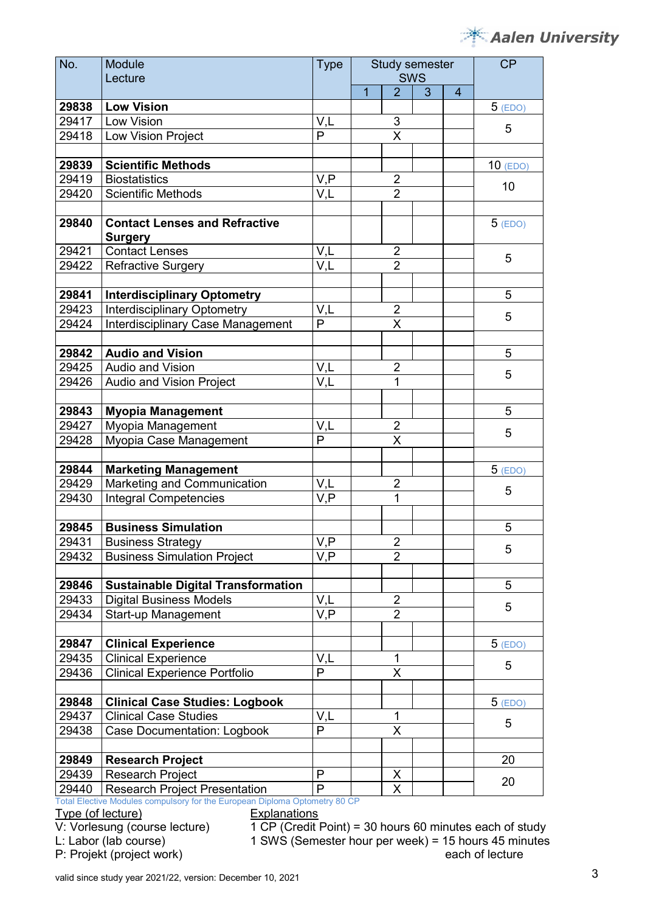| No. | Module Lecture | Type | Study semester SWS | | | | CP |
|---|---|---|---|---|---|---|---|
| | | | 1 | 2 | 3 | 4 | |
| **29838** | **Low Vision** | | | | | | 5 (EDO) |
| 29417 | Low Vision | V,L | | 3 | | | 5 |
| 29418 | Low Vision Project | P | | X | | | |
| | | | | | | | |
| **29839** | **Scientific Methods** | | | | | | 10 (EDO) |
| 29419 | Biostatistics | V,P | | 2 | | | 10 |
| 29420 | Scientific Methods | V,L | | 2 | | | |
| | | | | | | | |
| **29840** | **Contact Lenses and Refractive Surgery** | | | | | | 5 (EDO) |
| 29421 | Contact Lenses | V,L | | 2 | | | 5 |
| 29422 | Refractive Surgery | V,L | | 2 | | | |
| | | | | | | | |
| **29841** | **Interdisciplinary Optometry** | | | | | | 5 |
| 29423 | Interdisciplinary Optometry | V,L | | 2 | | | 5 |
| 29424 | Interdisciplinary Case Management | P | | X | | | |
| | | | | | | | |
| **29842** | **Audio and Vision** | | | | | | 5 |
| 29425 | Audio and Vision | V,L | | 2 | | | 5 |
| 29426 | Audio and Vision Project | V,L | | 1 | | | |
| | | | | | | | |
| **29843** | **Myopia Management** | | | | | | 5 |
| 29427 | Myopia Management | V,L | | 2 | | | 5 |
| 29428 | Myopia Case Management | P | | X | | | |
| | | | | | | | |
| **29844** | **Marketing Management** | | | | | | 5 (EDO) |
| 29429 | Marketing and Communication | V,L | | 2 | | | 5 |
| 29430 | Integral Competencies | V,P | | 1 | | | |
| | | | | | | | |
| **29845** | **Business Simulation** | | | | | | 5 |
| 29431 | Business Strategy | V,P | | 2 | | | 5 |
| 29432 | Business Simulation Project | V,P | | 2 | | | |
| | | | | | | | |
| **29846** | **Sustainable Digital Transformation** | | | | | | 5 |
| 29433 | Digital Business Models | V,L | | 2 | | | 5 |
| 29434 | Start-up Management | V,P | | 2 | | | |
| | | | | | | | |
| **29847** | **Clinical Experience** | | | | | | 5 (EDO) |
| 29435 | Clinical Experience | V,L | | 1 | | | 5 |
| 29436 | Clinical Experience Portfolio | P | | X | | | |
| | | | | | | | |
| **29848** | **Clinical Case Studies: Logbook** | | | | | | 5 (EDO) |
| 29437 | Clinical Case Studies | V,L | | 1 | | | 5 |
| 29438 | Case Documentation: Logbook | P | | X | | | |
| | | | | | | | |
| **29849** | **Research Project** | | | | | | 20 |
| 29439 | Research Project | P | | X | | | 20 |
| 29440 | Research Project Presentation | P | | X | | | |

Total Elective Modules compulsory for the European Diploma Optometry 80 CP

Type (of lecture)
V: Vorlesung (course lecture)
L: Labor (lab course)
P: Projekt (project work)

Explanations
1 CP (Credit Point) = 30 hours 60 minutes each of study
1 SWS (Semester hour per week) = 15 hours 45 minutes each of lecture

valid since study year 2021/22, version: December 10, 2021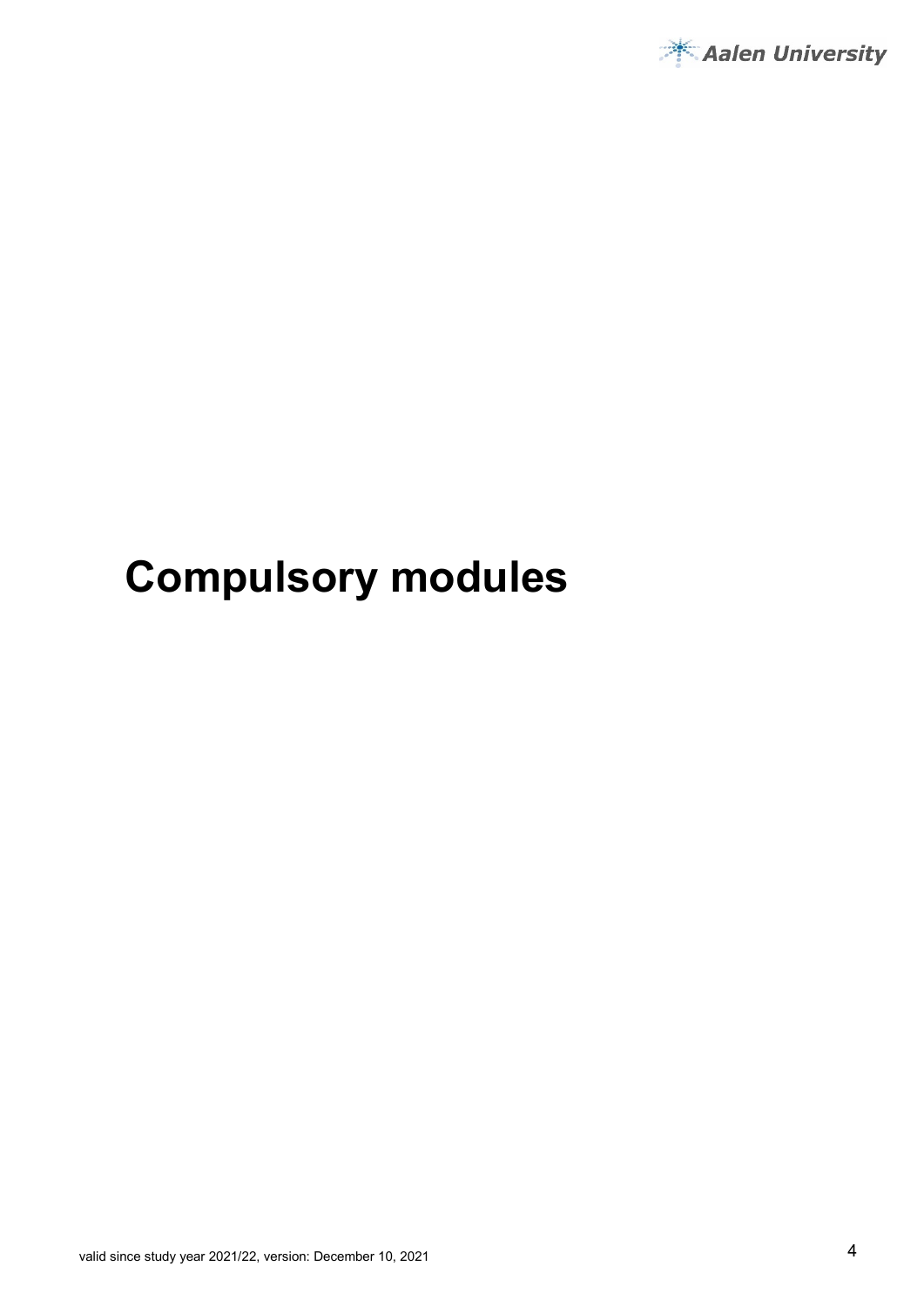# Compulsory modules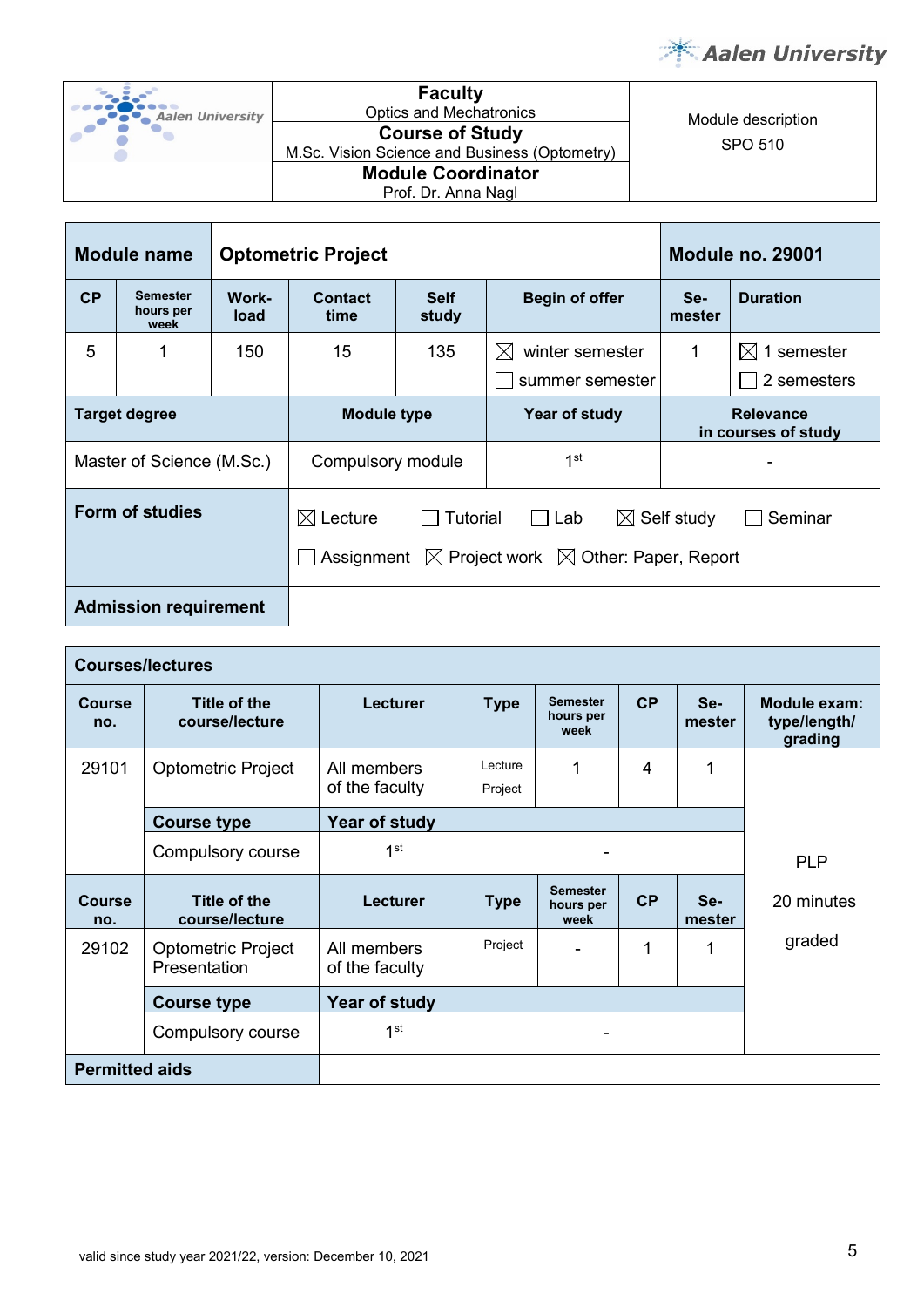| Aalen University | **Faculty** Optics and Mechatronics | Module description SPO 510 |
|---|---|---|
| | **Course of Study** M.Sc. Vision Science and Business (Optometry) | |
| | **Module Coordinator** Prof. Dr. Anna Nagl | |

| **Module name** | **Optometric Project** | | | | | **Module no. 29001** | |
|---|---|---|---|---|---|---|---|
| **CP** | **Semester hours per week** | **Work-load** | **Contact time** | **Self study** | **Begin of offer** | **Se-mester** | **Duration** |
| 5 | 1 | 150 | 15 | 135 | ☒ winter semester ☐ summer semester | 1 | ☒ 1 semester ☐ 2 semesters |
| **Target degree** | | **Module type** | | | **Year of study** | **Relevance in courses of study** | |
| Master of Science (M.Sc.) | | Compulsory module | | | 1st | - | |
| **Form of studies** | | ☒ Lecture ☐ Tutorial ☐ Lab ☒ Self study ☐ Seminar ☐ Assignment ☒ Project work ☒ Other: Paper, Report | | | | | |
| **Admission requirement** | | | | | | | |

| **Courses/lectures** | | | | | | | |
|---|---|---|---|---|---|---|---|
| **Course no.** | **Title of the course/lecture** | **Lecturer** | **Type** | **Semester hours per week** | **CP** | **Se-mester** | **Module exam: type/length/ grading** |
| 29101 | Optometric Project | All members of the faculty | Lecture Project | 1 | 4 | 1 | PLP 20 minutes graded |
| | **Course type** | **Year of study** | | | | | |
| | Compulsory course | 1st | - | | | | |
| **Course no.** | **Title of the course/lecture** | **Lecturer** | **Type** | **Semester hours per week** | **CP** | **Se-mester** | |
| 29102 | Optometric Project Presentation | All members of the faculty | Project | - | 1 | 1 | |
| | **Course type** | **Year of study** | | | | | |
| | Compulsory course | 1st | - | | | | |
| **Permitted aids** | | | | | | | |

valid since study year 2021/22, version: December 10, 2021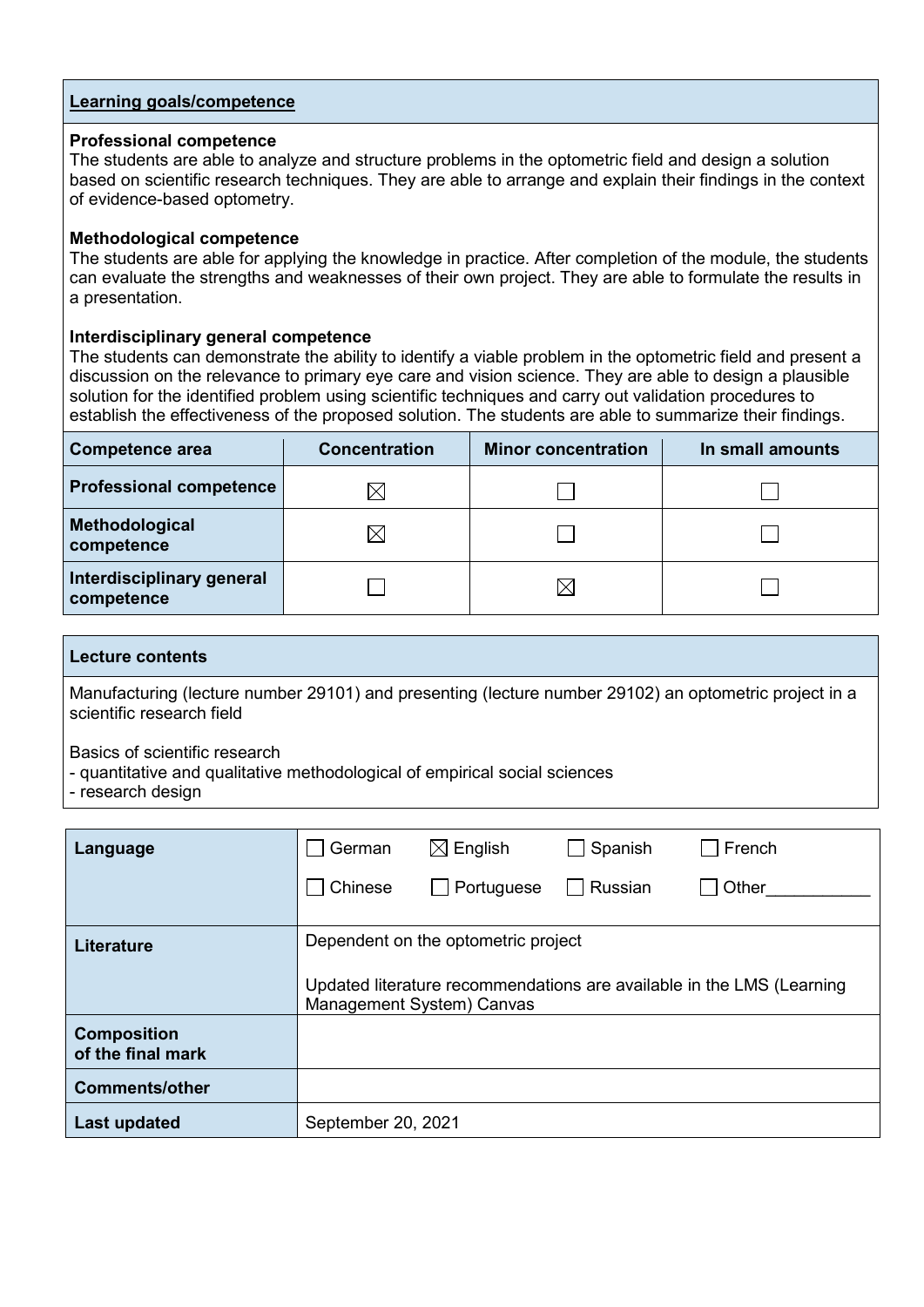**Learning goals/competence**

**Professional competence**
The students are able to analyze and structure problems in the optometric field and design a solution based on scientific research techniques. They are able to arrange and explain their findings in the context of evidence-based optometry.

**Methodological competence**
The students are able for applying the knowledge in practice. After completion of the module, the students can evaluate the strengths and weaknesses of their own project. They are able to formulate the results in a presentation.

**Interdisciplinary general competence**
The students can demonstrate the ability to identify a viable problem in the optometric field and present a discussion on the relevance to primary eye care and vision science. They are able to design a plausible solution for the identified problem using scientific techniques and carry out validation procedures to establish the effectiveness of the proposed solution. The students are able to summarize their findings.

| Competence area | Concentration | Minor concentration | In small amounts |
|---|---|---|---|
| Professional competence | ☒ | ☐ | ☐ |
| Methodological competence | ☒ | ☐ | ☐ |
| Interdisciplinary general competence | ☐ | ☒ | ☐ |

**Lecture contents**

Manufacturing (lecture number 29101) and presenting (lecture number 29102) an optometric project in a scientific research field

Basics of scientific research
- quantitative and qualitative methodological of empirical social sciences
- research design

| | |
|---|---|
| **Language** | ☐ German ☒ English ☐ Spanish ☐ French ☐ Chinese ☐ Portuguese ☐ Russian ☐ Other___________ |
| **Literature** | Dependent on the optometric project<br><br>Updated literature recommendations are available in the LMS (Learning Management System) Canvas |
| **Composition of the final mark** | |
| **Comments/other** | |
| **Last updated** | September 20, 2021 |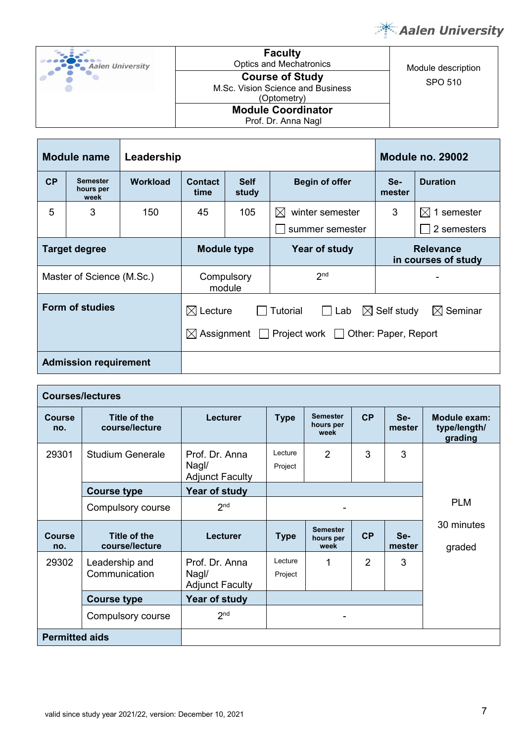| Aalen University | **Faculty**<br>Optics and Mechatronics<br>**Course of Study**<br>M.Sc. Vision Science and Business (Optometry)<br>**Module Coordinator**<br>Prof. Dr. Anna Nagl | Module description<br>SPO 510 |
|---|---|---|

| **Module name** | **Leadership** | | | | | **Module no. 29002** | |
|---|---|---|---|---|---|---|---|
| **CP** | **Semester hours per week** | **Workload** | **Contact time** | **Self study** | **Begin of offer** | **Se-mester** | **Duration** |
| 5 | 3 | 150 | 45 | 105 | ☒ winter semester<br>☐ summer semester | 3 | ☒ 1 semester<br>☐ 2 semesters |
| **Target degree** | | | **Module type** | | **Year of study** | **Relevance in courses of study** | |
| Master of Science (M.Sc.) | | | Compulsory module | | 2nd | - | |
| **Form of studies** | | | ☒ Lecture ☐ Tutorial ☐ Lab ☒ Self study ☒ Seminar<br>☒ Assignment ☐ Project work ☐ Other: Paper, Report | | | | |
| **Admission requirement** | | | | | | | |

| **Courses/lectures** | | | | | | | |
|---|---|---|---|---|---|---|---|
| **Course no.** | **Title of the course/lecture** | **Lecturer** | **Type** | **Semester hours per week** | **CP** | **Se-mester** | **Module exam: type/length/ grading** |
| 29301 | Studium Generale | Prof. Dr. Anna Nagl/ Adjunct Faculty | Lecture<br>Project | 2 | 3 | 3 | PLM<br>30 minutes<br>graded |
| | **Course type** | **Year of study** | | | | | |
| | Compulsory course | 2nd | - | | | | |
| **Course no.** | **Title of the course/lecture** | **Lecturer** | **Type** | **Semester hours per week** | **CP** | **Se-mester** | |
| 29302 | Leadership and Communication | Prof. Dr. Anna Nagl/ Adjunct Faculty | Lecture<br>Project | 1 | 2 | 3 | |
| | **Course type** | **Year of study** | | | | | |
| | Compulsory course | 2nd | - | | | | |
| **Permitted aids** | | | | | | | |

valid since study year 2021/22, version: December 10, 2021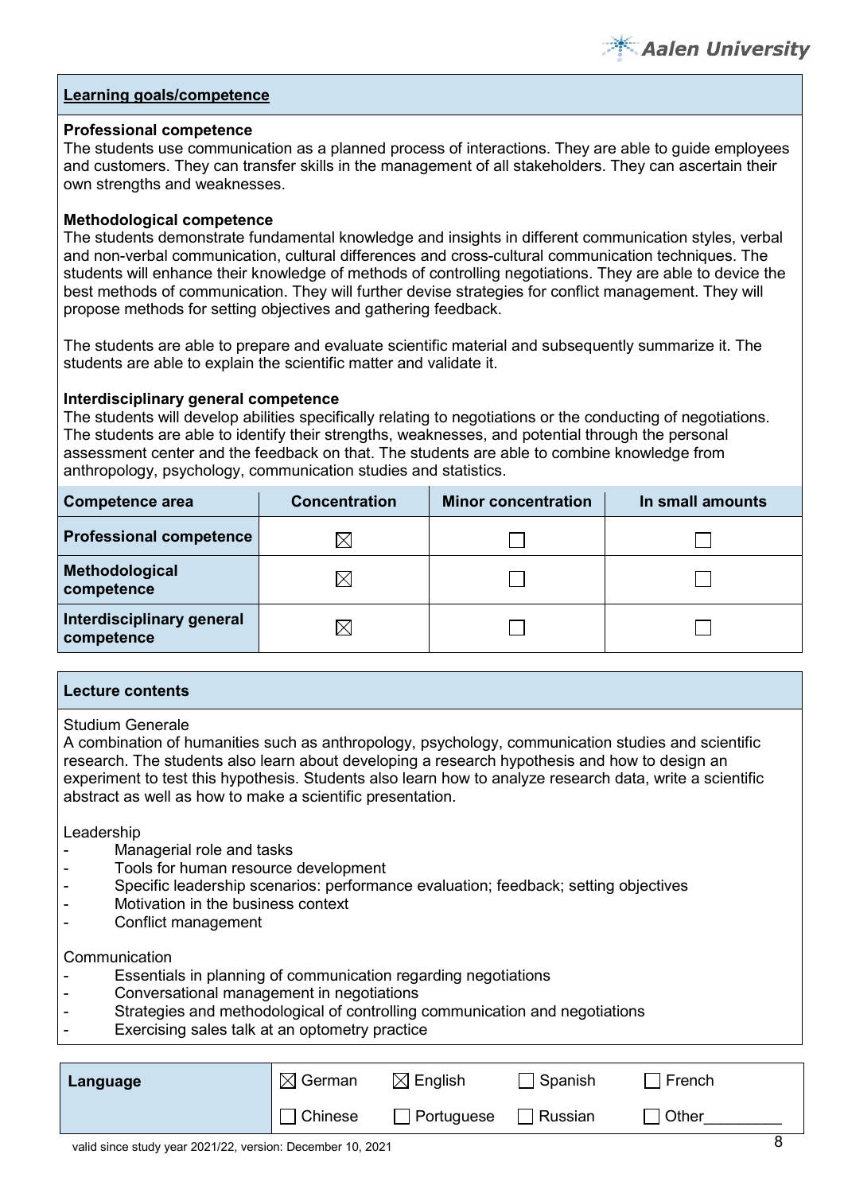**Learning goals/competence**

**Professional competence**
The students use communication as a planned process of interactions. They are able to guide employees and customers. They can transfer skills in the management of all stakeholders. They can ascertain their own strengths and weaknesses.

**Methodological competence**
The students demonstrate fundamental knowledge and insights in different communication styles, verbal and non-verbal communication, cultural differences and cross-cultural communication techniques. The students will enhance their knowledge of methods of controlling negotiations. They are able to device the best methods of communication. They will further devise strategies for conflict management. They will propose methods for setting objectives and gathering feedback.

The students are able to prepare and evaluate scientific material and subsequently summarize it. The students are able to explain the scientific matter and validate it.

**Interdisciplinary general competence**
The students will develop abilities specifically relating to negotiations or the conducting of negotiations. The students are able to identify their strengths, weaknesses, and potential through the personal assessment center and the feedback on that. The students are able to combine knowledge from anthropology, psychology, communication studies and statistics.

| Competence area | Concentration | Minor concentration | In small amounts |
|---|---|---|---|
| **Professional competence** | ☒ | ☐ | ☐ |
| **Methodological competence** | ☒ | ☐ | ☐ |
| **Interdisciplinary general competence** | ☒ | ☐ | ☐ |

**Lecture contents**

Studium Generale
A combination of humanities such as anthropology, psychology, communication studies and scientific research. The students also learn about developing a research hypothesis and how to design an experiment to test this hypothesis. Students also learn how to analyze research data, write a scientific abstract as well as how to make a scientific presentation.

Leadership
- Managerial role and tasks
- Tools for human resource development
- Specific leadership scenarios: performance evaluation; feedback; setting objectives
- Motivation in the business context
- Conflict management

Communication
- Essentials in planning of communication regarding negotiations
- Conversational management in negotiations
- Strategies and methodological of controlling communication and negotiations
- Exercising sales talk at an optometry practice

| **Language** | ☒ German | ☒ English | ☐ Spanish | ☐ French |
|---|---|---|---|---|
| | ☐ Chinese | ☐ Portuguese | ☐ Russian | ☐ Other_________ |

valid since study year 2021/22, version: December 10, 2021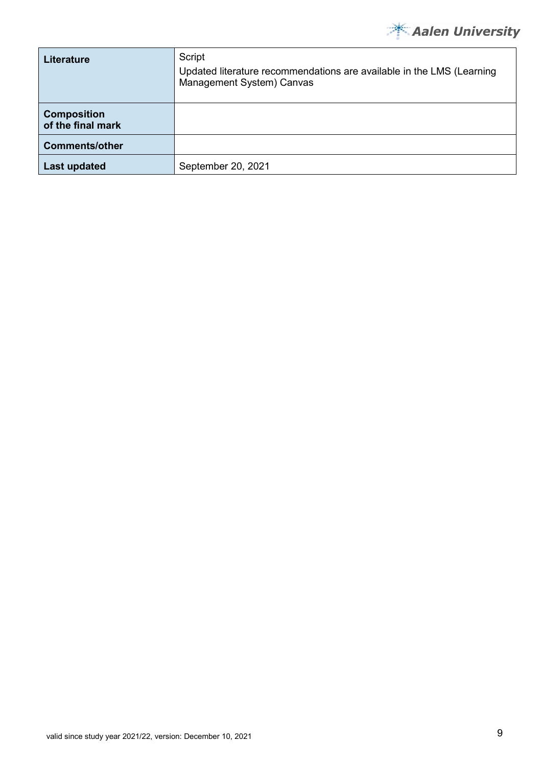| Literature | Script<br>Updated literature recommendations are available in the LMS (Learning Management System) Canvas |
|---|---|
| **Composition of the final mark** | |
| **Comments/other** | |
| **Last updated** | September 20, 2021 |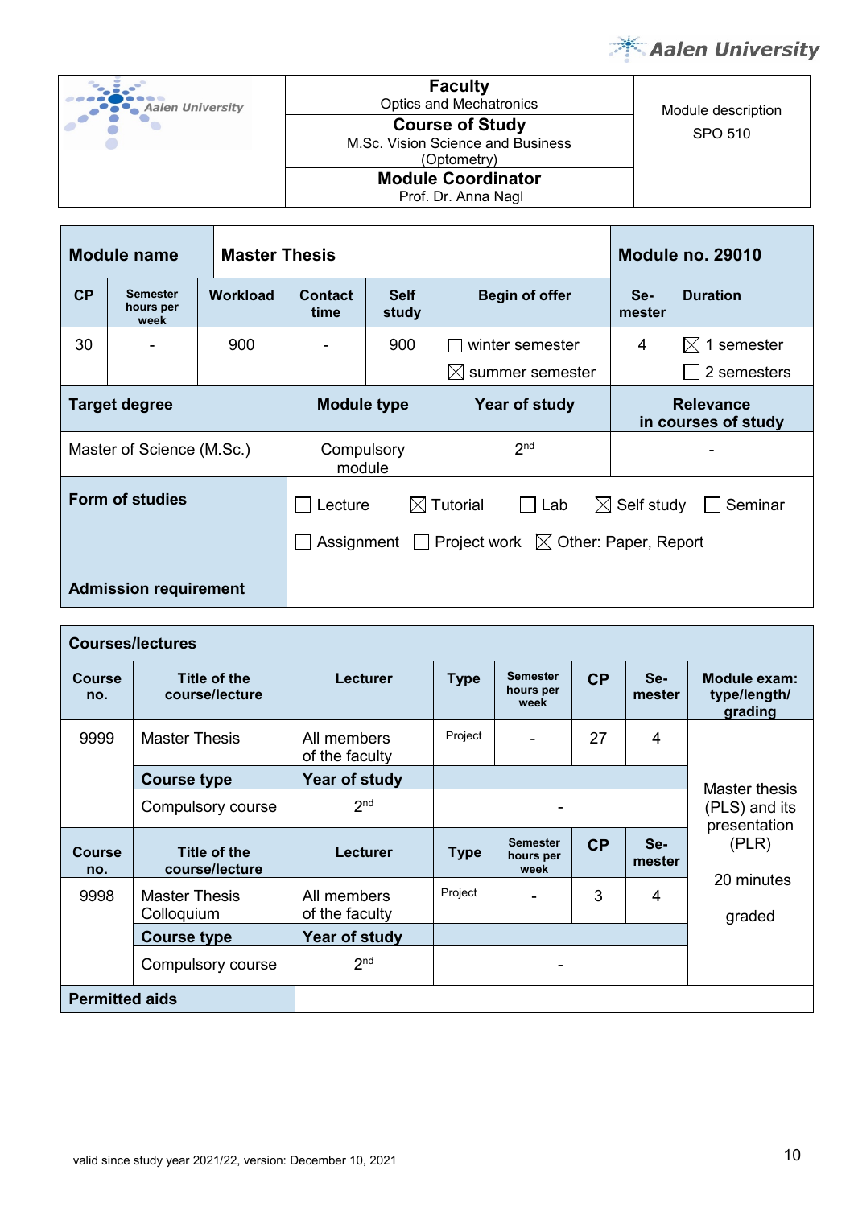| | Faculty | Module description |
|---|---|---|
| Aalen University | **Faculty**<br>Optics and Mechatronics | Module description<br>SPO 510 |
| | **Course of Study**<br>M.Sc. Vision Science and Business (Optometry) | |
| | **Module Coordinator**<br>Prof. Dr. Anna Nagl | |

| **Module name** | **Master Thesis** | | | | | **Module no. 29010** | |
|---|---|---|---|---|---|---|---|
| **CP** | **Semester hours per week** | **Workload** | **Contact time** | **Self study** | **Begin of offer** | **Se-mester** | **Duration** |
| 30 | - | 900 | - | 900 | ☐ winter semester<br>☒ summer semester | 4 | ☒ 1 semester<br>☐ 2 semesters |
| **Target degree** | | | **Module type** | | **Year of study** | **Relevance in courses of study** | |
| Master of Science (M.Sc.) | | | Compulsory module | | 2nd | - | |
| **Form of studies** | | | ☐ Lecture ☒ Tutorial ☐ Lab ☒ Self study ☐ Seminar<br>☐ Assignment ☐ Project work ☒ Other: Paper, Report | | | | |
| **Admission requirement** | | | | | | | |

| **Courses/lectures** | | | | | | | |
|---|---|---|---|---|---|---|---|
| **Course no.** | **Title of the course/lecture** | **Lecturer** | **Type** | **Semester hours per week** | **CP** | **Se-mester** | **Module exam: type/length/ grading** |
| 9999 | Master Thesis | All members of the faculty | Project | - | 27 | 4 | Master thesis (PLS) and its presentation (PLR)<br><br>20 minutes<br><br>graded |
| | **Course type** | **Year of study** | | | | | |
| | Compulsory course | 2nd | - | | | | |
| **Course no.** | **Title of the course/lecture** | **Lecturer** | **Type** | **Semester hours per week** | **CP** | **Se-mester** | |
| 9998 | Master Thesis Colloquium | All members of the faculty | Project | - | 3 | 4 | |
| | **Course type** | **Year of study** | | | | | |
| | Compulsory course | 2nd | - | | | | |
| **Permitted aids** | | | | | | | |

valid since study year 2021/22, version: December 10, 2021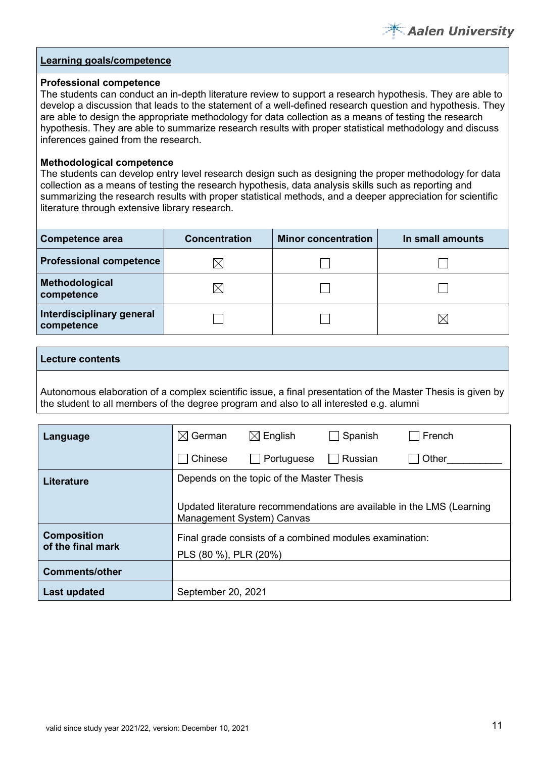**Learning goals/competence**

**Professional competence**
The students can conduct an in-depth literature review to support a research hypothesis. They are able to develop a discussion that leads to the statement of a well-defined research question and hypothesis. They are able to design the appropriate methodology for data collection as a means of testing the research hypothesis. They are able to summarize research results with proper statistical methodology and discuss inferences gained from the research.

**Methodological competence**
The students can develop entry level research design such as designing the proper methodology for data collection as a means of testing the research hypothesis, data analysis skills such as reporting and summarizing the research results with proper statistical methods, and a deeper appreciation for scientific literature through extensive library research.

| Competence area | Concentration | Minor concentration | In small amounts |
|---|---|---|---|
| Professional competence | ☒ | ☐ | ☐ |
| Methodological competence | ☒ | ☐ | ☐ |
| Interdisciplinary general competence | ☐ | ☐ | ☒ |

**Lecture contents**

Autonomous elaboration of a complex scientific issue, a final presentation of the Master Thesis is given by the student to all members of the degree program and also to all interested e.g. alumni

| | |
|---|---|
| **Language** | ☒ German ☒ English ☐ Spanish ☐ French ☐ Chinese ☐ Portuguese ☐ Russian ☐ Other__________ |
| **Literature** | Depends on the topic of the Master Thesis<br><br>Updated literature recommendations are available in the LMS (Learning Management System) Canvas |
| **Composition of the final mark** | Final grade consists of a combined modules examination:<br>PLS (80 %), PLR (20%) |
| **Comments/other** | |
| **Last updated** | September 20, 2021 |

valid since study year 2021/22, version: December 10, 2021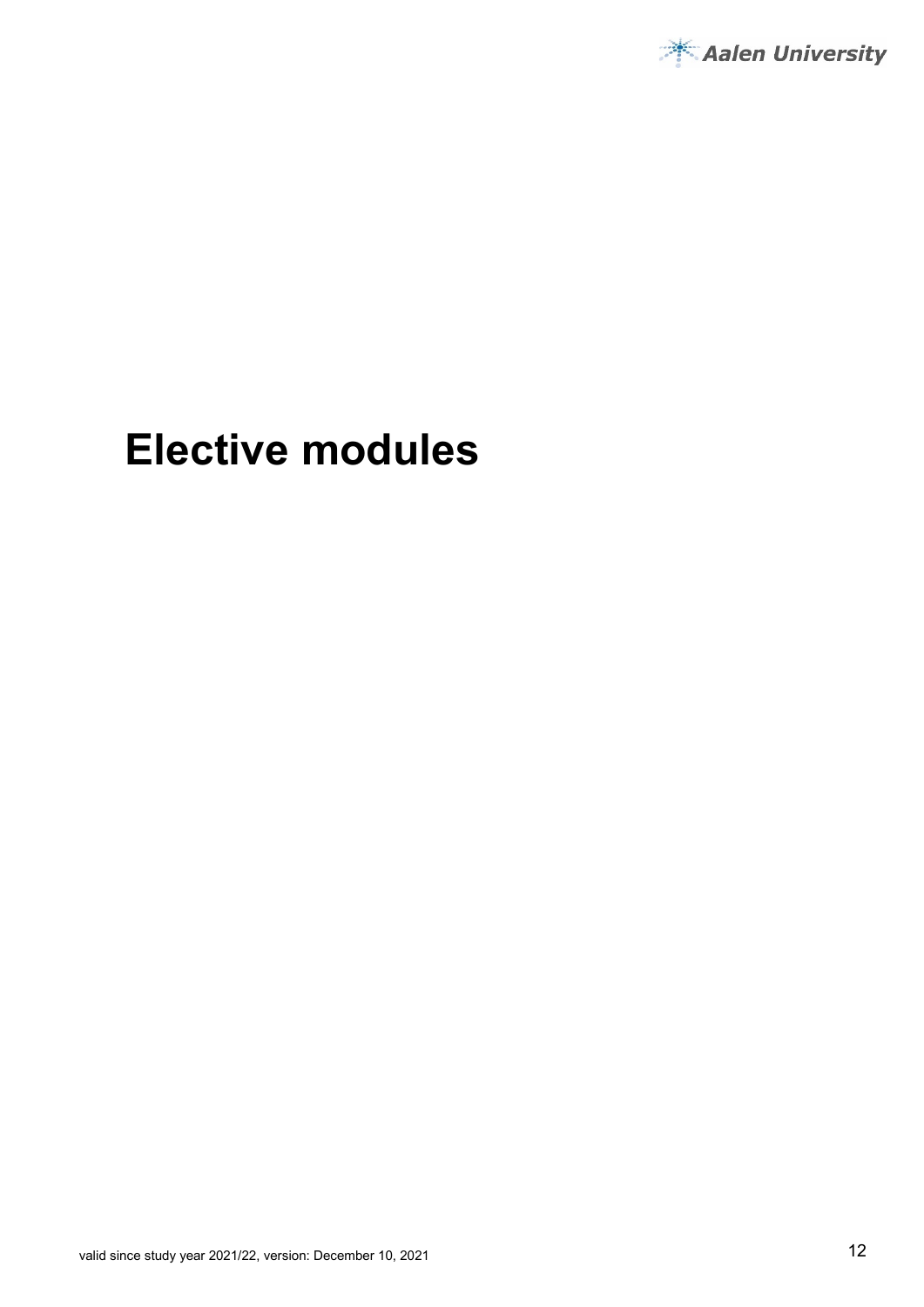# Elective modules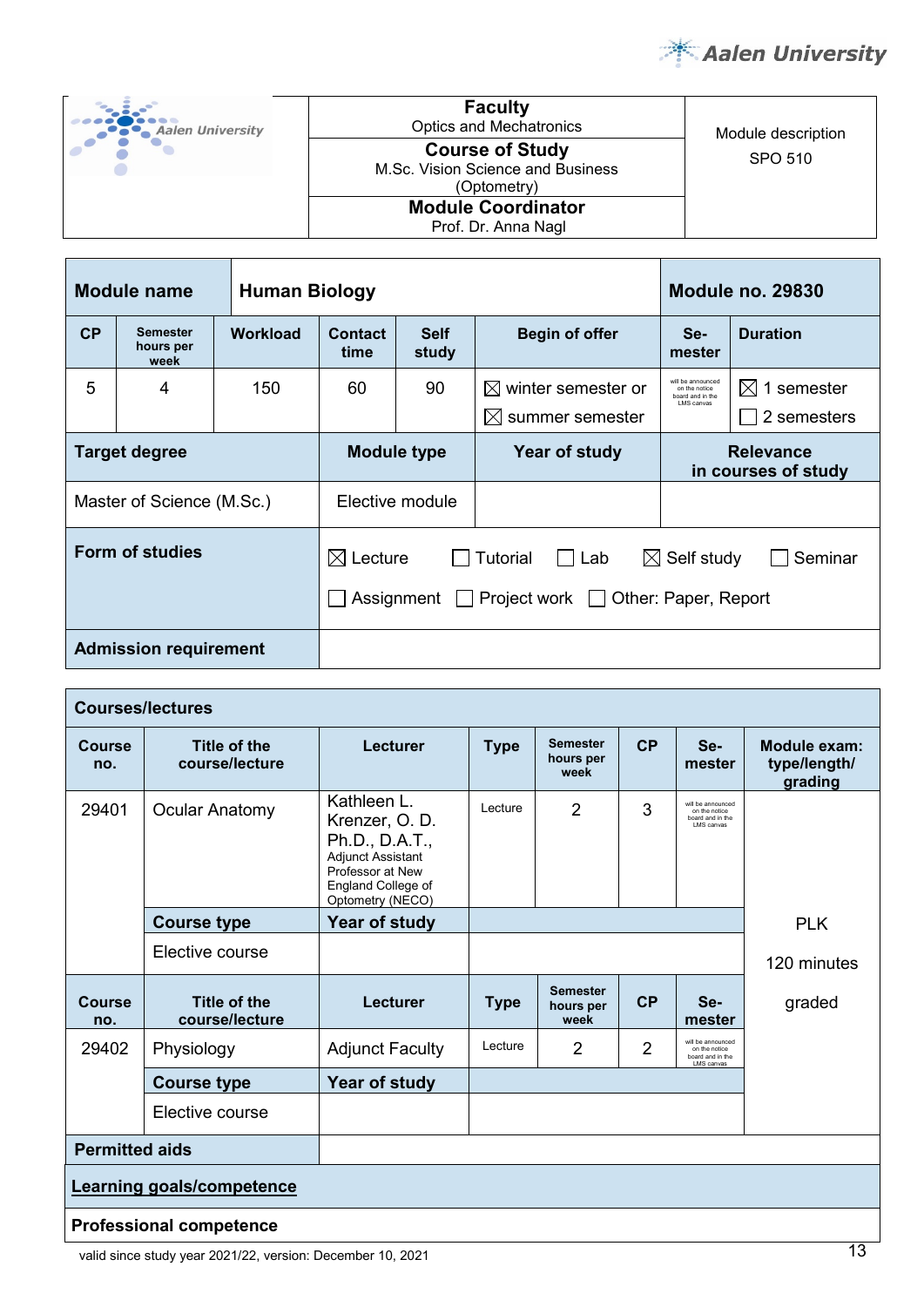| | Faculty<br>Optics and Mechatronics | Module description<br>SPO 510 |
|---|---|---|
| | **Course of Study**<br>M.Sc. Vision Science and Business (Optometry) | |
| | **Module Coordinator**<br>Prof. Dr. Anna Nagl | |

| **Module name** | **Human Biology** | | | | | **Module no. 29830** | |
|---|---|---|---|---|---|---|---|
| **CP** | **Semester hours per week** | **Workload** | **Contact time** | **Self study** | **Begin of offer** | **Se-mester** | **Duration** |
| 5 | 4 | 150 | 60 | 90 | ☒ winter semester or<br>☒ summer semester | will be announced on the notice board and in the LMS canvas | ☒ 1 semester<br>☐ 2 semesters |
| **Target degree** | | **Module type** | | **Year of study** | | **Relevance in courses of study** | |
| Master of Science (M.Sc.) | | Elective module | | | | | |
| **Form of studies** | ☒ Lecture ☐ Tutorial ☐ Lab ☒ Self study ☐ Seminar<br>☐ Assignment ☐ Project work ☐ Other: Paper, Report | | | | | | |
| **Admission requirement** | | | | | | | |

| **Courses/lectures** | | | | | | | |
|---|---|---|---|---|---|---|---|
| **Course no.** | **Title of the course/lecture** | **Lecturer** | **Type** | **Semester hours per week** | **CP** | **Se-mester** | **Module exam: type/length/ grading** |
| 29401 | Ocular Anatomy | Kathleen L. Krenzer, O. D. Ph.D., D.A.T., Adjunct Assistant Professor at New England College of Optometry (NECO) | Lecture | 2 | 3 | will be announced on the notice board and in the LMS canvas | PLK<br>120 minutes<br>graded |
| | **Course type** | **Year of study** | | | | | |
| | Elective course | | | | | | |
| **Course no.** | **Title of the course/lecture** | **Lecturer** | **Type** | **Semester hours per week** | **CP** | **Se-mester** | |
| 29402 | Physiology | Adjunct Faculty | Lecture | 2 | 2 | will be announced on the notice board and in the LMS canvas | |
| | **Course type** | **Year of study** | | | | | |
| | Elective course | | | | | | |
| **Permitted aids** | | | | | | | |
| **Learning goals/competence** | | | | | | | |
| **Professional competence** | | | | | | | |

valid since study year 2021/22, version: December 10, 2021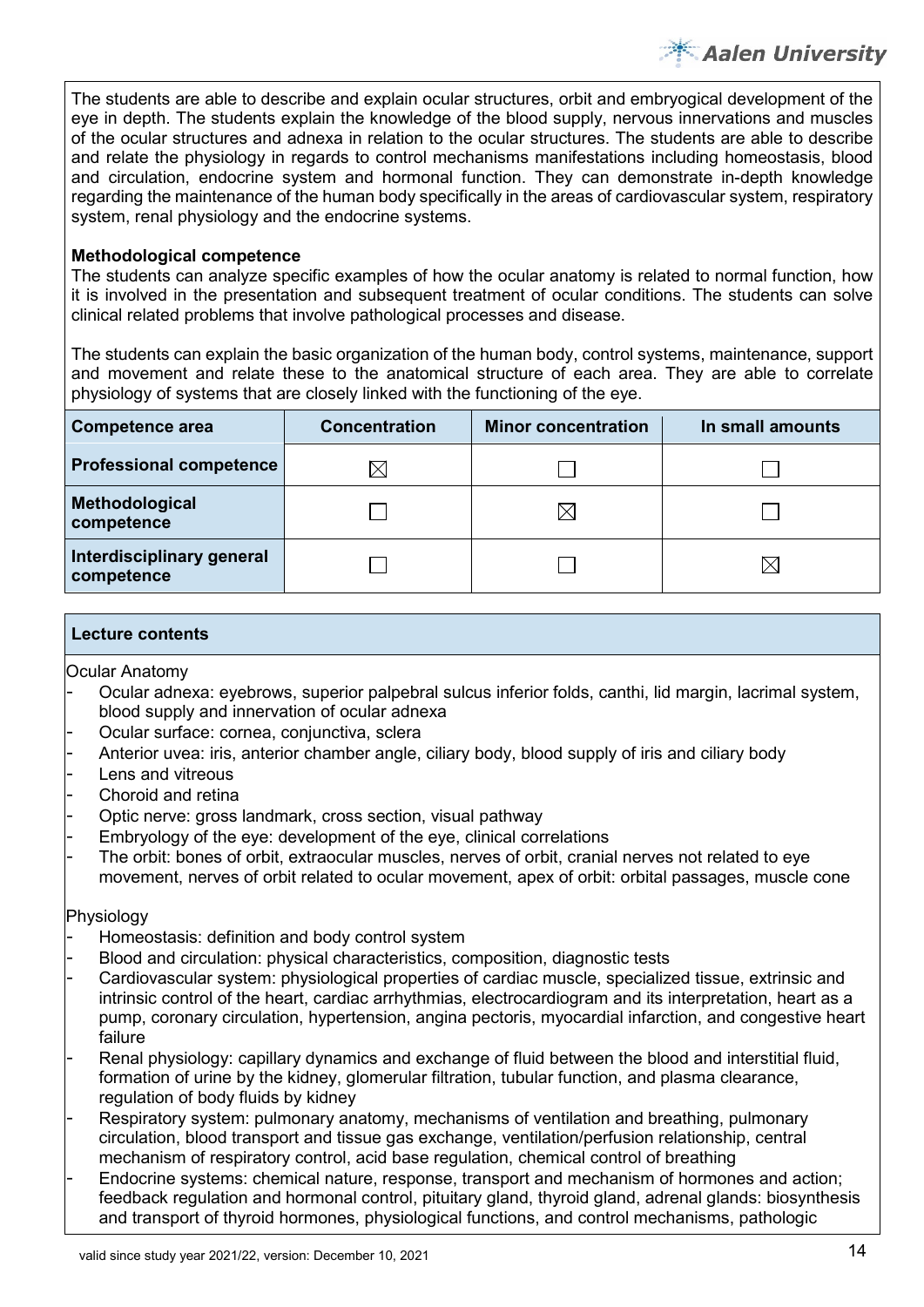The students are able to describe and explain ocular structures, orbit and embryogical development of the eye in depth. The students explain the knowledge of the blood supply, nervous innervations and muscles of the ocular structures and adnexa in relation to the ocular structures. The students are able to describe and relate the physiology in regards to control mechanisms manifestations including homeostasis, blood and circulation, endocrine system and hormonal function. They can demonstrate in-depth knowledge regarding the maintenance of the human body specifically in the areas of cardiovascular system, respiratory system, renal physiology and the endocrine systems.

**Methodological competence**

The students can analyze specific examples of how the ocular anatomy is related to normal function, how it is involved in the presentation and subsequent treatment of ocular conditions. The students can solve clinical related problems that involve pathological processes and disease.

The students can explain the basic organization of the human body, control systems, maintenance, support and movement and relate these to the anatomical structure of each area. They are able to correlate physiology of systems that are closely linked with the functioning of the eye.

| Competence area | Concentration | Minor concentration | In small amounts |
|---|---|---|---|
| **Professional competence** | ☒ | ☐ | ☐ |
| **Methodological competence** | ☐ | ☒ | ☐ |
| **Interdisciplinary general competence** | ☐ | ☐ | ☒ |

**Lecture contents**

Ocular Anatomy

- Ocular adnexa: eyebrows, superior palpebral sulcus inferior folds, canthi, lid margin, lacrimal system, blood supply and innervation of ocular adnexa
- Ocular surface: cornea, conjunctiva, sclera
- Anterior uvea: iris, anterior chamber angle, ciliary body, blood supply of iris and ciliary body
- Lens and vitreous
- Choroid and retina
- Optic nerve: gross landmark, cross section, visual pathway
- Embryology of the eye: development of the eye, clinical correlations
- The orbit: bones of orbit, extraocular muscles, nerves of orbit, cranial nerves not related to eye movement, nerves of orbit related to ocular movement, apex of orbit: orbital passages, muscle cone

Physiology

- Homeostasis: definition and body control system
- Blood and circulation: physical characteristics, composition, diagnostic tests
- Cardiovascular system: physiological properties of cardiac muscle, specialized tissue, extrinsic and intrinsic control of the heart, cardiac arrhythmias, electrocardiogram and its interpretation, heart as a pump, coronary circulation, hypertension, angina pectoris, myocardial infarction, and congestive heart failure
- Renal physiology: capillary dynamics and exchange of fluid between the blood and interstitial fluid, formation of urine by the kidney, glomerular filtration, tubular function, and plasma clearance, regulation of body fluids by kidney
- Respiratory system: pulmonary anatomy, mechanisms of ventilation and breathing, pulmonary circulation, blood transport and tissue gas exchange, ventilation/perfusion relationship, central mechanism of respiratory control, acid base regulation, chemical control of breathing
- Endocrine systems: chemical nature, response, transport and mechanism of hormones and action; feedback regulation and hormonal control, pituitary gland, thyroid gland, adrenal glands: biosynthesis and transport of thyroid hormones, physiological functions, and control mechanisms, pathologic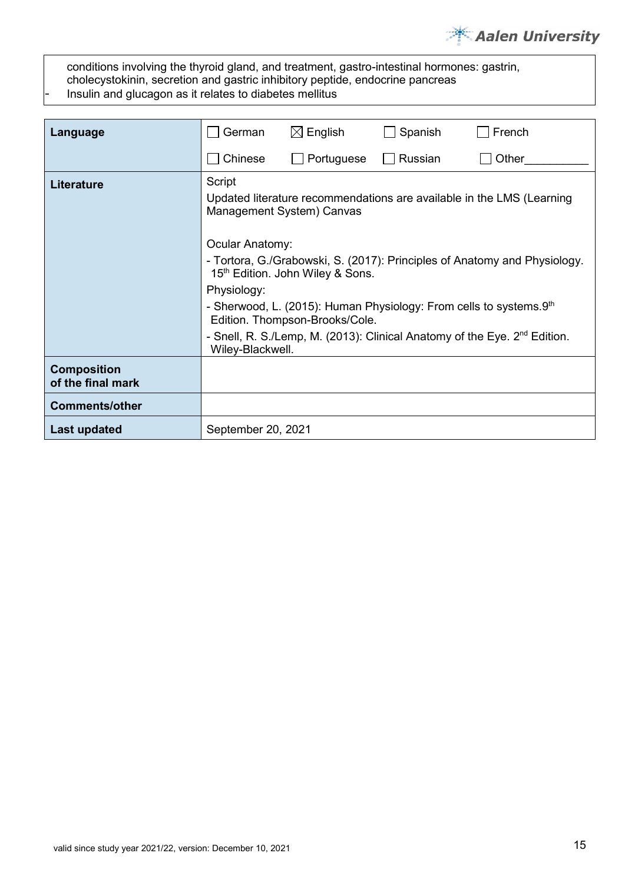| | |
|---|---|
| | conditions involving the thyroid gland, and treatment, gastro-intestinal hormones: gastrin, cholecystokinin, secretion and gastric inhibitory peptide, endocrine pancreas<br>- Insulin and glucagon as it relates to diabetes mellitus |

| | |
|---|---|
| **Language** | ☐ German ☒ English ☐ Spanish ☐ French<br>☐ Chinese ☐ Portuguese ☐ Russian ☐ Other__________ |
| **Literature** | Script<br>Updated literature recommendations are available in the LMS (Learning Management System) Canvas<br><br>Ocular Anatomy:<br>- Tortora, G./Grabowski, S. (2017): Principles of Anatomy and Physiology. 15th Edition. John Wiley & Sons.<br>Physiology:<br>- Sherwood, L. (2015): Human Physiology: From cells to systems.9th Edition. Thompson-Brooks/Cole.<br>- Snell, R. S./Lemp, M. (2013): Clinical Anatomy of the Eye. 2nd Edition. Wiley-Blackwell. |
| **Composition of the final mark** | |
| **Comments/other** | |
| **Last updated** | September 20, 2021 |

valid since study year 2021/22, version: December 10, 2021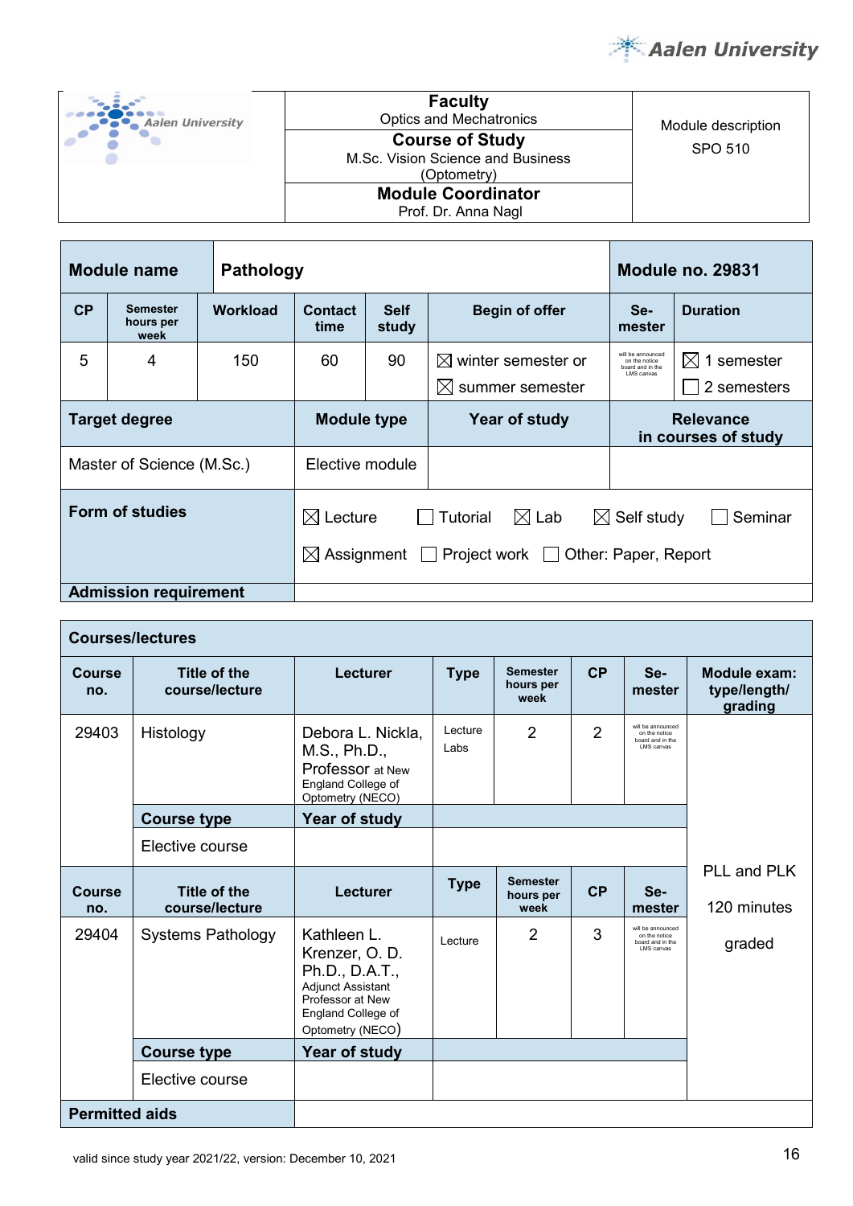| Faculty | Module description |
|---|---|
| Optics and Mechatronics | SPO 510 |
| **Course of Study** | |
| M.Sc. Vision Science and Business (Optometry) | |
| **Module Coordinator** | |
| Prof. Dr. Anna Nagl | |

| **Module name** | **Pathology** | | | | | **Module no. 29831** | |
|---|---|---|---|---|---|---|---|
| **CP** | **Semester hours per week** | **Workload** | **Contact time** | **Self study** | **Begin of offer** | **Se-mester** | **Duration** |
| 5 | 4 | 150 | 60 | 90 | ☒ winter semester or ☒ summer semester | will be announced on the notice board and in the LMS canvas | ☒ 1 semester ☐ 2 semesters |
| **Target degree** | | | **Module type** | | **Year of study** | **Relevance in courses of study** | |
| Master of Science (M.Sc.) | | | Elective module | | | | |
| **Form of studies** | ☒ Lecture ☐ Tutorial ☒ Lab ☒ Self study ☐ Seminar ☒ Assignment ☐ Project work ☐ Other: Paper, Report | | | | | | |
| **Admission requirement** | | | | | | | |

| **Courses/lectures** | | | | | | | |
|---|---|---|---|---|---|---|---|
| **Course no.** | **Title of the course/lecture** | **Lecturer** | **Type** | **Semester hours per week** | **CP** | **Se-mester** | **Module exam: type/length/ grading** |
| 29403 | Histology | Debora L. Nickla, M.S., Ph.D., Professor at New England College of Optometry (NECO) | Lecture Labs | 2 | 2 | will be announced on the notice board and in the LMS canvas | PLL and PLK 120 minutes graded |
| | **Course type** | **Year of study** | | | | | |
| | Elective course | | | | | | |
| **Course no.** | **Title of the course/lecture** | **Lecturer** | **Type** | **Semester hours per week** | **CP** | **Se-mester** | |
| 29404 | Systems Pathology | Kathleen L. Krenzer, O. D. Ph.D., D.A.T., Adjunct Assistant Professor at New England College of Optometry (NECO) | Lecture | 2 | 3 | will be announced on the notice board and in the LMS canvas | |
| | **Course type** | **Year of study** | | | | | |
| | Elective course | | | | | | |
| **Permitted aids** | | | | | | | |

valid since study year 2021/22, version: December 10, 2021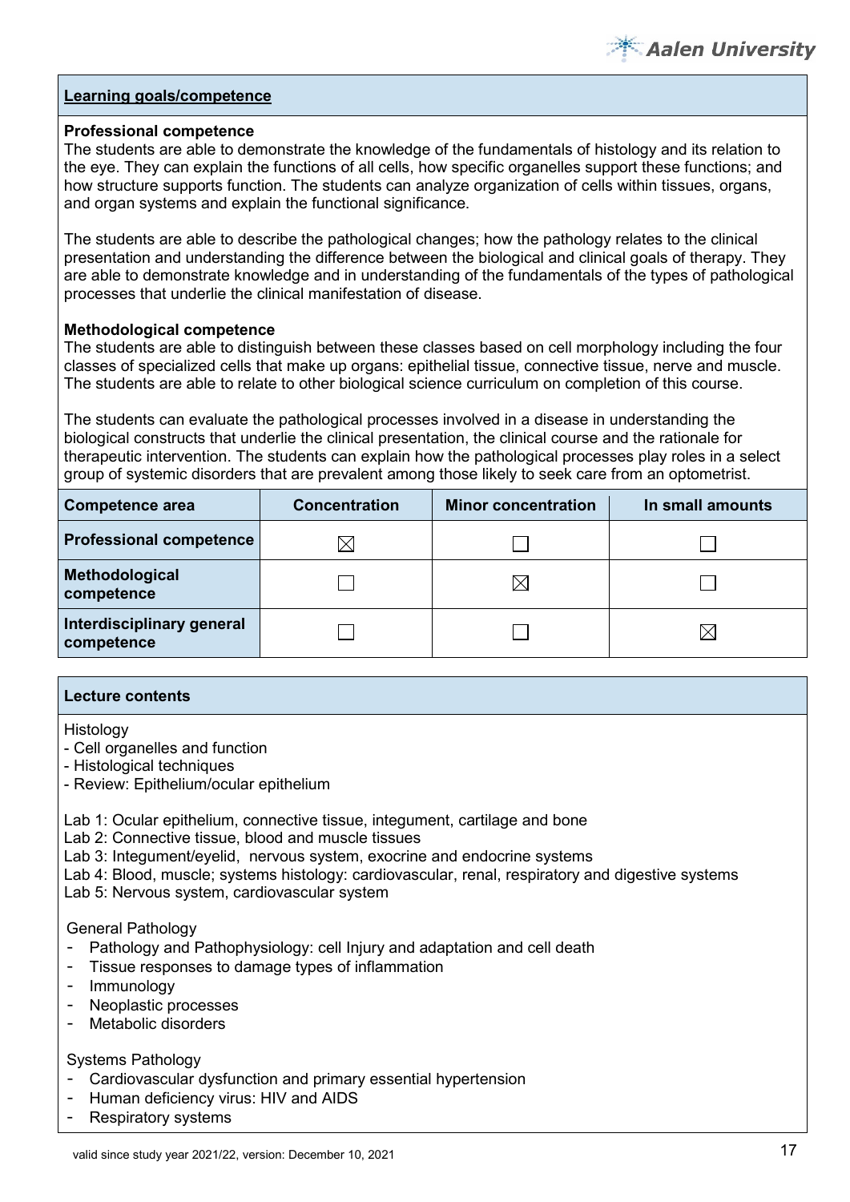## Learning goals/competence

**Professional competence**
The students are able to demonstrate the knowledge of the fundamentals of histology and its relation to the eye. They can explain the functions of all cells, how specific organelles support these functions; and how structure supports function. The students can analyze organization of cells within tissues, organs, and organ systems and explain the functional significance.

The students are able to describe the pathological changes; how the pathology relates to the clinical presentation and understanding the difference between the biological and clinical goals of therapy. They are able to demonstrate knowledge and in understanding of the fundamentals of the types of pathological processes that underlie the clinical manifestation of disease.

**Methodological competence**
The students are able to distinguish between these classes based on cell morphology including the four classes of specialized cells that make up organs: epithelial tissue, connective tissue, nerve and muscle. The students are able to relate to other biological science curriculum on completion of this course.

The students can evaluate the pathological processes involved in a disease in understanding the biological constructs that underlie the clinical presentation, the clinical course and the rationale for therapeutic intervention. The students can explain how the pathological processes play roles in a select group of systemic disorders that are prevalent among those likely to seek care from an optometrist.

| Competence area | Concentration | Minor concentration | In small amounts |
|---|---|---|---|
| **Professional competence** | ☒ | ☐ | ☐ |
| **Methodological competence** | ☐ | ☒ | ☐ |
| **Interdisciplinary general competence** | ☐ | ☐ | ☒ |

## Lecture contents

Histology
- Cell organelles and function
- Histological techniques
- Review: Epithelium/ocular epithelium

Lab 1: Ocular epithelium, connective tissue, integument, cartilage and bone
Lab 2: Connective tissue, blood and muscle tissues
Lab 3: Integument/eyelid, nervous system, exocrine and endocrine systems
Lab 4: Blood, muscle; systems histology: cardiovascular, renal, respiratory and digestive systems
Lab 5: Nervous system, cardiovascular system

General Pathology
- Pathology and Pathophysiology: cell Injury and adaptation and cell death
- Tissue responses to damage types of inflammation
- Immunology
- Neoplastic processes
- Metabolic disorders

Systems Pathology
- Cardiovascular dysfunction and primary essential hypertension
- Human deficiency virus: HIV and AIDS
- Respiratory systems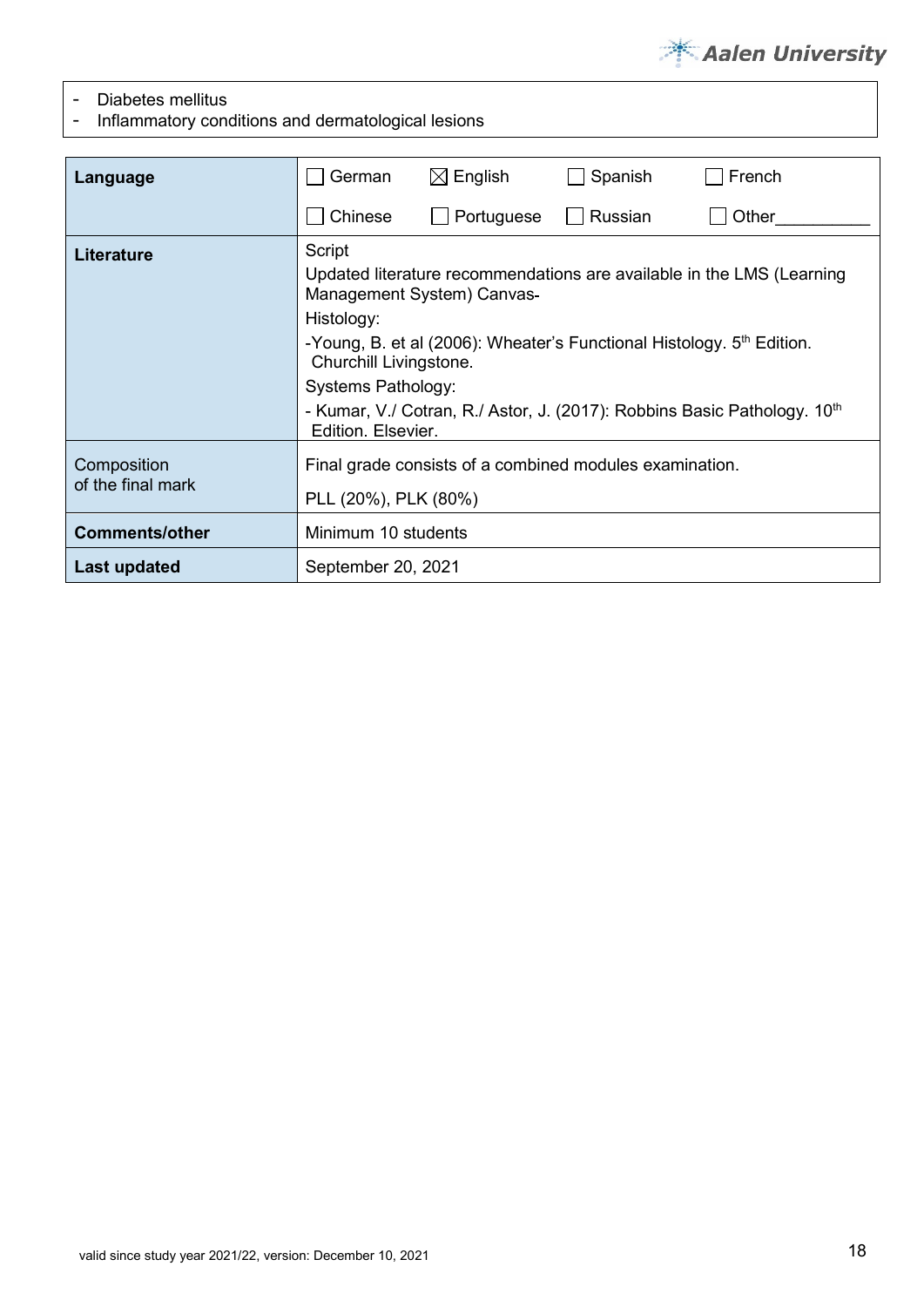- Diabetes mellitus
- Inflammatory conditions and dermatological lesions

| **Language** | ☐ German ☒ English ☐ Spanish ☐ French<br>☐ Chinese ☐ Portuguese ☐ Russian ☐ Other__________ |
|---|---|
| **Literature** | Script<br>Updated literature recommendations are available in the LMS (Learning Management System) Canvas-<br>Histology:<br>-Young, B. et al (2006): Wheater's Functional Histology. 5th Edition. Churchill Livingstone.<br>Systems Pathology:<br>- Kumar, V./ Cotran, R./ Astor, J. (2017): Robbins Basic Pathology. 10th Edition. Elsevier. |
| Composition of the final mark | Final grade consists of a combined modules examination.<br>PLL (20%), PLK (80%) |
| **Comments/other** | Minimum 10 students |
| **Last updated** | September 20, 2021 |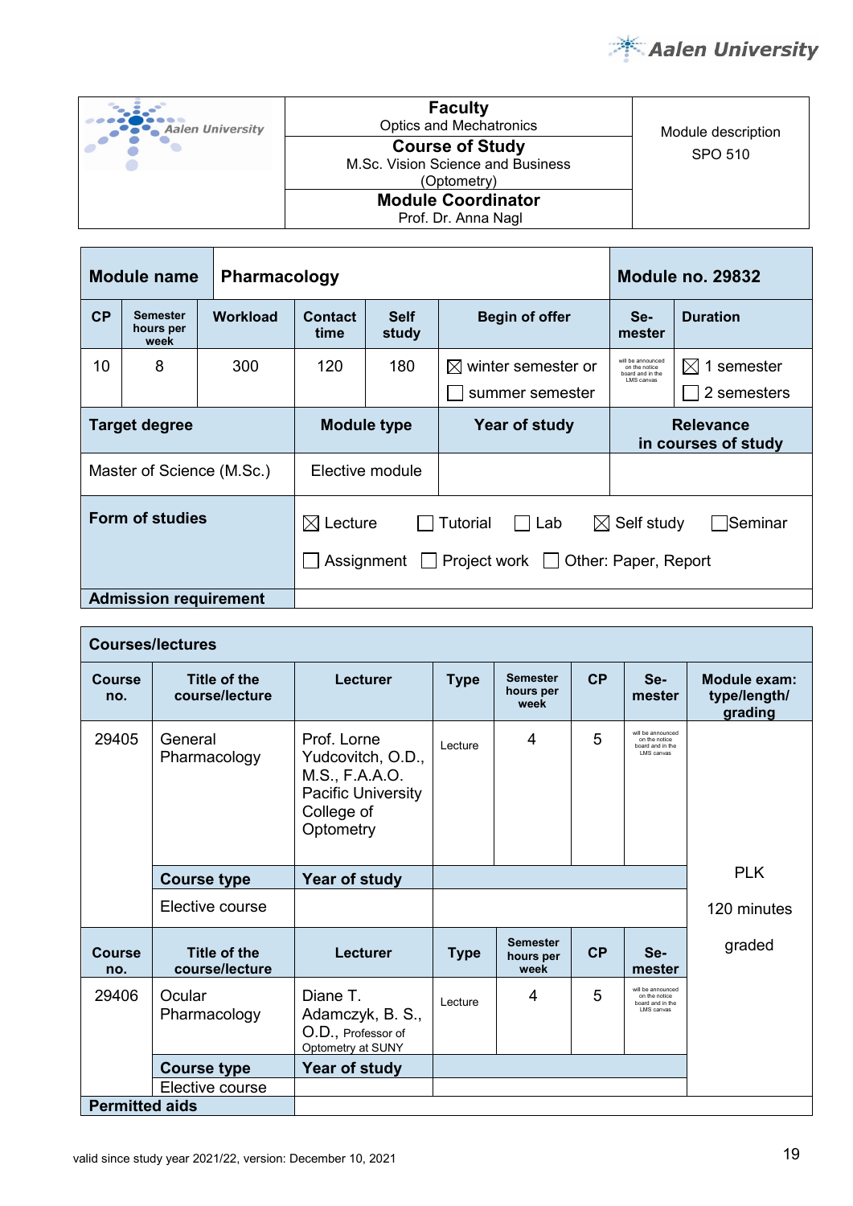| Faculty | Module description |
|---|---|
| **Faculty** Optics and Mechatronics | Module description SPO 510 |
| **Course of Study** M.Sc. Vision Science and Business (Optometry) | |
| **Module Coordinator** Prof. Dr. Anna Nagl | |

| **Module name** | **Pharmacology** | | | | | **Module no. 29832** | |
|---|---|---|---|---|---|---|---|
| **CP** | **Semester hours per week** | **Workload** | **Contact time** | **Self study** | **Begin of offer** | **Se-mester** | **Duration** |
| 10 | 8 | 300 | 120 | 180 | ☒ winter semester or ☐ summer semester | will be announced on the notice board and in the LMS canvas | ☒ 1 semester ☐ 2 semesters |
| **Target degree** | | **Module type** | | **Year of study** | | **Relevance in courses of study** | |
| Master of Science (M.Sc.) | | Elective module | | | | | |
| **Form of studies** | | ☒ Lecture ☐ Tutorial ☐ Lab ☒ Self study ☐ Seminar ☐ Assignment ☐ Project work ☐ Other: Paper, Report | | | | | |
| **Admission requirement** | | | | | | | |

**Courses/lectures**

| Course no. | Title of the course/lecture | Lecturer | Type | Semester hours per week | CP | Se-mester | Module exam: type/length/ grading |
|---|---|---|---|---|---|---|---|
| 29405 | General Pharmacology | Prof. Lorne Yudcovitch, O.D., M.S., F.A.A.O. Pacific University College of Optometry | Lecture | 4 | 5 | will be announced on the notice board and in the LMS canvas | PLK 120 minutes graded |
| | **Course type** | **Year of study** | | | | | |
| | Elective course | | | | | | |
| **Course no.** | **Title of the course/lecture** | **Lecturer** | **Type** | **Semester hours per week** | **CP** | **Se-mester** | |
| 29406 | Ocular Pharmacology | Diane T. Adamczyk, B. S., O.D., Professor of Optometry at SUNY | Lecture | 4 | 5 | will be announced on the notice board and in the LMS canvas | |
| | **Course type** | **Year of study** | | | | | |
| | Elective course | | | | | | |
| **Permitted aids** | | | | | | | |

valid since study year 2021/22, version: December 10, 2021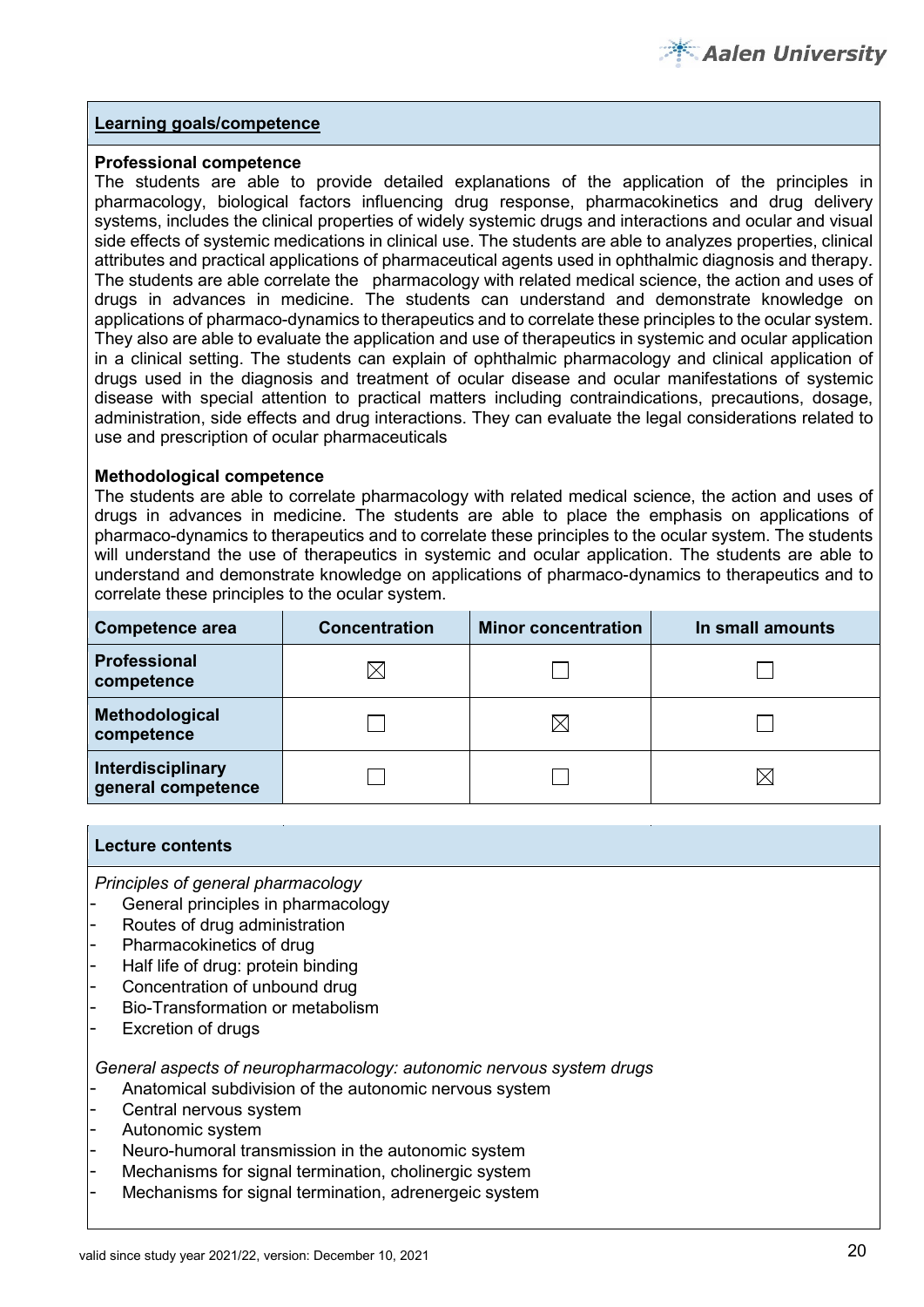**Learning goals/competence**

**Professional competence**

The students are able to provide detailed explanations of the application of the principles in pharmacology, biological factors influencing drug response, pharmacokinetics and drug delivery systems, includes the clinical properties of widely systemic drugs and interactions and ocular and visual side effects of systemic medications in clinical use. The students are able to analyzes properties, clinical attributes and practical applications of pharmaceutical agents used in ophthalmic diagnosis and therapy. The students are able correlate the pharmacology with related medical science, the action and uses of drugs in advances in medicine. The students can understand and demonstrate knowledge on applications of pharmaco-dynamics to therapeutics and to correlate these principles to the ocular system. They also are able to evaluate the application and use of therapeutics in systemic and ocular application in a clinical setting. The students can explain of ophthalmic pharmacology and clinical application of drugs used in the diagnosis and treatment of ocular disease and ocular manifestations of systemic disease with special attention to practical matters including contraindications, precautions, dosage, administration, side effects and drug interactions. They can evaluate the legal considerations related to use and prescription of ocular pharmaceuticals

**Methodological competence**

The students are able to correlate pharmacology with related medical science, the action and uses of drugs in advances in medicine. The students are able to place the emphasis on applications of pharmaco-dynamics to therapeutics and to correlate these principles to the ocular system. The students will understand the use of therapeutics in systemic and ocular application. The students are able to understand and demonstrate knowledge on applications of pharmaco-dynamics to therapeutics and to correlate these principles to the ocular system.

| Competence area | Concentration | Minor concentration | In small amounts |
|---|---|---|---|
| **Professional competence** | ☒ | ☐ | ☐ |
| **Methodological competence** | ☐ | ☒ | ☐ |
| **Interdisciplinary general competence** | ☐ | ☐ | ☒ |

**Lecture contents**

*Principles of general pharmacology*

- General principles in pharmacology
- Routes of drug administration
- Pharmacokinetics of drug
- Half life of drug: protein binding
- Concentration of unbound drug
- Bio-Transformation or metabolism
- Excretion of drugs

*General aspects of neuropharmacology: autonomic nervous system drugs*

- Anatomical subdivision of the autonomic nervous system
- Central nervous system
- Autonomic system
- Neuro-humoral transmission in the autonomic system
- Mechanisms for signal termination, cholinergic system
- Mechanisms for signal termination, adrenergeic system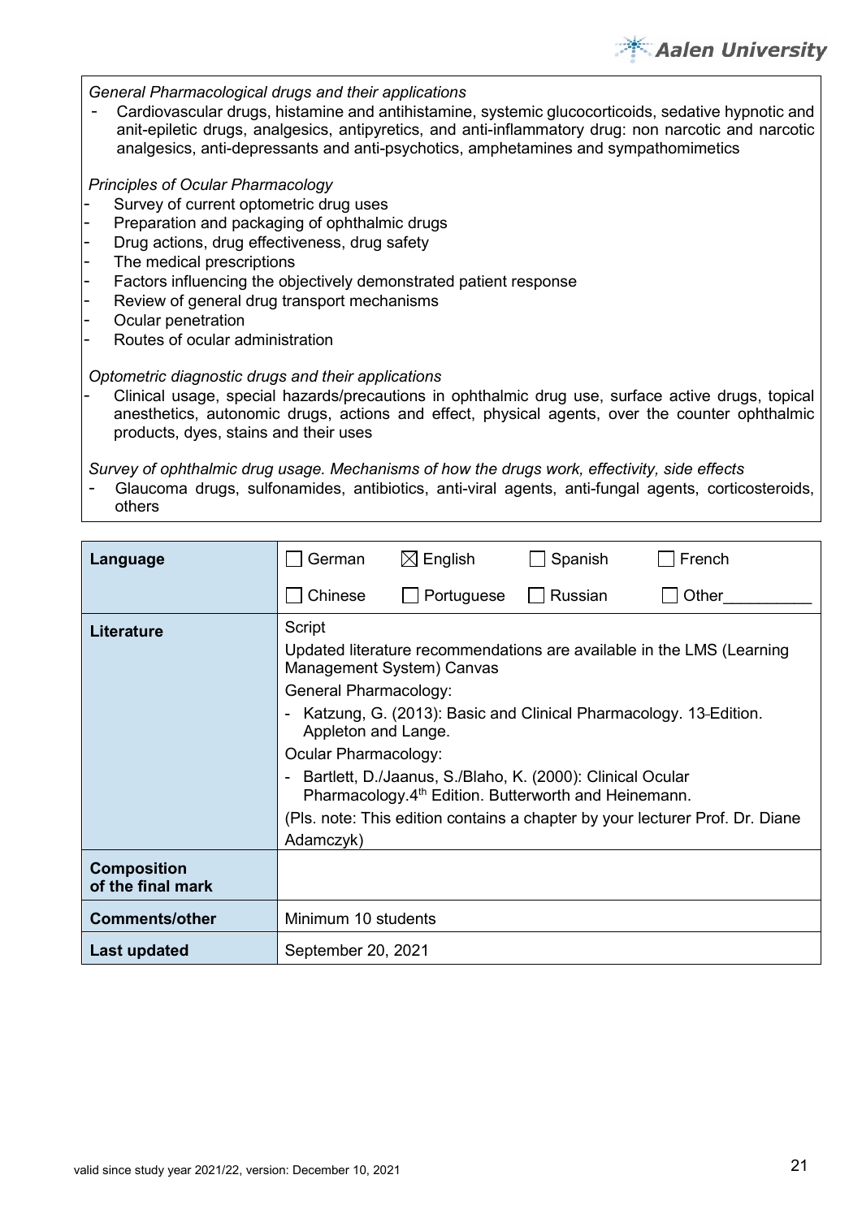*General Pharmacological drugs and their applications*

- Cardiovascular drugs, histamine and antihistamine, systemic glucocorticoids, sedative hypnotic and anit-epiletic drugs, analgesics, antipyretics, and anti-inflammatory drug: non narcotic and narcotic analgesics, anti-depressants and anti-psychotics, amphetamines and sympathomimetics

*Principles of Ocular Pharmacology*

- Survey of current optometric drug uses
- Preparation and packaging of ophthalmic drugs
- Drug actions, drug effectiveness, drug safety
- The medical prescriptions
- Factors influencing the objectively demonstrated patient response
- Review of general drug transport mechanisms
- Ocular penetration
- Routes of ocular administration

*Optometric diagnostic drugs and their applications*

- Clinical usage, special hazards/precautions in ophthalmic drug use, surface active drugs, topical anesthetics, autonomic drugs, actions and effect, physical agents, over the counter ophthalmic products, dyes, stains and their uses

*Survey of ophthalmic drug usage. Mechanisms of how the drugs work, effectivity, side effects*

- Glaucoma drugs, sulfonamides, antibiotics, anti-viral agents, anti-fungal agents, corticosteroids, others

| | |
|---|---|
| **Language** | ☐ German ☒ English ☐ Spanish ☐ French<br>☐ Chinese ☐ Portuguese ☐ Russian ☐ Other__________ |
| **Literature** | Script<br>Updated literature recommendations are available in the LMS (Learning Management System) Canvas<br>General Pharmacology:<br>- Katzung, G. (2013): Basic and Clinical Pharmacology. 13 Edition. Appleton and Lange.<br>Ocular Pharmacology:<br>- Bartlett, D./Jaanus, S./Blaho, K. (2000): Clinical Ocular Pharmacology.4th Edition. Butterworth and Heinemann.<br>(Pls. note: This edition contains a chapter by your lecturer Prof. Dr. Diane Adamczyk) |
| **Composition of the final mark** | |
| **Comments/other** | Minimum 10 students |
| **Last updated** | September 20, 2021 |

valid since study year 2021/22, version: December 10, 2021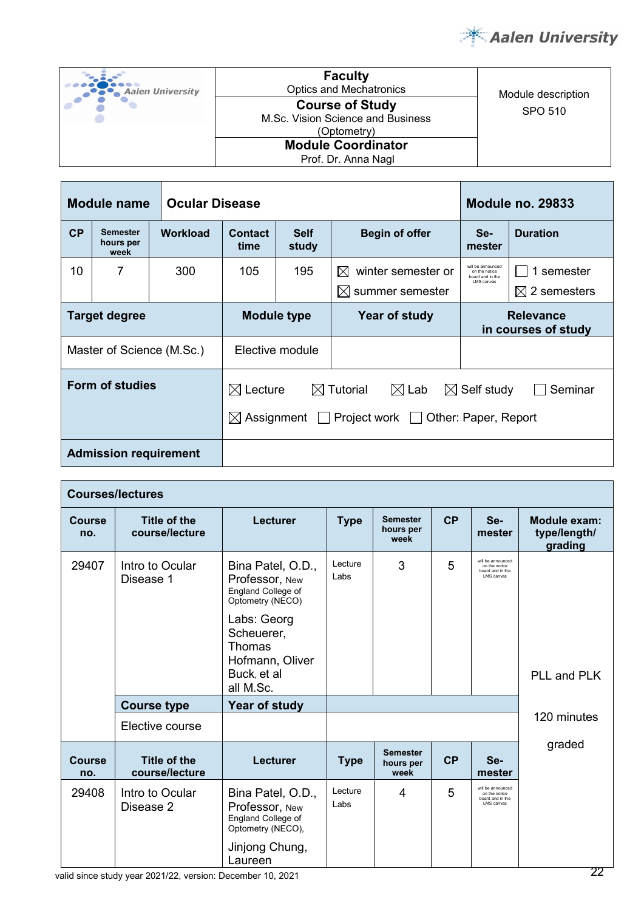| Aalen University | **Faculty** Optics and Mechatronics **Course of Study** M.Sc. Vision Science and Business (Optometry) **Module Coordinator** Prof. Dr. Anna Nagl | Module description SPO 510 |
|---|---|---|

| **Module name** | **Ocular Disease** | | | | | **Module no. 29833** | |
|---|---|---|---|---|---|---|---|
| **CP** | **Semester hours per week** | **Workload** | **Contact time** | **Self study** | **Begin of offer** | **Se-mester** | **Duration** |
| 10 | 7 | 300 | 105 | 195 | ☒ winter semester or ☒ summer semester | will be announced on the notice board and in the LMS canvas | ☐ 1 semester ☒ 2 semesters |
| **Target degree** | | **Module type** | | **Year of study** | | **Relevance in courses of study** | |
| Master of Science (M.Sc.) | | Elective module | | | | | |
| **Form of studies** | | ☒ Lecture ☒ Tutorial ☒ Lab ☒ Self study ☐ Seminar ☒ Assignment ☐ Project work ☐ Other: Paper, Report | | | | | |
| **Admission requirement** | | | | | | | |

| **Courses/lectures** | | | | | | | |
|---|---|---|---|---|---|---|---|
| **Course no.** | **Title of the course/lecture** | **Lecturer** | **Type** | **Semester hours per week** | **CP** | **Se-mester** | **Module exam: type/length/ grading** |
| 29407 | Intro to Ocular Disease 1 | Bina Patel, O.D., Professor, New England College of Optometry (NECO) Labs: Georg Scheuerer, Thomas Hofmann, Oliver Buck, et al all M.Sc. | Lecture Labs | 3 | 5 | will be announced on the notice board and in the LMS canvas | PLL and PLK 120 minutes graded |
| | **Course type** | **Year of study** | | | | | |
| | Elective course | | | | | | |
| **Course no.** | **Title of the course/lecture** | **Lecturer** | **Type** | **Semester hours per week** | **CP** | **Se-mester** | |
| 29408 | Intro to Ocular Disease 2 | Bina Patel, O.D., Professor, New England College of Optometry (NECO), Jinjong Chung, Laureen | Lecture Labs | 4 | 5 | will be announced on the notice board and in the LMS canvas | |

valid since study year 2021/22, version: December 10, 2021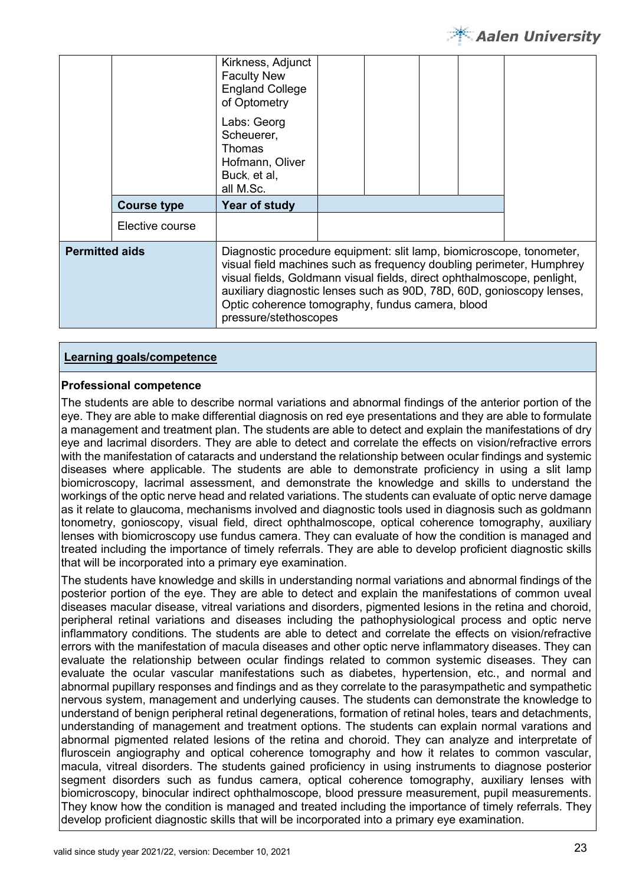| | | | | | | | |
|---|---|---|---|---|---|---|---|
| | | Kirkness, Adjunct Faculty New England College of Optometry<br><br>Labs: Georg Scheuerer, Thomas Hofmann, Oliver Buck, et al, all M.Sc. | | | | | |
| | **Course type** | **Year of study** | | | | | |
| | Elective course | | | | | | |
| **Permitted aids** | | Diagnostic procedure equipment: slit lamp, biomicroscope, tonometer, visual field machines such as frequency doubling perimeter, Humphrey visual fields, Goldmann visual fields, direct ophthalmoscope, penlight, auxiliary diagnostic lenses such as 90D, 78D, 60D, gonioscopy lenses, Optic coherence tomography, fundus camera, blood pressure/stethoscopes | | | | | |

**Learning goals/competence**

**Professional competence**

The students are able to describe normal variations and abnormal findings of the anterior portion of the eye. They are able to make differential diagnosis on red eye presentations and they are able to formulate a management and treatment plan. The students are able to detect and explain the manifestations of dry eye and lacrimal disorders. They are able to detect and correlate the effects on vision/refractive errors with the manifestation of cataracts and understand the relationship between ocular findings and systemic diseases where applicable. The students are able to demonstrate proficiency in using a slit lamp biomicroscopy, lacrimal assessment, and demonstrate the knowledge and skills to understand the workings of the optic nerve head and related variations. The students can evaluate of optic nerve damage as it relate to glaucoma, mechanisms involved and diagnostic tools used in diagnosis such as goldmann tonometry, gonioscopy, visual field, direct ophthalmoscope, optical coherence tomography, auxiliary lenses with biomicroscopy use fundus camera. They can evaluate of how the condition is managed and treated including the importance of timely referrals. They are able to develop proficient diagnostic skills that will be incorporated into a primary eye examination.

The students have knowledge and skills in understanding normal variations and abnormal findings of the posterior portion of the eye. They are able to detect and explain the manifestations of common uveal diseases macular disease, vitreal variations and disorders, pigmented lesions in the retina and choroid, peripheral retinal variations and diseases including the pathophysiological process and optic nerve inflammatory conditions. The students are able to detect and correlate the effects on vision/refractive errors with the manifestation of macula diseases and other optic nerve inflammatory diseases. They can evaluate the relationship between ocular findings related to common systemic diseases. They can evaluate the ocular vascular manifestations such as diabetes, hypertension, etc., and normal and abnormal pupillary responses and findings and as they correlate to the parasympathetic and sympathetic nervous system, management and underlying causes. The students can demonstrate the knowledge to understand of benign peripheral retinal degenerations, formation of retinal holes, tears and detachments, understanding of management and treatment options. The students can explain normal varations and abnormal pigmented related lesions of the retina and choroid. They can analyze and interpretate of fluroscein angiography and optical coherence tomography and how it relates to common vascular, macula, vitreal disorders. The students gained proficiency in using instruments to diagnose posterior segment disorders such as fundus camera, optical coherence tomography, auxiliary lenses with biomicroscopy, binocular indirect ophthalmoscope, blood pressure measurement, pupil measurements. They know how the condition is managed and treated including the importance of timely referrals. They develop proficient diagnostic skills that will be incorporated into a primary eye examination.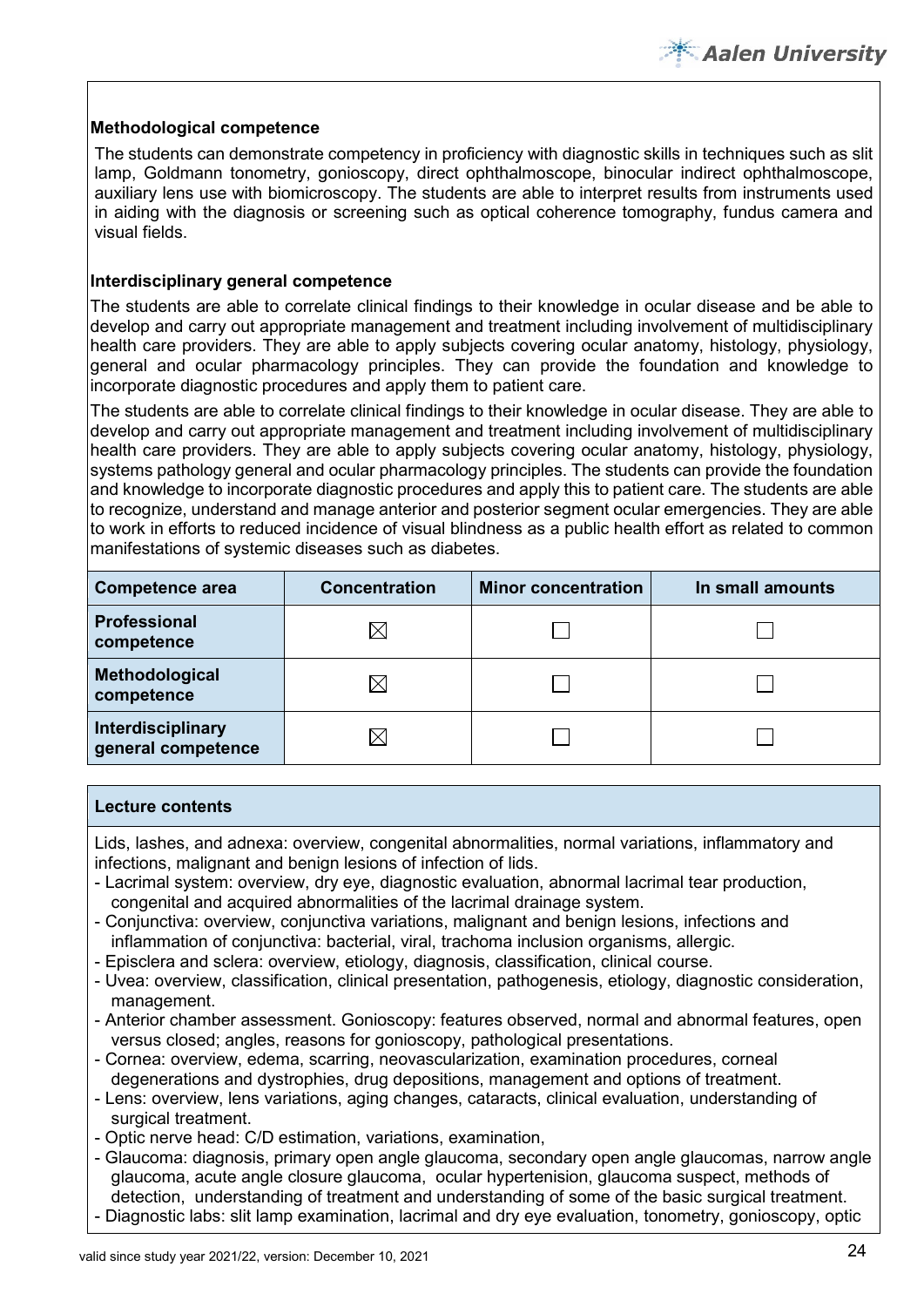**Methodological competence**

The students can demonstrate competency in proficiency with diagnostic skills in techniques such as slit lamp, Goldmann tonometry, gonioscopy, direct ophthalmoscope, binocular indirect ophthalmoscope, auxiliary lens use with biomicroscopy. The students are able to interpret results from instruments used in aiding with the diagnosis or screening such as optical coherence tomography, fundus camera and visual fields.

**Interdisciplinary general competence**

The students are able to correlate clinical findings to their knowledge in ocular disease and be able to develop and carry out appropriate management and treatment including involvement of multidisciplinary health care providers. They are able to apply subjects covering ocular anatomy, histology, physiology, general and ocular pharmacology principles. They can provide the foundation and knowledge to incorporate diagnostic procedures and apply them to patient care.

The students are able to correlate clinical findings to their knowledge in ocular disease. They are able to develop and carry out appropriate management and treatment including involvement of multidisciplinary health care providers. They are able to apply subjects covering ocular anatomy, histology, physiology, systems pathology general and ocular pharmacology principles. The students can provide the foundation and knowledge to incorporate diagnostic procedures and apply this to patient care. The students are able to recognize, understand and manage anterior and posterior segment ocular emergencies. They are able to work in efforts to reduced incidence of visual blindness as a public health effort as related to common manifestations of systemic diseases such as diabetes.

| Competence area | Concentration | Minor concentration | In small amounts |
|---|---|---|---|
| **Professional competence** | ☒ | ☐ | ☐ |
| **Methodological competence** | ☒ | ☐ | ☐ |
| **Interdisciplinary general competence** | ☒ | ☐ | ☐ |

**Lecture contents**

Lids, lashes, and adnexa: overview, congenital abnormalities, normal variations, inflammatory and infections, malignant and benign lesions of infection of lids.

- Lacrimal system: overview, dry eye, diagnostic evaluation, abnormal lacrimal tear production, congenital and acquired abnormalities of the lacrimal drainage system.
- Conjunctiva: overview, conjunctiva variations, malignant and benign lesions, infections and inflammation of conjunctiva: bacterial, viral, trachoma inclusion organisms, allergic.
- Episclera and sclera: overview, etiology, diagnosis, classification, clinical course.
- Uvea: overview, classification, clinical presentation, pathogenesis, etiology, diagnostic consideration, management.
- Anterior chamber assessment. Gonioscopy: features observed, normal and abnormal features, open versus closed; angles, reasons for gonioscopy, pathological presentations.
- Cornea: overview, edema, scarring, neovascularization, examination procedures, corneal degenerations and dystrophies, drug depositions, management and options of treatment.
- Lens: overview, lens variations, aging changes, cataracts, clinical evaluation, understanding of surgical treatment.
- Optic nerve head: C/D estimation, variations, examination,
- Glaucoma: diagnosis, primary open angle glaucoma, secondary open angle glaucomas, narrow angle glaucoma, acute angle closure glaucoma, ocular hypertenision, glaucoma suspect, methods of detection, understanding of treatment and understanding of some of the basic surgical treatment.
- Diagnostic labs: slit lamp examination, lacrimal and dry eye evaluation, tonometry, gonioscopy, optic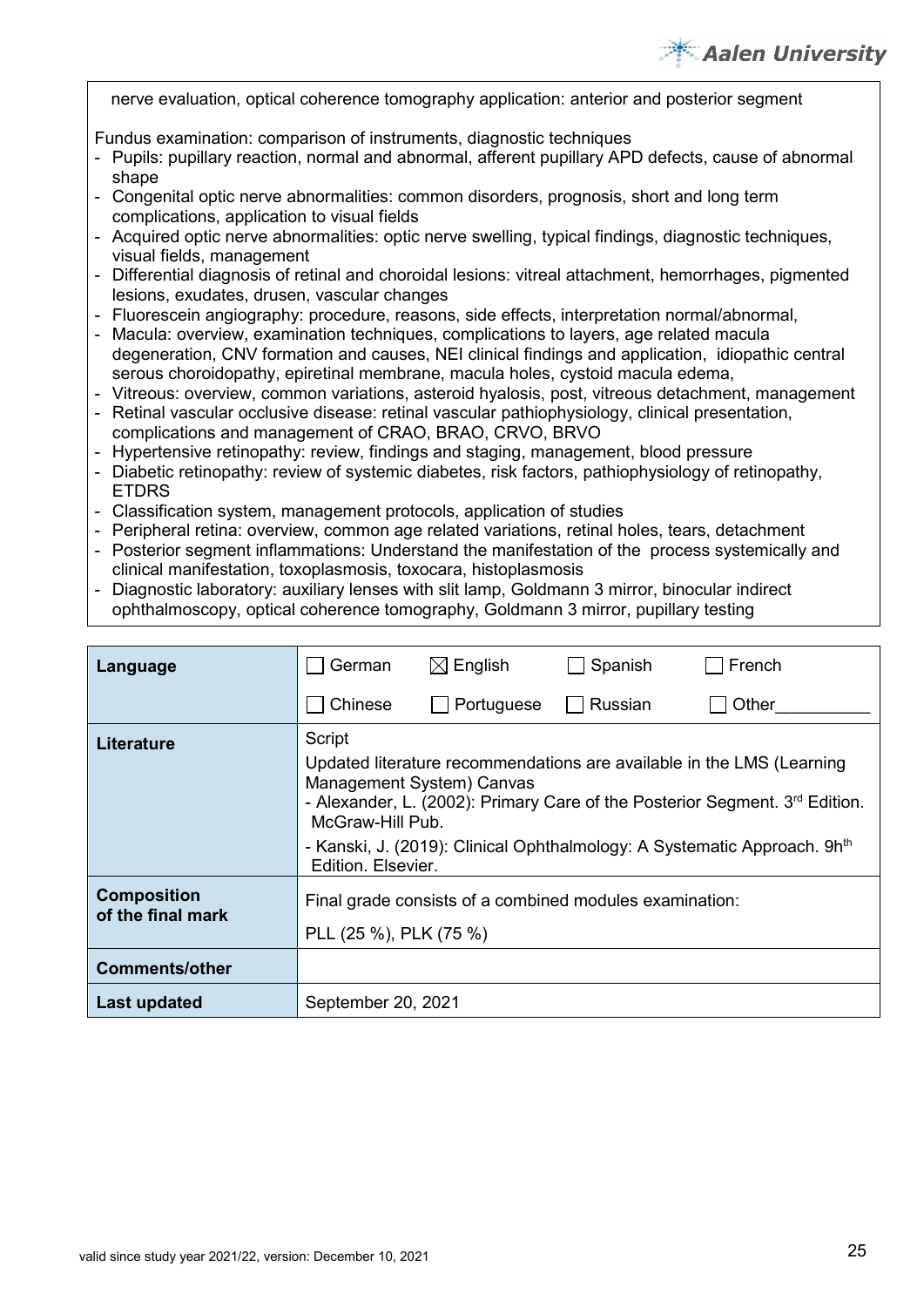nerve evaluation, optical coherence tomography application: anterior and posterior segment

Fundus examination: comparison of instruments, diagnostic techniques
- Pupils: pupillary reaction, normal and abnormal, afferent pupillary APD defects, cause of abnormal shape
- Congenital optic nerve abnormalities: common disorders, prognosis, short and long term complications, application to visual fields
- Acquired optic nerve abnormalities: optic nerve swelling, typical findings, diagnostic techniques, visual fields, management
- Differential diagnosis of retinal and choroidal lesions: vitreal attachment, hemorrhages, pigmented lesions, exudates, drusen, vascular changes
- Fluorescein angiography: procedure, reasons, side effects, interpretation normal/abnormal,
- Macula: overview, examination techniques, complications to layers, age related macula degeneration, CNV formation and causes, NEI clinical findings and application, idiopathic central serous choroidopathy, epiretinal membrane, macula holes, cystoid macula edema,
- Vitreous: overview, common variations, asteroid hyalosis, post, vitreous detachment, management
- Retinal vascular occlusive disease: retinal vascular pathophysiology, clinical presentation, complications and management of CRAO, BRAO, CRVO, BRVO
- Hypertensive retinopathy: review, findings and staging, management, blood pressure
- Diabetic retinopathy: review of systemic diabetes, risk factors, pathiophysiology of retinopathy, ETDRS
- Classification system, management protocols, application of studies
- Peripheral retina: overview, common age related variations, retinal holes, tears, detachment
- Posterior segment inflammations: Understand the manifestation of the process systemically and clinical manifestation, toxoplasmosis, toxocara, histoplasmosis
- Diagnostic laboratory: auxiliary lenses with slit lamp, Goldmann 3 mirror, binocular indirect ophthalmoscopy, optical coherence tomography, Goldmann 3 mirror, pupillary testing

| **Language** | ☐ German ☒ English ☐ Spanish ☐ French<br>☐ Chinese ☐ Portuguese ☐ Russian ☐ Other__________ |
|---|---|
| **Literature** | Script<br>Updated literature recommendations are available in the LMS (Learning Management System) Canvas<br>- Alexander, L. (2002): Primary Care of the Posterior Segment. 3rd Edition. McGraw-Hill Pub.<br>- Kanski, J. (2019): Clinical Ophthalmology: A Systematic Approach. 9hth Edition. Elsevier. |
| **Composition of the final mark** | Final grade consists of a combined modules examination:<br>PLL (25 %), PLK (75 %) |
| **Comments/other** | |
| **Last updated** | September 20, 2021 |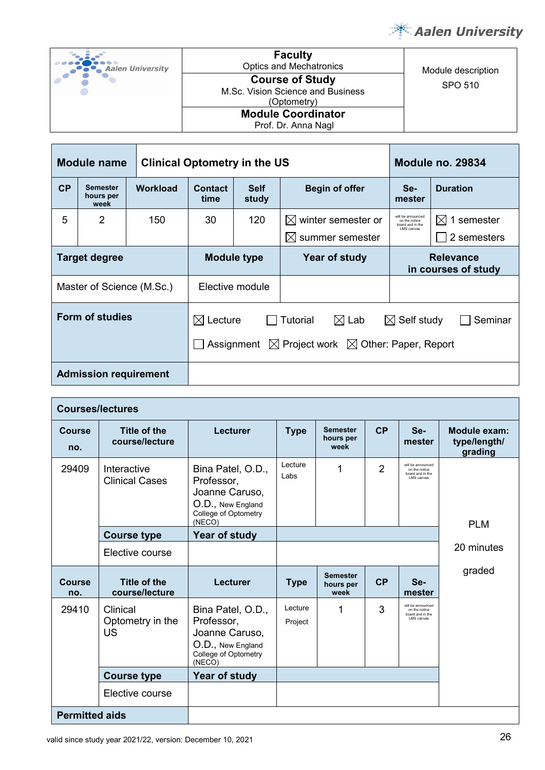| | Faculty<br>Optics and Mechatronics | Module description<br>SPO 510 |
|---|---|---|
| | Course of Study<br>M.Sc. Vision Science and Business (Optometry) | |
| | Module Coordinator<br>Prof. Dr. Anna Nagl | |

| Module name | Clinical Optometry in the US | | | | | Module no. 29834 | |
|---|---|---|---|---|---|---|---|
| CP | Semester hours per week | Workload | Contact time | Self study | Begin of offer | Se-mester | Duration |
| 5 | 2 | 150 | 30 | 120 | ☒ winter semester or<br>☒ summer semester | will be announced on the notice board and in the LMS canvas | ☒ 1 semester<br>☐ 2 semesters |
| Target degree | | Module type | | | Year of study | Relevance in courses of study | |
| Master of Science (M.Sc.) | | Elective module | | | | | |
| Form of studies | ☒ Lecture ☐ Tutorial ☒ Lab ☒ Self study ☐ Seminar<br>☐ Assignment ☒ Project work ☒ Other: Paper, Report | | | | | | |
| Admission requirement | | | | | | | |

**Courses/lectures**

| Course no. | Title of the course/lecture | Lecturer | Type | Semester hours per week | CP | Se-mester | Module exam: type/length/ grading |
|---|---|---|---|---|---|---|---|
| 29409 | Interactive Clinical Cases | Bina Patel, O.D., Professor, Joanne Caruso, O.D., New England College of Optometry (NECO) | Lecture<br>Labs | 1 | 2 | will be announced on the notice board and in the LMS canvas | PLM<br>20 minutes<br>graded |
| | Course type | Year of study | | | | | |
| | Elective course | | | | | | |
| Course no. | Title of the course/lecture | Lecturer | Type | Semester hours per week | CP | Se-mester | |
| 29410 | Clinical Optometry in the US | Bina Patel, O.D., Professor, Joanne Caruso, O.D., New England College of Optometry (NECO) | Lecture<br>Project | 1 | 3 | will be announced on the notice board and in the LMS canvas | |
| | Course type | Year of study | | | | | |
| | Elective course | | | | | | |
| Permitted aids | | | | | | | |

valid since study year 2021/22, version: December 10, 2021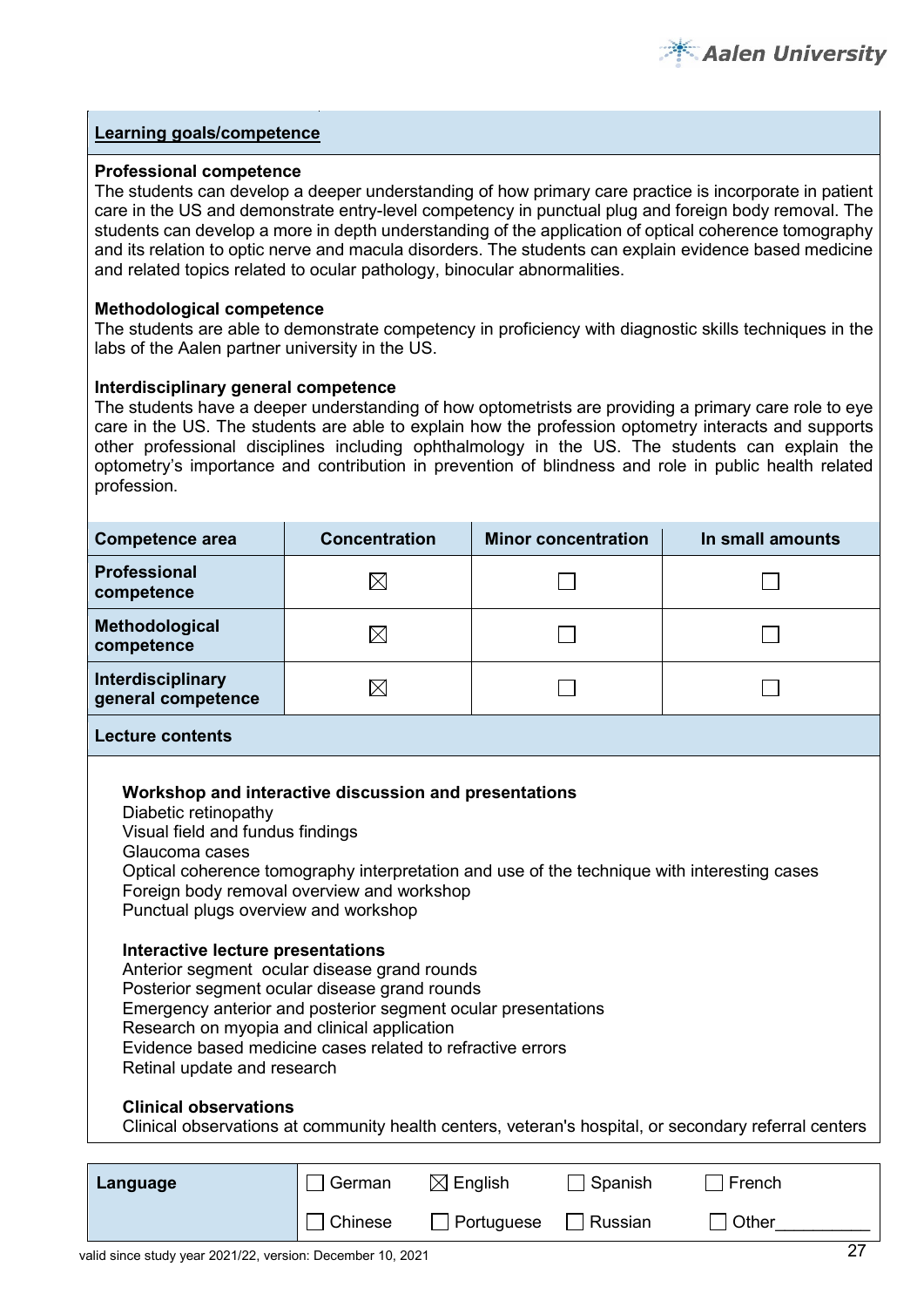**Learning goals/competence**

**Professional competence**
The students can develop a deeper understanding of how primary care practice is incorporate in patient care in the US and demonstrate entry-level competency in punctual plug and foreign body removal. The students can develop a more in depth understanding of the application of optical coherence tomography and its relation to optic nerve and macula disorders. The students can explain evidence based medicine and related topics related to ocular pathology, binocular abnormalities.

**Methodological competence**
The students are able to demonstrate competency in proficiency with diagnostic skills techniques in the labs of the Aalen partner university in the US.

**Interdisciplinary general competence**
The students have a deeper understanding of how optometrists are providing a primary care role to eye care in the US. The students are able to explain how the profession optometry interacts and supports other professional disciplines including ophthalmology in the US. The students can explain the optometry's importance and contribution in prevention of blindness and role in public health related profession.

| Competence area | Concentration | Minor concentration | In small amounts |
|---|---|---|---|
| **Professional competence** | ☒ | ☐ | ☐ |
| **Methodological competence** | ☒ | ☐ | ☐ |
| **Interdisciplinary general competence** | ☒ | ☐ | ☐ |

**Lecture contents**

**Workshop and interactive discussion and presentations**
Diabetic retinopathy
Visual field and fundus findings
Glaucoma cases
Optical coherence tomography interpretation and use of the technique with interesting cases
Foreign body removal overview and workshop
Punctual plugs overview and workshop

**Interactive lecture presentations**
Anterior segment ocular disease grand rounds
Posterior segment ocular disease grand rounds
Emergency anterior and posterior segment ocular presentations
Research on myopia and clinical application
Evidence based medicine cases related to refractive errors
Retinal update and research

**Clinical observations**
Clinical observations at community health centers, veteran's hospital, or secondary referral centers

| Language | | | | |
|---|---|---|---|---|
| | ☐ German | ☒ English | ☐ Spanish | ☐ French |
| | ☐ Chinese | ☐ Portuguese | ☐ Russian | ☐ Other__________ |

valid since study year 2021/22, version: December 10, 2021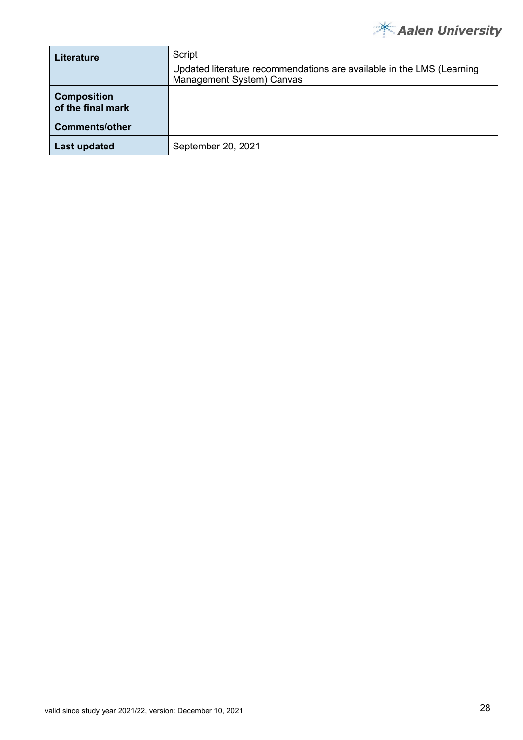| Literature | Script<br>Updated literature recommendations are available in the LMS (Learning Management System) Canvas |
|---|---|
| **Composition of the final mark** | |
| **Comments/other** | |
| **Last updated** | September 20, 2021 |

valid since study year 2021/22, version: December 10, 2021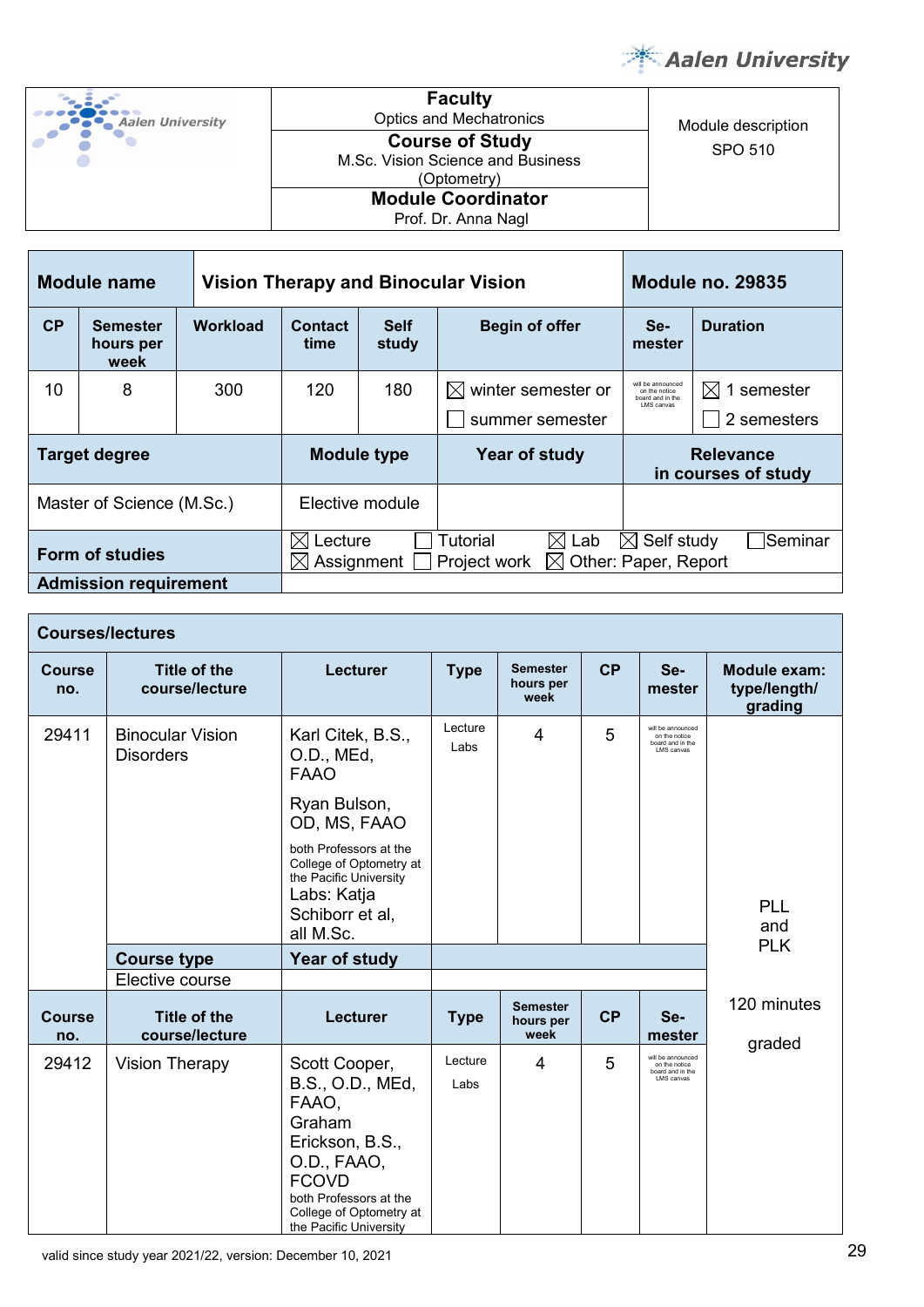| Aalen University | **Faculty** Optics and Mechatronics | Module description SPO 510 |
|---|---|---|
| | **Course of Study** M.Sc. Vision Science and Business (Optometry) | |
| | **Module Coordinator** Prof. Dr. Anna Nagl | |

| **Module name** | | **Vision Therapy and Binocular Vision** | | | | **Module no. 29835** | |
|---|---|---|---|---|---|---|---|
| **CP** | **Semester hours per week** | **Workload** | **Contact time** | **Self study** | **Begin of offer** | **Se-mester** | **Duration** |
| 10 | 8 | 300 | 120 | 180 | ☒ winter semester or ☐ summer semester | will be announced on the notice board and in the LMS canvas | ☒ 1 semester ☐ 2 semesters |
| **Target degree** | | | **Module type** | | **Year of study** | **Relevance in courses of study** | |
| Master of Science (M.Sc.) | | | Elective module | | | | |
| **Form of studies** | | | ☒ Lecture ☐ Tutorial ☒ Lab ☒ Self study ☐ Seminar ☒ Assignment ☐ Project work ☒ Other: Paper, Report | | | | |
| **Admission requirement** | | | | | | | |

| **Courses/lectures** | | | | | | | |
|---|---|---|---|---|---|---|---|
| **Course no.** | **Title of the course/lecture** | **Lecturer** | **Type** | **Semester hours per week** | **CP** | **Se-mester** | **Module exam: type/length/ grading** |
| 29411 | Binocular Vision Disorders | Karl Citek, B.S., O.D., MEd, FAAO; Ryan Bulson, OD, MS, FAAO; both Professors at the College of Optometry at the Pacific University; Labs: Katja Schiborr et al, all M.Sc. | Lecture Labs | 4 | 5 | will be announced on the notice board and in the LMS canvas | PLL and PLK; 120 minutes; graded |
| | **Course type** | **Year of study** | | | | | |
| | Elective course | | | | | | |
| **Course no.** | **Title of the course/lecture** | **Lecturer** | **Type** | **Semester hours per week** | **CP** | **Se-mester** | |
| 29412 | Vision Therapy | Scott Cooper, B.S., O.D., MEd, FAAO, Graham Erickson, B.S., O.D., FAAO, FCOVD; both Professors at the College of Optometry at the Pacific University | Lecture Labs | 4 | 5 | will be announced on the notice board and in the LMS canvas | |

valid since study year 2021/22, version: December 10, 2021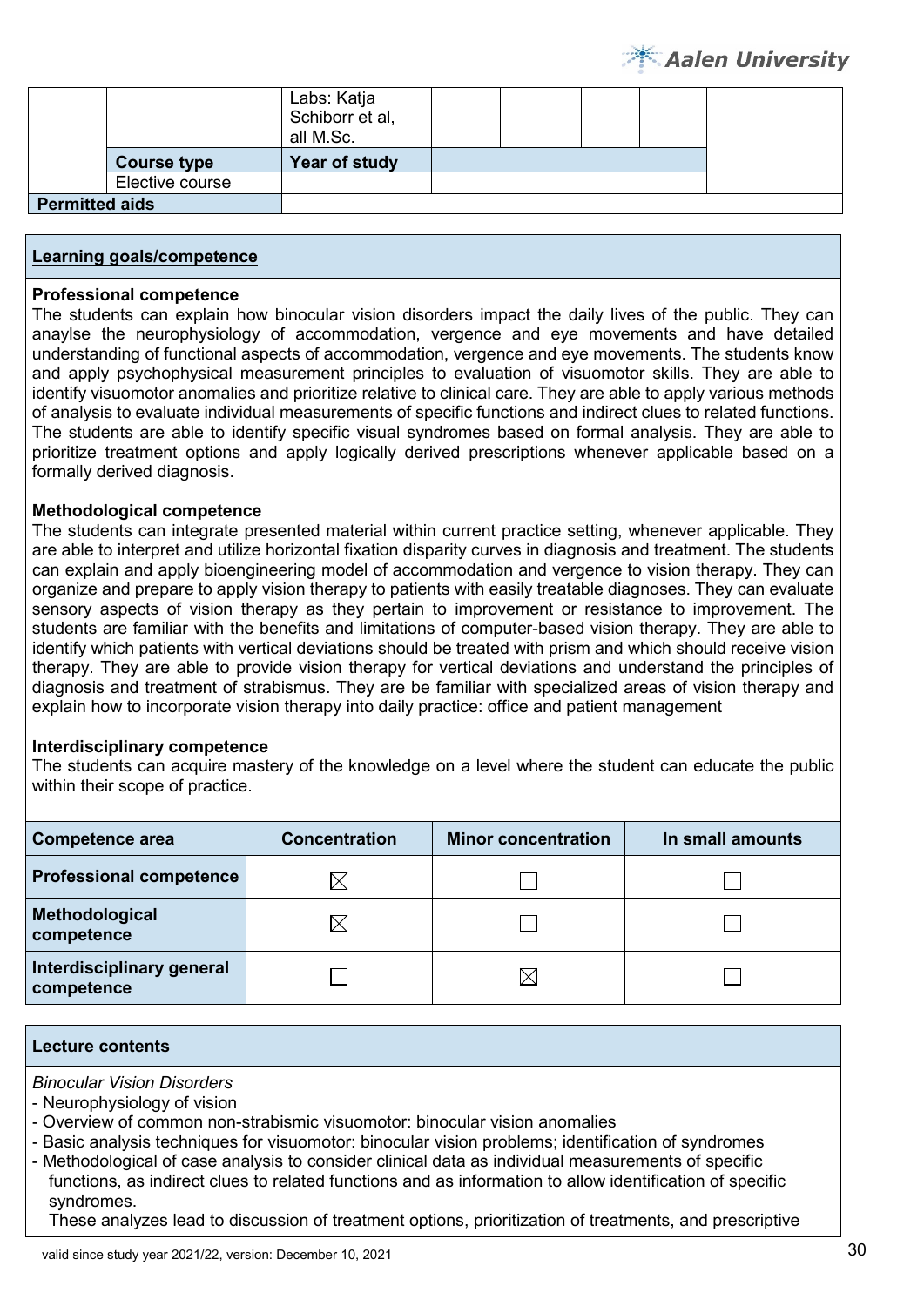| | | | | | | | |
|---|---|---|---|---|---|---|---|
| | | Labs: Katja Schiborr et al, all M.Sc. | | | | | |
| | **Course type** | **Year of study** | | | | | |
| | Elective course | | | | | | |
| **Permitted aids** | | | | | | | |

## Learning goals/competence

**Professional competence**
The students can explain how binocular vision disorders impact the daily lives of the public. They can anaylse the neurophysiology of accommodation, vergence and eye movements and have detailed understanding of functional aspects of accommodation, vergence and eye movements. The students know and apply psychophysical measurement principles to evaluation of visuomotor skills. They are able to identify visuomotor anomalies and prioritize relative to clinical care. They are able to apply various methods of analysis to evaluate individual measurements of specific functions and indirect clues to related functions. The students are able to identify specific visual syndromes based on formal analysis. They are able to prioritize treatment options and apply logically derived prescriptions whenever applicable based on a formally derived diagnosis.

**Methodological competence**
The students can integrate presented material within current practice setting, whenever applicable. They are able to interpret and utilize horizontal fixation disparity curves in diagnosis and treatment. The students can explain and apply bioengineering model of accommodation and vergence to vision therapy. They can organize and prepare to apply vision therapy to patients with easily treatable diagnoses. They can evaluate sensory aspects of vision therapy as they pertain to improvement or resistance to improvement. The students are familiar with the benefits and limitations of computer-based vision therapy. They are able to identify which patients with vertical deviations should be treated with prism and which should receive vision therapy. They are able to provide vision therapy for vertical deviations and understand the principles of diagnosis and treatment of strabismus. They are be familiar with specialized areas of vision therapy and explain how to incorporate vision therapy into daily practice: office and patient management

**Interdisciplinary competence**
The students can acquire mastery of the knowledge on a level where the student can educate the public within their scope of practice.

| Competence area | Concentration | Minor concentration | In small amounts |
|---|---|---|---|
| **Professional competence** | ☒ | ☐ | ☐ |
| **Methodological competence** | ☒ | ☐ | ☐ |
| **Interdisciplinary general competence** | ☐ | ☒ | ☐ |

## Lecture contents

*Binocular Vision Disorders*
- Neurophysiology of vision
- Overview of common non-strabismic visuomotor: binocular vision anomalies
- Basic analysis techniques for visuomotor: binocular vision problems; identification of syndromes
- Methodological of case analysis to consider clinical data as individual measurements of specific functions, as indirect clues to related functions and as information to allow identification of specific syndromes.
  These analyzes lead to discussion of treatment options, prioritization of treatments, and prescriptive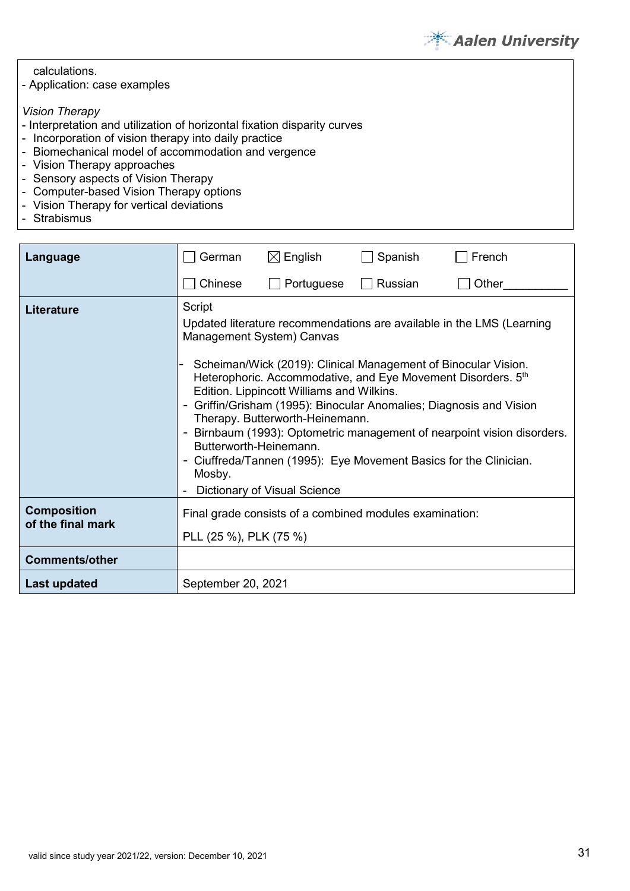calculations.
- Application: case examples

*Vision Therapy*
- Interpretation and utilization of horizontal fixation disparity curves
- Incorporation of vision therapy into daily practice
- Biomechanical model of accommodation and vergence
- Vision Therapy approaches
- Sensory aspects of Vision Therapy
- Computer-based Vision Therapy options
- Vision Therapy for vertical deviations
- Strabismus

| | |
|---|---|
| **Language** | ☐ German ☒ English ☐ Spanish ☐ French<br>☐ Chinese ☐ Portuguese ☐ Russian ☐ Other__________ |
| **Literature** | Script<br>Updated literature recommendations are available in the LMS (Learning Management System) Canvas<br>- Scheiman/Wick (2019): Clinical Management of Binocular Vision. Heterophoric. Accommodative, and Eye Movement Disorders. 5th Edition. Lippincott Williams and Wilkins.<br>- Griffin/Grisham (1995): Binocular Anomalies; Diagnosis and Vision Therapy. Butterworth-Heinemann.<br>- Birnbaum (1993): Optometric management of nearpoint vision disorders. Butterworth-Heinemann.<br>- Ciuffreda/Tannen (1995): Eye Movement Basics for the Clinician. Mosby.<br>- Dictionary of Visual Science |
| **Composition of the final mark** | Final grade consists of a combined modules examination:<br>PLL (25 %), PLK (75 %) |
| **Comments/other** | |
| **Last updated** | September 20, 2021 |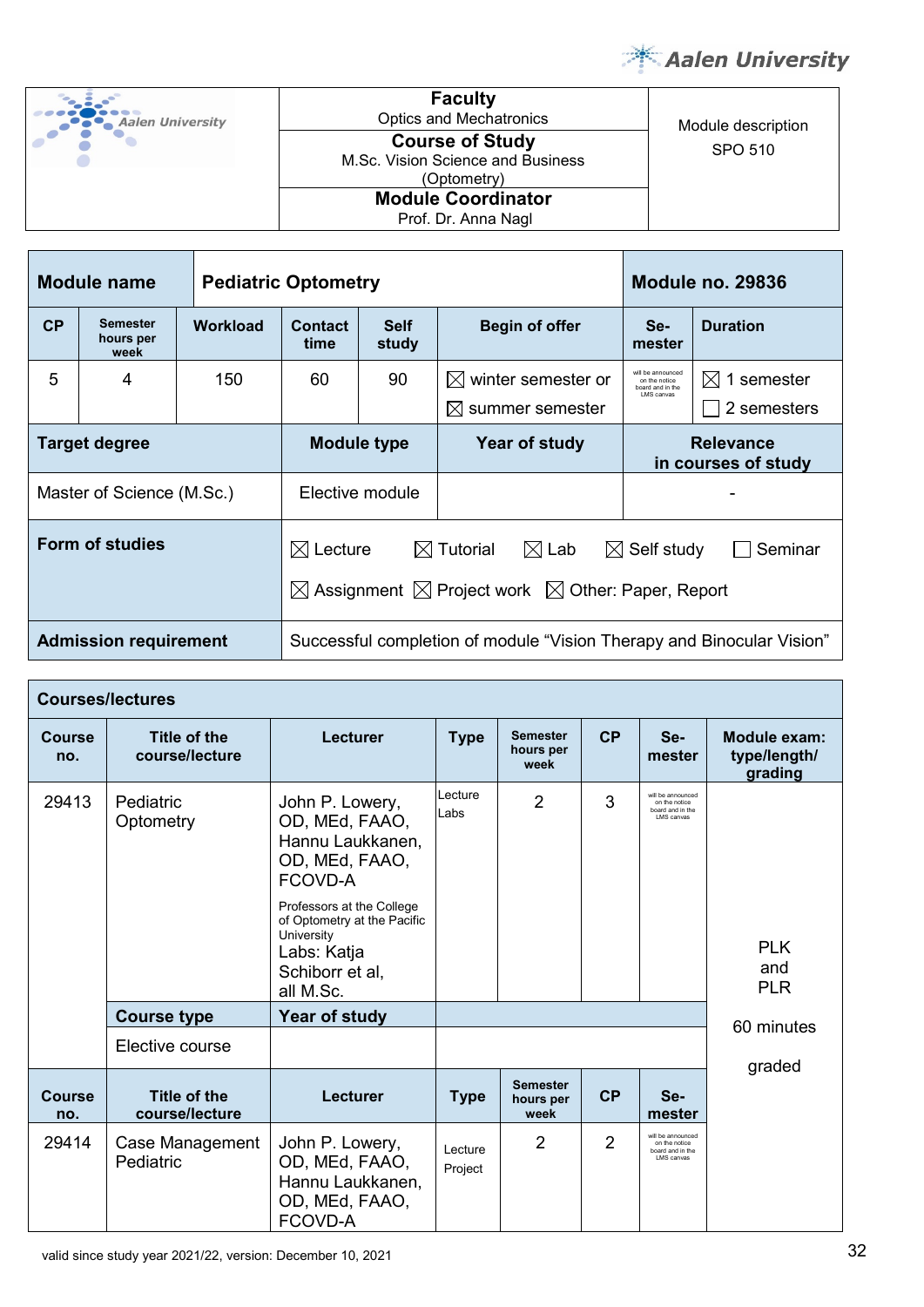| Faculty | Module description |
|---|---|
| Optics and Mechatronics | SPO 510 |
| **Course of Study** | |
| M.Sc. Vision Science and Business (Optometry) | |
| **Module Coordinator** | |
| Prof. Dr. Anna Nagl | |

| **Module name** | **Pediatric Optometry** | | | | | **Module no. 29836** | |
|---|---|---|---|---|---|---|---|
| **CP** | **Semester hours per week** | **Workload** | **Contact time** | **Self study** | **Begin of offer** | **Se-mester** | **Duration** |
| 5 | 4 | 150 | 60 | 90 | ☒ winter semester or ☒ summer semester | will be announced on the notice board and in the LMS canvas | ☒ 1 semester ☐ 2 semesters |
| **Target degree** | | | **Module type** | | **Year of study** | **Relevance in courses of study** | |
| Master of Science (M.Sc.) | | | Elective module | | | - | |
| **Form of studies** | | | ☒ Lecture ☒ Tutorial ☒ Lab ☒ Self study ☐ Seminar ☒ Assignment ☒ Project work ☒ Other: Paper, Report | | | | |
| **Admission requirement** | | | Successful completion of module "Vision Therapy and Binocular Vision" | | | | |

**Courses/lectures**

| **Course no.** | **Title of the course/lecture** | **Lecturer** | **Type** | **Semester hours per week** | **CP** | **Se-mester** | **Module exam: type/length/ grading** |
|---|---|---|---|---|---|---|---|
| 29413 | Pediatric Optometry | John P. Lowery, OD, MEd, FAAO, Hannu Laukkanen, OD, MEd, FAAO, FCOVD-A<br>Professors at the College of Optometry at the Pacific University<br>Labs: Katja Schiborr et al, all M.Sc. | Lecture Labs | 2 | 3 | will be announced on the notice board and in the LMS canvas | PLK and PLR<br>60 minutes<br>graded |
| | **Course type** | **Year of study** | | | | | |
| | Elective course | | | | | | |
| **Course no.** | **Title of the course/lecture** | **Lecturer** | **Type** | **Semester hours per week** | **CP** | **Se-mester** | |
| 29414 | Case Management Pediatric | John P. Lowery, OD, MEd, FAAO, Hannu Laukkanen, OD, MEd, FAAO, FCOVD-A | Lecture Project | 2 | 2 | will be announced on the notice board and in the LMS canvas | |

valid since study year 2021/22, version: December 10, 2021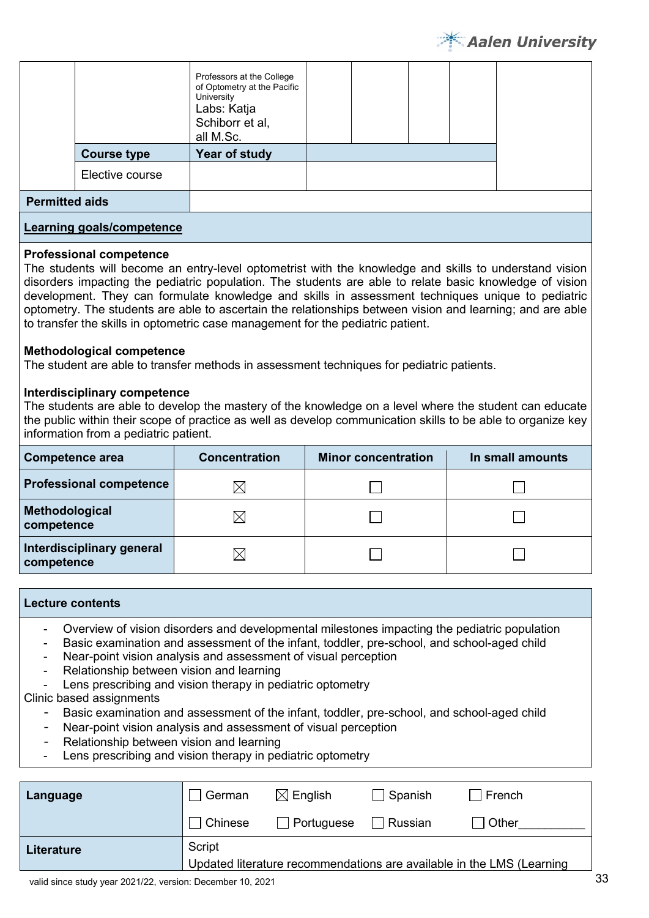| | | | | | | |
|---|---|---|---|---|---|---|
| | | Professors at the College of Optometry at the Pacific University<br>Labs: Katja Schiborr et al, all M.Sc. | | | | |
| | **Course type** | **Year of study** | | | | |
| | Elective course | | | | | |
| **Permitted aids** | | | | | | |

## Learning goals/competence

**Professional competence**
The students will become an entry-level optometrist with the knowledge and skills to understand vision disorders impacting the pediatric population. The students are able to relate basic knowledge of vision development. They can formulate knowledge and skills in assessment techniques unique to pediatric optometry. The students are able to ascertain the relationships between vision and learning; and are able to transfer the skills in optometric case management for the pediatric patient.

**Methodological competence**
The student are able to transfer methods in assessment techniques for pediatric patients.

**Interdisciplinary competence**
The students are able to develop the mastery of the knowledge on a level where the student can educate the public within their scope of practice as well as develop communication skills to be able to organize key information from a pediatric patient.

| Competence area | Concentration | Minor concentration | In small amounts |
|---|---|---|---|
| **Professional competence** | ☒ | ☐ | ☐ |
| **Methodological competence** | ☒ | ☐ | ☐ |
| **Interdisciplinary general competence** | ☒ | ☐ | ☐ |

## Lecture contents

- Overview of vision disorders and developmental milestones impacting the pediatric population
- Basic examination and assessment of the infant, toddler, pre-school, and school-aged child
- Near-point vision analysis and assessment of visual perception
- Relationship between vision and learning
- Lens prescribing and vision therapy in pediatric optometry

Clinic based assignments
- Basic examination and assessment of the infant, toddler, pre-school, and school-aged child
- Near-point vision analysis and assessment of visual perception
- Relationship between vision and learning
- Lens prescribing and vision therapy in pediatric optometry

| | | | | |
|---|---|---|---|---|
| **Language** | ☐ German | ☒ English | ☐ Spanish | ☐ French |
| | ☐ Chinese | ☐ Portuguese | ☐ Russian | ☐ Other__________ |
| **Literature** | Script<br>Updated literature recommendations are available in the LMS (Learning | | | |

valid since study year 2021/22, version: December 10, 2021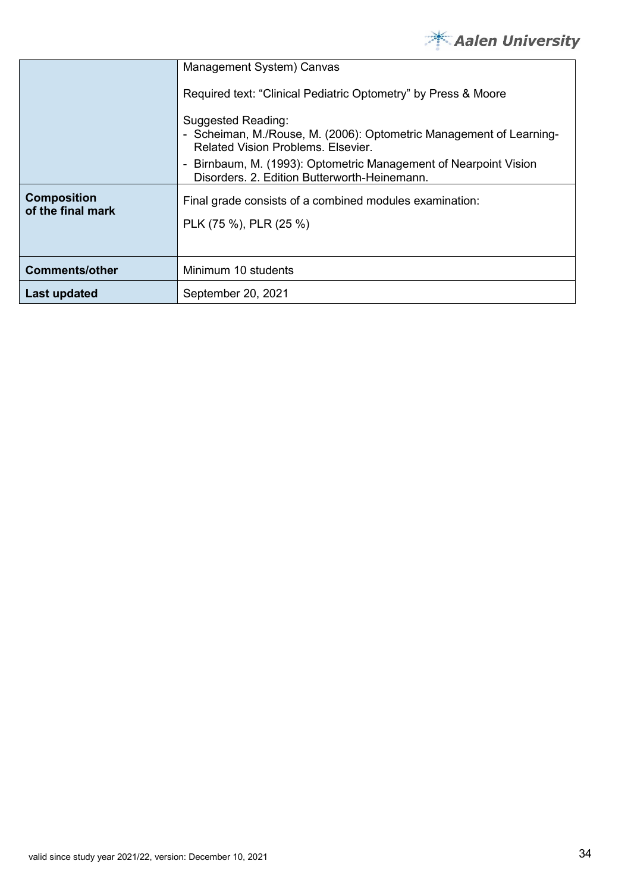|  |  |
|---|---|
|  | Management System) Canvas<br><br>Required text: "Clinical Pediatric Optometry" by Press & Moore<br><br>Suggested Reading:<br>- Scheiman, M./Rouse, M. (2006): Optometric Management of Learning-Related Vision Problems. Elsevier.<br>- Birnbaum, M. (1993): Optometric Management of Nearpoint Vision Disorders. 2. Edition Butterworth-Heinemann. |
| **Composition of the final mark** | Final grade consists of a combined modules examination:<br><br>PLK (75 %), PLR (25 %) |
| **Comments/other** | Minimum 10 students |
| **Last updated** | September 20, 2021 |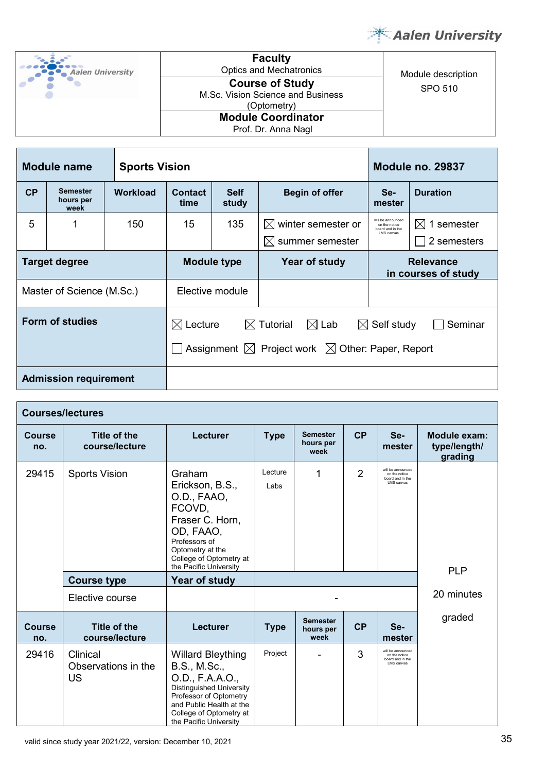| Aalen University | **Faculty** Optics and Mechatronics | Module description SPO 510 |
|---|---|---|
| | **Course of Study** M.Sc. Vision Science and Business (Optometry) | |
| | **Module Coordinator** Prof. Dr. Anna Nagl | |

| **Module name** | **Sports Vision** | | | | | **Module no. 29837** | |
|---|---|---|---|---|---|---|---|
| **CP** | **Semester hours per week** | **Workload** | **Contact time** | **Self study** | **Begin of offer** | **Se-mester** | **Duration** |
| 5 | 1 | 150 | 15 | 135 | ☒ winter semester or ☒ summer semester | will be announced on the notice board and in the LMS canvas | ☒ 1 semester ☐ 2 semesters |
| **Target degree** | | | **Module type** | | **Year of study** | **Relevance in courses of study** | |
| Master of Science (M.Sc.) | | | Elective module | | | | |
| **Form of studies** | | | ☒ Lecture ☒ Tutorial ☒ Lab ☒ Self study ☐ Seminar ☐ Assignment ☒ Project work ☒ Other: Paper, Report | | | | |
| **Admission requirement** | | | | | | | |

| **Courses/lectures** | | | | | | | |
|---|---|---|---|---|---|---|---|
| **Course no.** | **Title of the course/lecture** | **Lecturer** | **Type** | **Semester hours per week** | **CP** | **Se-mester** | **Module exam: type/length/ grading** |
| 29415 | Sports Vision | Graham Erickson, B.S., O.D., FAAO, FCOVD, Fraser C. Horn, OD, FAAO, Professors of Optometry at the College of Optometry at the Pacific University | Lecture Labs | 1 | 2 | will be announced on the notice board and in the LMS canvas | PLP 20 minutes graded |
| | **Course type** | **Year of study** | | | | | |
| | Elective course | | - | | | | |
| **Course no.** | **Title of the course/lecture** | **Lecturer** | **Type** | **Semester hours per week** | **CP** | **Se-mester** | |
| 29416 | Clinical Observations in the US | Willard Bleything B.S., M.Sc., O.D., F.A.A.O., Distinguished University Professor of Optometry and Public Health at the College of Optometry at the Pacific University | Project | - | 3 | will be announced on the notice board and in the LMS canvas | |

valid since study year 2021/22, version: December 10, 2021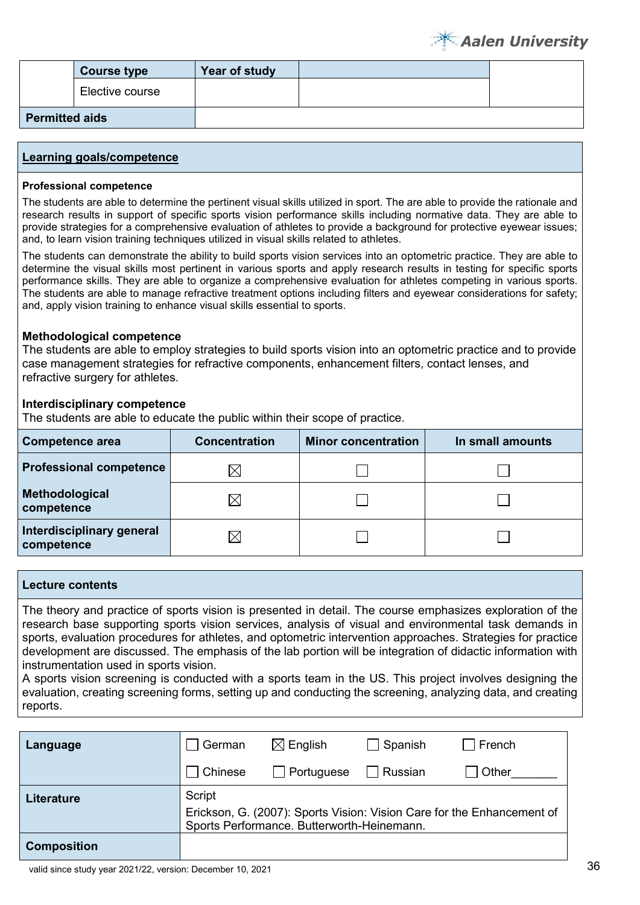| | Course type | Year of study | | |
|---|---|---|---|---|
| | Elective course | | | |
| **Permitted aids** | | | | |

| **Learning goals/competence** |
|---|

**Professional competence**

The students are able to determine the pertinent visual skills utilized in sport. The are able to provide the rationale and research results in support of specific sports vision performance skills including normative data. They are able to provide strategies for a comprehensive evaluation of athletes to provide a background for protective eyewear issues; and, to learn vision training techniques utilized in visual skills related to athletes.

The students can demonstrate the ability to build sports vision services into an optometric practice. They are able to determine the visual skills most pertinent in various sports and apply research results in testing for specific sports performance skills. They are able to organize a comprehensive evaluation for athletes competing in various sports. The students are able to manage refractive treatment options including filters and eyewear considerations for safety; and, apply vision training to enhance visual skills essential to sports.

**Methodological competence**

The students are able to employ strategies to build sports vision into an optometric practice and to provide case management strategies for refractive components, enhancement filters, contact lenses, and refractive surgery for athletes.

**Interdisciplinary competence**

The students are able to educate the public within their scope of practice.

| Competence area | Concentration | Minor concentration | In small amounts |
|---|---|---|---|
| **Professional competence** | ☒ | ☐ | ☐ |
| **Methodological competence** | ☒ | ☐ | ☐ |
| **Interdisciplinary general competence** | ☒ | ☐ | ☐ |

**Lecture contents**

The theory and practice of sports vision is presented in detail. The course emphasizes exploration of the research base supporting sports vision services, analysis of visual and environmental task demands in sports, evaluation procedures for athletes, and optometric intervention approaches. Strategies for practice development are discussed. The emphasis of the lab portion will be integration of didactic information with instrumentation used in sports vision.
A sports vision screening is conducted with a sports team in the US. This project involves designing the evaluation, creating screening forms, setting up and conducting the screening, analyzing data, and creating reports.

| | |
|---|---|
| **Language** | ☐ German ☒ English ☐ Spanish ☐ French<br>☐ Chinese ☐ Portuguese ☐ Russian ☐ Other_______ |
| **Literature** | Script<br>Erickson, G. (2007): Sports Vision: Vision Care for the Enhancement of Sports Performance. Butterworth-Heinemann. |
| **Composition** | |

valid since study year 2021/22, version: December 10, 2021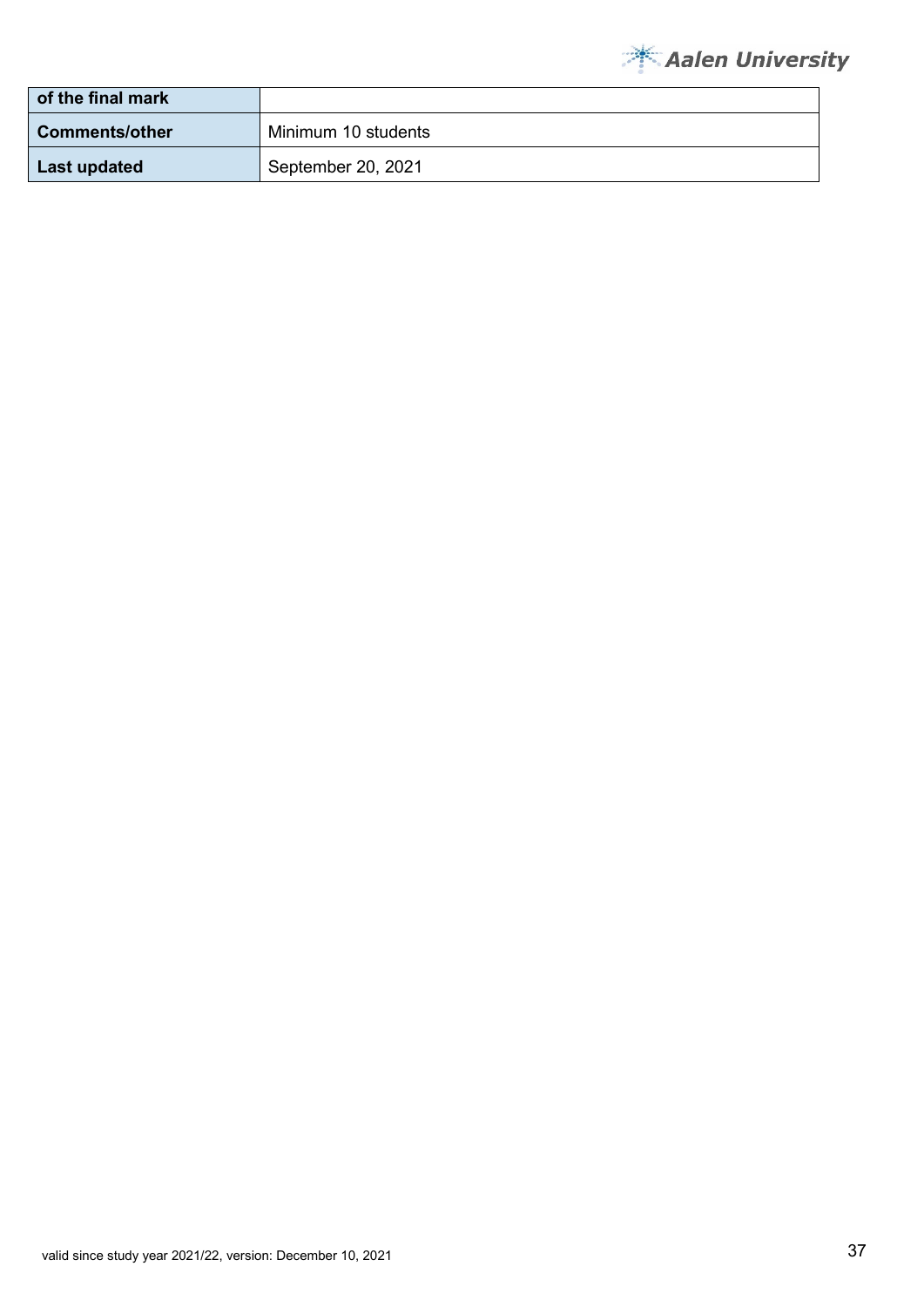| of the final mark | |
|---|---|
| **Comments/other** | Minimum 10 students |
| **Last updated** | September 20, 2021 |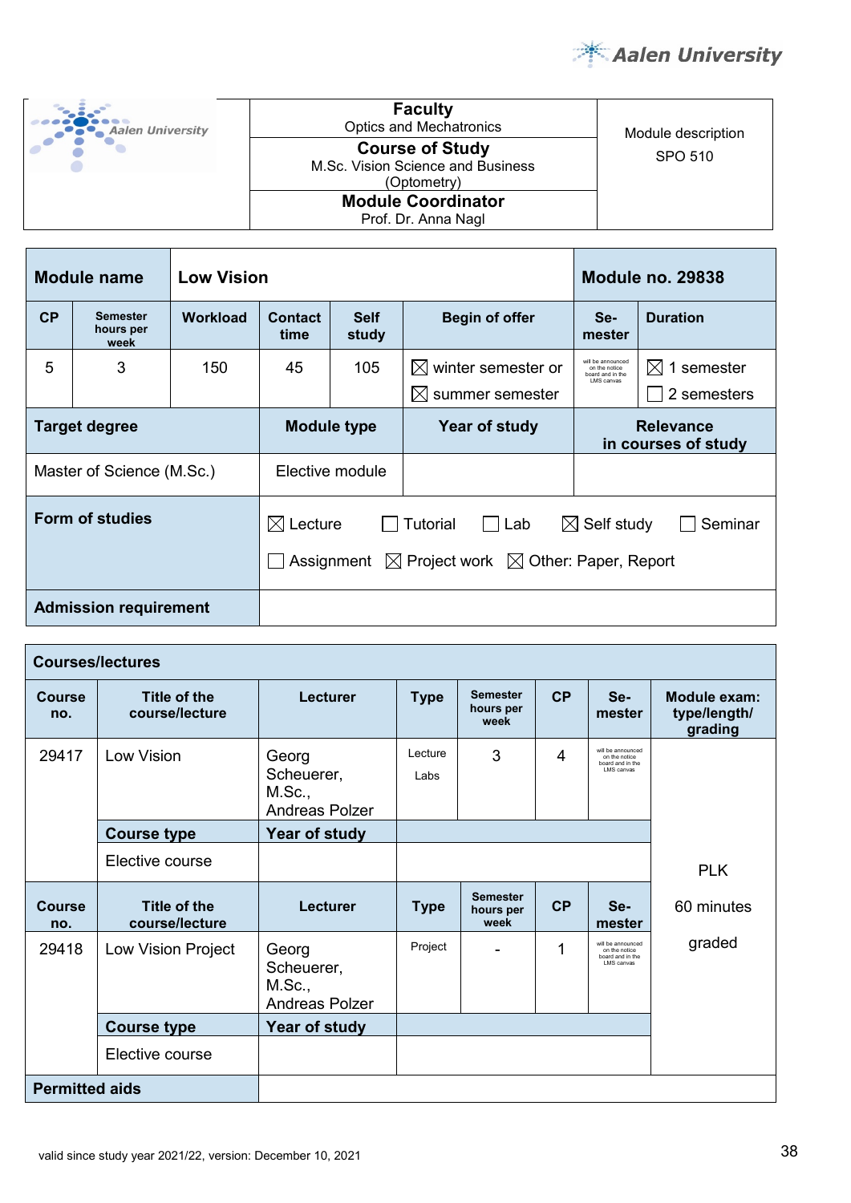| Faculty | Module description |
|---|---|
| Optics and Mechatronics | SPO 510 |
| **Course of Study** | |
| M.Sc. Vision Science and Business (Optometry) | |
| **Module Coordinator** | |
| Prof. Dr. Anna Nagl | |

| **Module name** | **Low Vision** | | | | | **Module no. 29838** | |
|---|---|---|---|---|---|---|---|
| **CP** | **Semester hours per week** | **Workload** | **Contact time** | **Self study** | **Begin of offer** | **Se-mester** | **Duration** |
| 5 | 3 | 150 | 45 | 105 | ☒ winter semester or ☒ summer semester | will be announced on the notice board and in the LMS canvas | ☒ 1 semester ☐ 2 semesters |
| **Target degree** | | **Module type** | | | **Year of study** | **Relevance in courses of study** | |
| Master of Science (M.Sc.) | | Elective module | | | | | |
| **Form of studies** | | ☒ Lecture ☐ Tutorial ☐ Lab ☒ Self study ☐ Seminar ☐ Assignment ☒ Project work ☒ Other: Paper, Report | | | | | |
| **Admission requirement** | | | | | | | |

| **Courses/lectures** | | | | | | | |
|---|---|---|---|---|---|---|---|
| **Course no.** | **Title of the course/lecture** | **Lecturer** | **Type** | **Semester hours per week** | **CP** | **Se-mester** | **Module exam: type/length/ grading** |
| 29417 | Low Vision | Georg Scheuerer, M.Sc., Andreas Polzer | Lecture Labs | 3 | 4 | will be announced on the notice board and in the LMS canvas | PLK 60 minutes graded |
| | **Course type** | **Year of study** | | | | | |
| | Elective course | | | | | | |
| **Course no.** | **Title of the course/lecture** | **Lecturer** | **Type** | **Semester hours per week** | **CP** | **Se-mester** | |
| 29418 | Low Vision Project | Georg Scheuerer, M.Sc., Andreas Polzer | Project | - | 1 | will be announced on the notice board and in the LMS canvas | |
| | **Course type** | **Year of study** | | | | | |
| | Elective course | | | | | | |
| **Permitted aids** | | | | | | | |

valid since study year 2021/22, version: December 10, 2021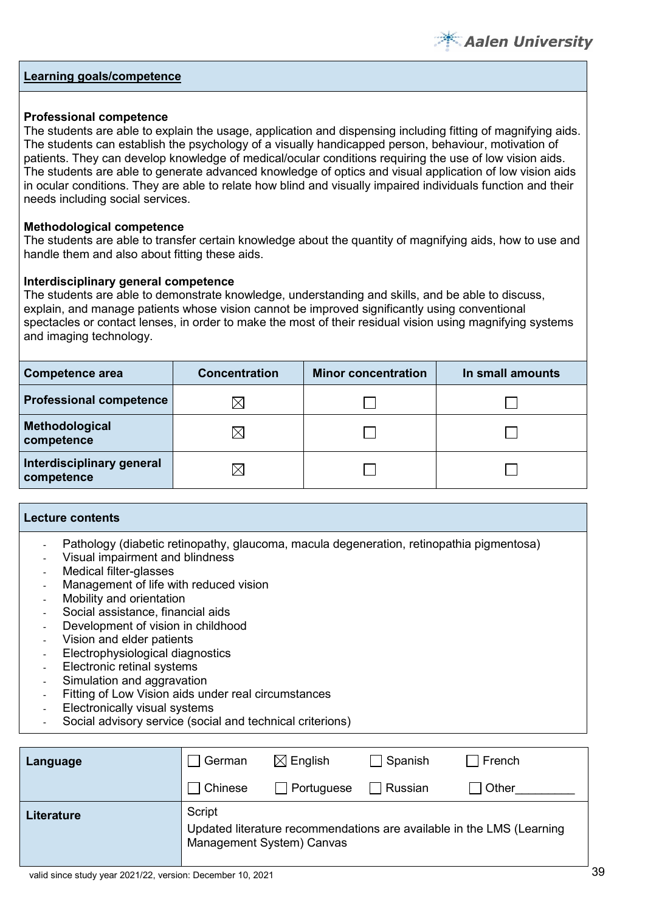## Learning goals/competence

**Professional competence**
The students are able to explain the usage, application and dispensing including fitting of magnifying aids. The students can establish the psychology of a visually handicapped person, behaviour, motivation of patients. They can develop knowledge of medical/ocular conditions requiring the use of low vision aids. The students are able to generate advanced knowledge of optics and visual application of low vision aids in ocular conditions. They are able to relate how blind and visually impaired individuals function and their needs including social services.

**Methodological competence**
The students are able to transfer certain knowledge about the quantity of magnifying aids, how to use and handle them and also about fitting these aids.

**Interdisciplinary general competence**
The students are able to demonstrate knowledge, understanding and skills, and be able to discuss, explain, and manage patients whose vision cannot be improved significantly using conventional spectacles or contact lenses, in order to make the most of their residual vision using magnifying systems and imaging technology.

| Competence area | Concentration | Minor concentration | In small amounts |
|---|---|---|---|
| **Professional competence** | ☒ | ☐ | ☐ |
| **Methodological competence** | ☒ | ☐ | ☐ |
| **Interdisciplinary general competence** | ☒ | ☐ | ☐ |

## Lecture contents

- Pathology (diabetic retinopathy, glaucoma, macula degeneration, retinopathia pigmentosa)
- Visual impairment and blindness
- Medical filter-glasses
- Management of life with reduced vision
- Mobility and orientation
- Social assistance, financial aids
- Development of vision in childhood
- Vision and elder patients
- Electrophysiological diagnostics
- Electronic retinal systems
- Simulation and aggravation
- Fitting of Low Vision aids under real circumstances
- Electronically visual systems
- Social advisory service (social and technical criterions)

| | | | | |
|---|---|---|---|---|
| **Language** | ☐ German | ☒ English | ☐ Spanish | ☐ French |
| | ☐ Chinese | ☐ Portuguese | ☐ Russian | ☐ Other_________ |
| **Literature** | Script<br>Updated literature recommendations are available in the LMS (Learning Management System) Canvas | | | |

valid since study year 2021/22, version: December 10, 2021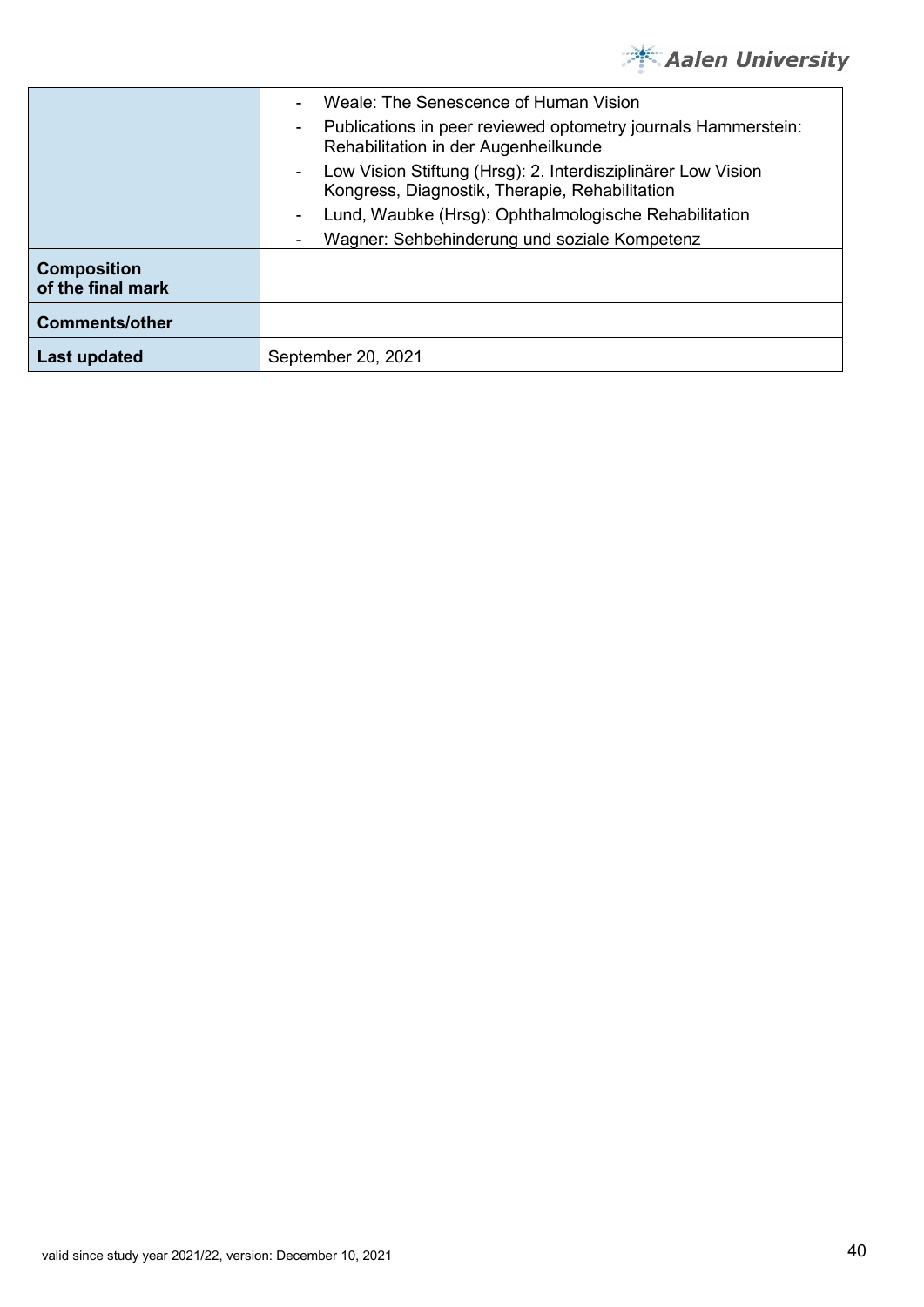| | |
|---|---|
| | - Weale: The Senescence of Human Vision<br>- Publications in peer reviewed optometry journals Hammerstein: Rehabilitation in der Augenheilkunde<br>- Low Vision Stiftung (Hrsg): 2. Interdisziplinärer Low Vision Kongress, Diagnostik, Therapie, Rehabilitation<br>- Lund, Waubke (Hrsg): Ophthalmologische Rehabilitation<br>- Wagner: Sehbehinderung und soziale Kompetenz |
| **Composition of the final mark** | |
| **Comments/other** | |
| **Last updated** | September 20, 2021 |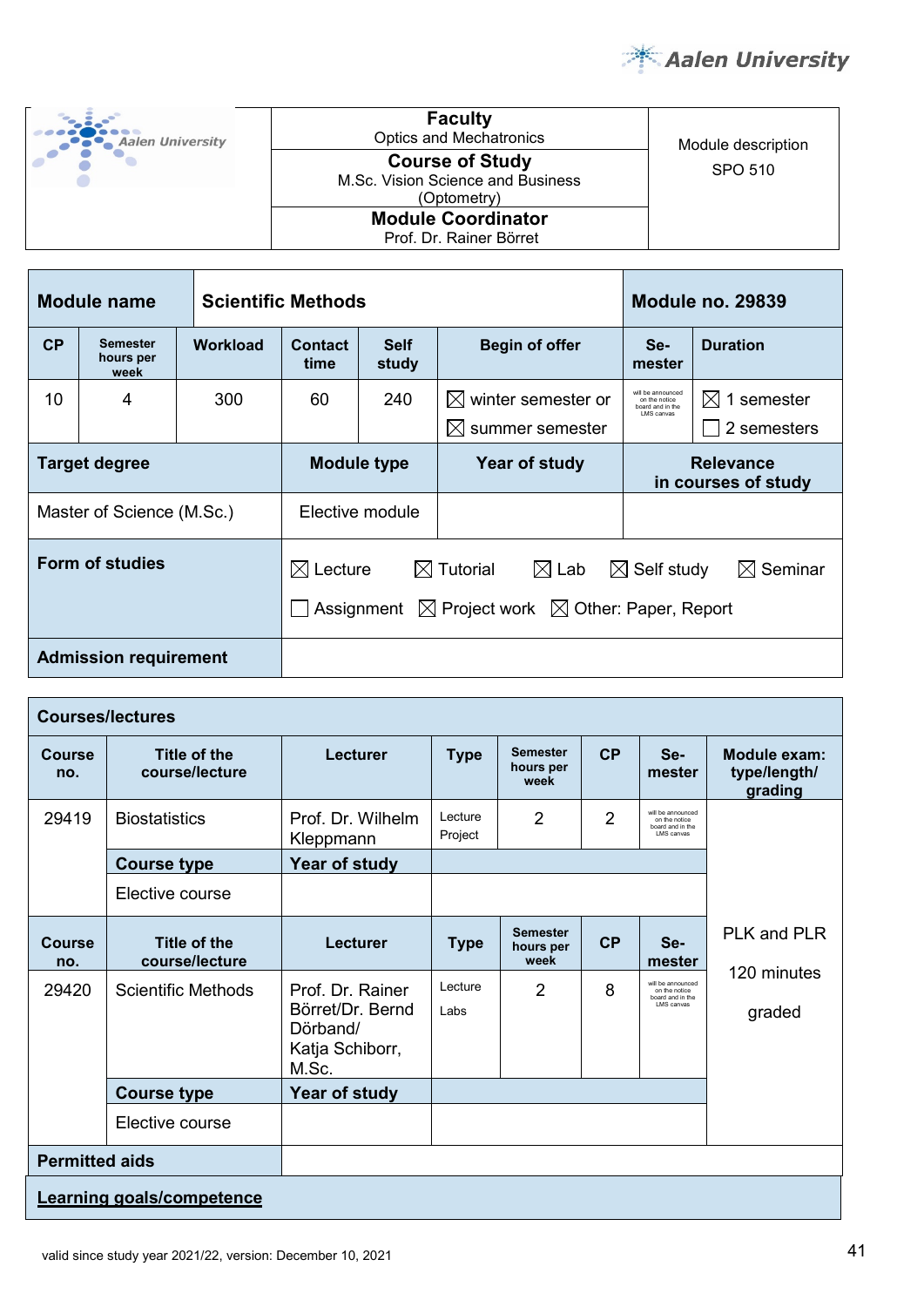| Faculty<br>Optics and Mechatronics | Module description<br>SPO 510 |
|---|---|
| **Course of Study**<br>M.Sc. Vision Science and Business (Optometry) | |
| **Module Coordinator**<br>Prof. Dr. Rainer Börret | |

| **Module name** | **Scientific Methods** | | | | | **Module no. 29839** | |
|---|---|---|---|---|---|---|---|
| **CP** | **Semester hours per week** | **Workload** | **Contact time** | **Self study** | **Begin of offer** | **Se-mester** | **Duration** |
| 10 | 4 | 300 | 60 | 240 | ☒ winter semester or<br>☒ summer semester | will be announced on the notice board and in the LMS canvas | ☒ 1 semester<br>☐ 2 semesters |
| **Target degree** | | **Module type** | | **Year of study** | | **Relevance in courses of study** | |
| Master of Science (M.Sc.) | | Elective module | | | | | |
| **Form of studies** | | ☒ Lecture ☒ Tutorial ☒ Lab ☒ Self study ☒ Seminar<br>☐ Assignment ☒ Project work ☒ Other: Paper, Report | | | | | |
| **Admission requirement** | | | | | | | |

| **Courses/lectures** | | | | | | | |
|---|---|---|---|---|---|---|---|
| **Course no.** | **Title of the course/lecture** | **Lecturer** | **Type** | **Semester hours per week** | **CP** | **Se-mester** | **Module exam: type/length/ grading** |
| 29419 | Biostatistics | Prof. Dr. Wilhelm Kleppmann | Lecture<br>Project | 2 | 2 | will be announced on the notice board and in the LMS canvas | PLK and PLR<br><br>120 minutes<br><br>graded |
| | **Course type** | **Year of study** | | | | | |
| | Elective course | | | | | | |
| **Course no.** | **Title of the course/lecture** | **Lecturer** | **Type** | **Semester hours per week** | **CP** | **Se-mester** | |
| 29420 | Scientific Methods | Prof. Dr. Rainer Börret/Dr. Bernd Dörband/ Katja Schiborr, M.Sc. | Lecture<br>Labs | 2 | 8 | will be announced on the notice board and in the LMS canvas | |
| | **Course type** | **Year of study** | | | | | |
| | Elective course | | | | | | |
| **Permitted aids** | | | | | | | |

**Learning goals/competence**

valid since study year 2021/22, version: December 10, 2021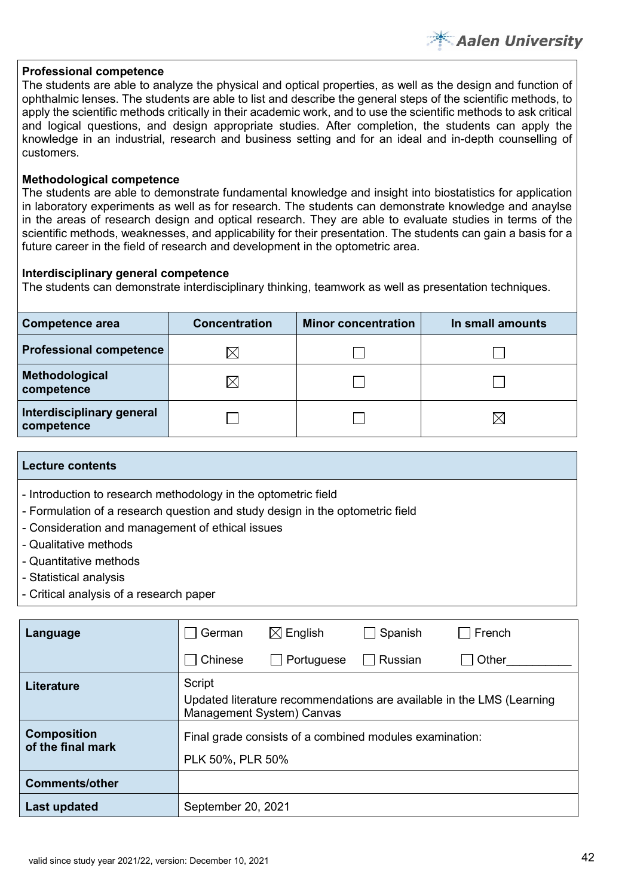**Professional competence**
The students are able to analyze the physical and optical properties, as well as the design and function of ophthalmic lenses. The students are able to list and describe the general steps of the scientific methods, to apply the scientific methods critically in their academic work, and to use the scientific methods to ask critical and logical questions, and design appropriate studies. After completion, the students can apply the knowledge in an industrial, research and business setting and for an ideal and in-depth counselling of customers.

**Methodological competence**
The students are able to demonstrate fundamental knowledge and insight into biostatistics for application in laboratory experiments as well as for research. The students can demonstrate knowledge and anaylse in the areas of research design and optical research. They are able to evaluate studies in terms of the scientific methods, weaknesses, and applicability for their presentation. The students can gain a basis for a future career in the field of research and development in the optometric area.

**Interdisciplinary general competence**
The students can demonstrate interdisciplinary thinking, teamwork as well as presentation techniques.

| Competence area | Concentration | Minor concentration | In small amounts |
|---|---|---|---|
| Professional competence | ☒ | ☐ | ☐ |
| Methodological competence | ☒ | ☐ | ☐ |
| Interdisciplinary general competence | ☐ | ☐ | ☒ |

| Lecture contents |
|---|
| - Introduction to research methodology in the optometric field<br>- Formulation of a research question and study design in the optometric field<br>- Consideration and management of ethical issues<br>- Qualitative methods<br>- Quantitative methods<br>- Statistical analysis<br>- Critical analysis of a research paper |

| | |
|---|---|
| **Language** | ☐ German ☒ English ☐ Spanish ☐ French<br>☐ Chinese ☐ Portuguese ☐ Russian ☐ Other__________ |
| **Literature** | Script<br>Updated literature recommendations are available in the LMS (Learning Management System) Canvas |
| **Composition of the final mark** | Final grade consists of a combined modules examination:<br>PLK 50%, PLR 50% |
| **Comments/other** | |
| **Last updated** | September 20, 2021 |

valid since study year 2021/22, version: December 10, 2021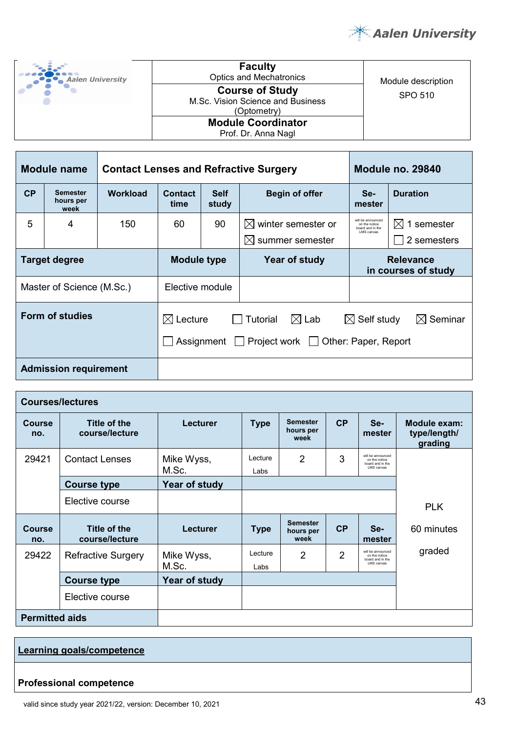| Faculty Optics and Mechatronics | Module description SPO 510 |
|---|---|
| **Course of Study** M.Sc. Vision Science and Business (Optometry) | |
| **Module Coordinator** Prof. Dr. Anna Nagl | |

| **Module name** | | **Contact Lenses and Refractive Surgery** | | | | **Module no. 29840** | |
|---|---|---|---|---|---|---|---|
| **CP** | **Semester hours per week** | **Workload** | **Contact time** | **Self study** | **Begin of offer** | **Se-mester** | **Duration** |
| 5 | 4 | 150 | 60 | 90 | ☒ winter semester or ☒ summer semester | will be announced on the notice board and in the LMS canvas | ☒ 1 semester ☐ 2 semesters |
| **Target degree** | | | **Module type** | | **Year of study** | **Relevance in courses of study** | |
| Master of Science (M.Sc.) | | | Elective module | | | | |
| **Form of studies** | | | ☒ Lecture ☐ Tutorial ☒ Lab ☒ Self study ☒ Seminar ☐ Assignment ☐ Project work ☐ Other: Paper, Report | | | | |
| **Admission requirement** | | | | | | | |

**Courses/lectures**

| Course no. | Title of the course/lecture | Lecturer | Type | Semester hours per week | CP | Se-mester | Module exam: type/length/ grading |
|---|---|---|---|---|---|---|---|
| 29421 | Contact Lenses | Mike Wyss, M.Sc. | Lecture Labs | 2 | 3 | will be announced on the notice board and in the LMS canvas | PLK 60 minutes graded |
| | **Course type** | **Year of study** | | | | | |
| | Elective course | | | | | | |
| **Course no.** | **Title of the course/lecture** | **Lecturer** | **Type** | **Semester hours per week** | **CP** | **Se-mester** | |
| 29422 | Refractive Surgery | Mike Wyss, M.Sc. | Lecture Labs | 2 | 2 | will be announced on the notice board and in the LMS canvas | |
| | **Course type** | **Year of study** | | | | | |
| | Elective course | | | | | | |
| **Permitted aids** | | | | | | | |

**Learning goals/competence**

**Professional competence**

valid since study year 2021/22, version: December 10, 2021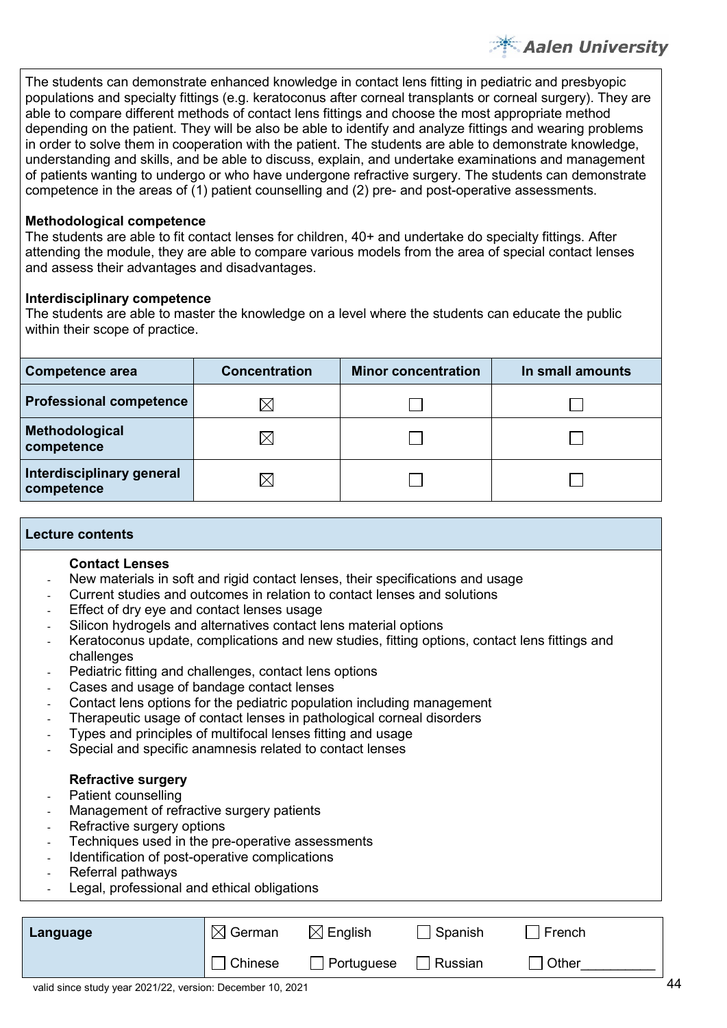The students can demonstrate enhanced knowledge in contact lens fitting in pediatric and presbyopic populations and specialty fittings (e.g. keratoconus after corneal transplants or corneal surgery). They are able to compare different methods of contact lens fittings and choose the most appropriate method depending on the patient. They will be also be able to identify and analyze fittings and wearing problems in order to solve them in cooperation with the patient. The students are able to demonstrate knowledge, understanding and skills, and be able to discuss, explain, and undertake examinations and management of patients wanting to undergo or who have undergone refractive surgery. The students can demonstrate competence in the areas of (1) patient counselling and (2) pre- and post-operative assessments.

**Methodological competence**
The students are able to fit contact lenses for children, 40+ and undertake do specialty fittings. After attending the module, they are able to compare various models from the area of special contact lenses and assess their advantages and disadvantages.

**Interdisciplinary competence**
The students are able to master the knowledge on a level where the students can educate the public within their scope of practice.

| Competence area | Concentration | Minor concentration | In small amounts |
|---|---|---|---|
| **Professional competence** | ☒ | ☐ | ☐ |
| **Methodological competence** | ☒ | ☐ | ☐ |
| **Interdisciplinary general competence** | ☒ | ☐ | ☐ |

**Lecture contents**

**Contact Lenses**

- New materials in soft and rigid contact lenses, their specifications and usage
- Current studies and outcomes in relation to contact lenses and solutions
- Effect of dry eye and contact lenses usage
- Silicon hydrogels and alternatives contact lens material options
- Keratoconus update, complications and new studies, fitting options, contact lens fittings and challenges
- Pediatric fitting and challenges, contact lens options
- Cases and usage of bandage contact lenses
- Contact lens options for the pediatric population including management
- Therapeutic usage of contact lenses in pathological corneal disorders
- Types and principles of multifocal lenses fitting and usage
- Special and specific anamnesis related to contact lenses

**Refractive surgery**

- Patient counselling
- Management of refractive surgery patients
- Refractive surgery options
- Techniques used in the pre-operative assessments
- Identification of post-operative complications
- Referral pathways
- Legal, professional and ethical obligations

| **Language** | ☒ German | ☒ English | ☐ Spanish | ☐ French |
|---|---|---|---|---|
| | ☐ Chinese | ☐ Portuguese | ☐ Russian | ☐ Other__________ |

valid since study year 2021/22, version: December 10, 2021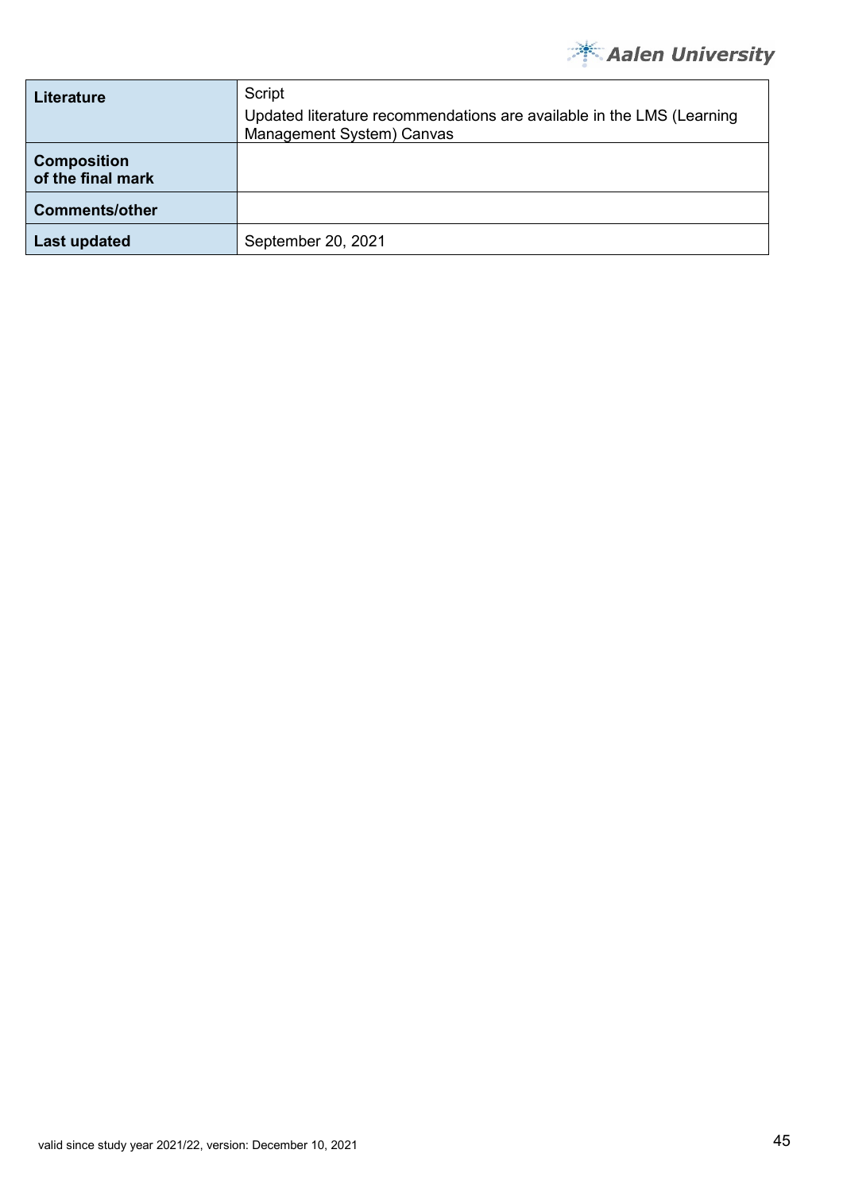| **Literature** | Script<br>Updated literature recommendations are available in the LMS (Learning Management System) Canvas |
|---|---|
| **Composition of the final mark** | |
| **Comments/other** | |
| **Last updated** | September 20, 2021 |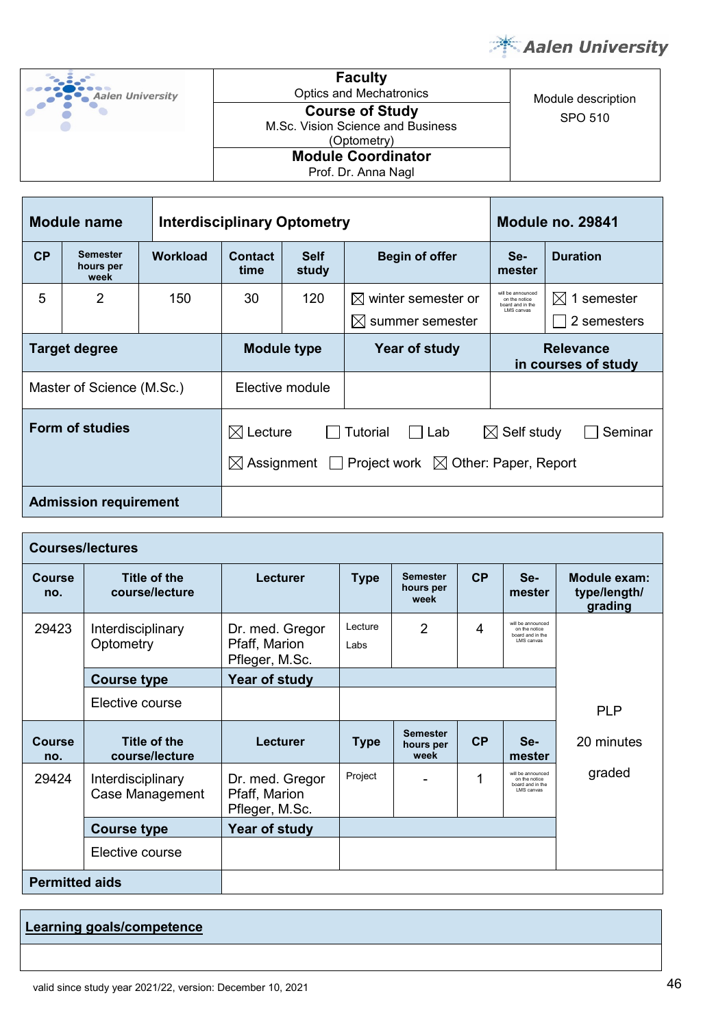| Faculty | Module description |
|---|---|
| Optics and Mechatronics | SPO 510 |
| **Course of Study** | |
| M.Sc. Vision Science and Business (Optometry) | |
| **Module Coordinator** | |
| Prof. Dr. Anna Nagl | |

| Module name | Interdisciplinary Optometry | | | | | Module no. 29841 | |
|---|---|---|---|---|---|---|---|
| **CP** | **Semester hours per week** | **Workload** | **Contact time** | **Self study** | **Begin of offer** | **Se-mester** | **Duration** |
| 5 | 2 | 150 | 30 | 120 | ☒ winter semester or ☒ summer semester | will be announced on the notice board and in the LMS canvas | ☒ 1 semester ☐ 2 semesters |
| **Target degree** | | **Module type** | | | **Year of study** | **Relevance in courses of study** | |
| Master of Science (M.Sc.) | | Elective module | | | | | |
| **Form of studies** | | ☒ Lecture ☐ Tutorial ☐ Lab ☒ Self study ☐ Seminar ☒ Assignment ☐ Project work ☒ Other: Paper, Report | | | | | |
| **Admission requirement** | | | | | | | |

**Courses/lectures**

| Course no. | Title of the course/lecture | Lecturer | Type | Semester hours per week | CP | Se-mester | Module exam: type/length/ grading |
|---|---|---|---|---|---|---|---|
| 29423 | Interdisciplinary Optometry | Dr. med. Gregor Pfaff, Marion Pfleger, M.Sc. | Lecture Labs | 2 | 4 | will be announced on the notice board and in the LMS canvas | PLP 20 minutes graded |
| | **Course type** | **Year of study** | | | | | |
| | Elective course | | | | | | |
| **Course no.** | **Title of the course/lecture** | **Lecturer** | **Type** | **Semester hours per week** | **CP** | **Se-mester** | |
| 29424 | Interdisciplinary Case Management | Dr. med. Gregor Pfaff, Marion Pfleger, M.Sc. | Project | - | 1 | will be announced on the notice board and in the LMS canvas | |
| | **Course type** | **Year of study** | | | | | |
| | Elective course | | | | | | |
| **Permitted aids** | | | | | | | |

**Learning goals/competence**

valid since study year 2021/22, version: December 10, 2021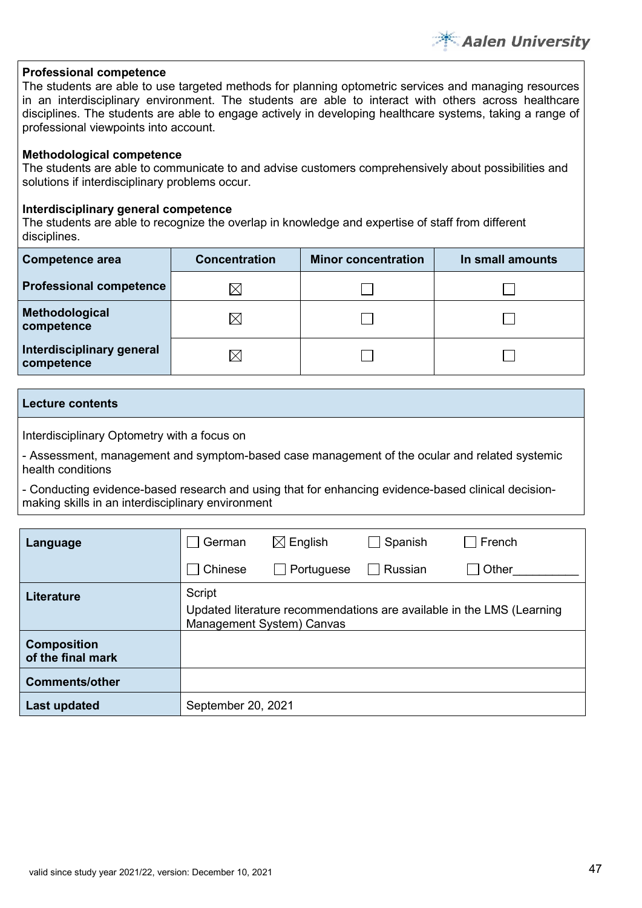**Professional competence**
The students are able to use targeted methods for planning optometric services and managing resources in an interdisciplinary environment. The students are able to interact with others across healthcare disciplines. The students are able to engage actively in developing healthcare systems, taking a range of professional viewpoints into account.

**Methodological competence**
The students are able to communicate to and advise customers comprehensively about possibilities and solutions if interdisciplinary problems occur.

**Interdisciplinary general competence**
The students are able to recognize the overlap in knowledge and expertise of staff from different disciplines.

| Competence area | Concentration | Minor concentration | In small amounts |
|---|---|---|---|
| Professional competence | ☒ | ☐ | ☐ |
| Methodological competence | ☒ | ☐ | ☐ |
| Interdisciplinary general competence | ☒ | ☐ | ☐ |

| Lecture contents |
|---|
| Interdisciplinary Optometry with a focus on<br>- Assessment, management and symptom-based case management of the ocular and related systemic health conditions<br>- Conducting evidence-based research and using that for enhancing evidence-based clinical decision-making skills in an interdisciplinary environment |

| | |
|---|---|
| **Language** | ☐ German ☒ English ☐ Spanish ☐ French<br>☐ Chinese ☐ Portuguese ☐ Russian ☐ Other__________ |
| **Literature** | Script<br>Updated literature recommendations are available in the LMS (Learning Management System) Canvas |
| **Composition of the final mark** | |
| **Comments/other** | |
| **Last updated** | September 20, 2021 |

valid since study year 2021/22, version: December 10, 2021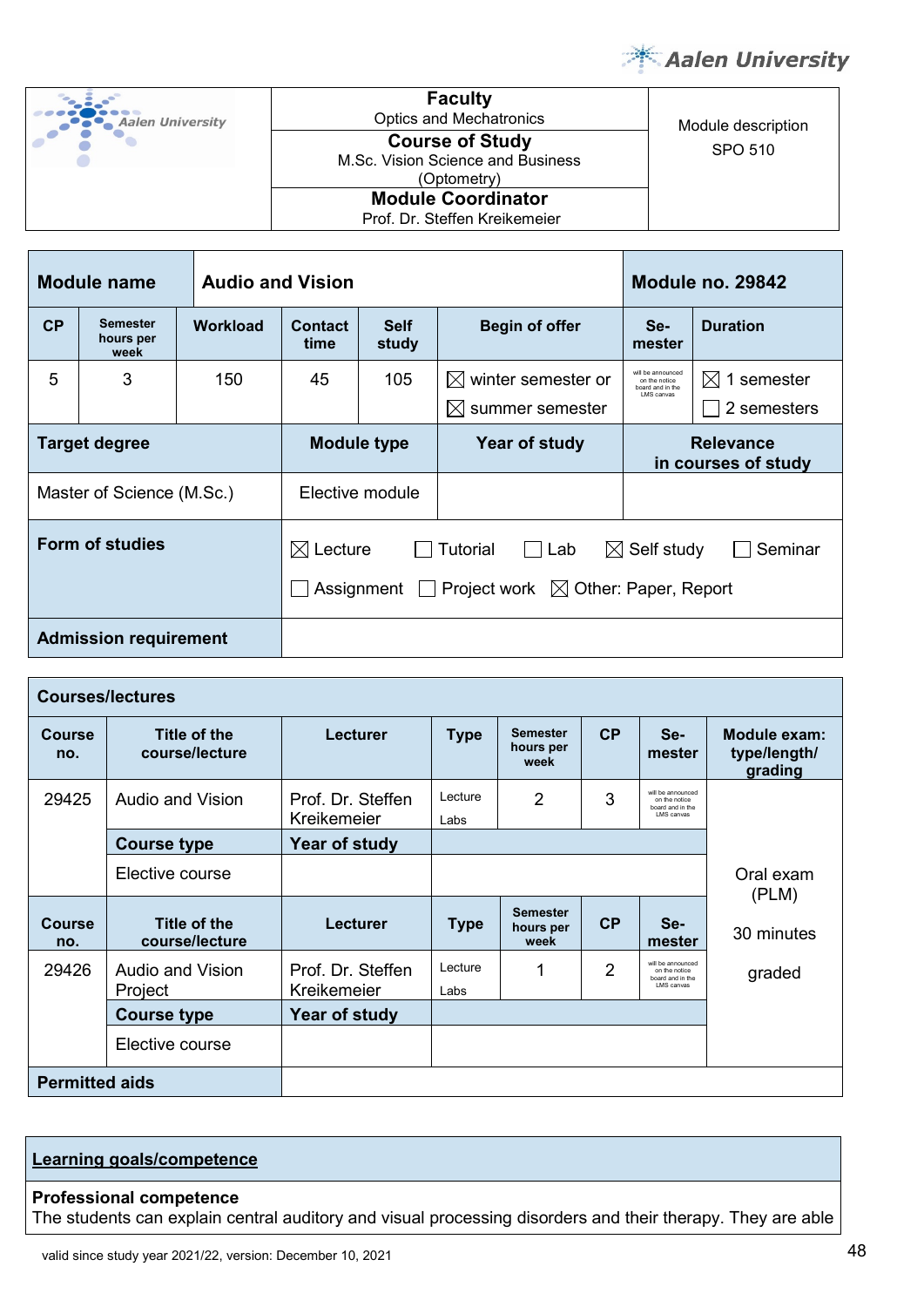| Faculty | Module description |
|---|---|
| Optics and Mechatronics | SPO 510 |
| **Course of Study** M.Sc. Vision Science and Business (Optometry) | |
| **Module Coordinator** Prof. Dr. Steffen Kreikemeier | |

| **Module name** | **Audio and Vision** | | | | | **Module no. 29842** | |
|---|---|---|---|---|---|---|---|
| **CP** | **Semester hours per week** | **Workload** | **Contact time** | **Self study** | **Begin of offer** | **Se-mester** | **Duration** |
| 5 | 3 | 150 | 45 | 105 | ☒ winter semester or ☒ summer semester | will be announced on the notice board and in the LMS canvas | ☒ 1 semester ☐ 2 semesters |
| **Target degree** | | | **Module type** | | **Year of study** | **Relevance in courses of study** | |
| Master of Science (M.Sc.) | | | Elective module | | | | |
| **Form of studies** | | | ☒ Lecture ☐ Tutorial ☐ Lab ☒ Self study ☐ Seminar ☐ Assignment ☐ Project work ☒ Other: Paper, Report | | | | |
| **Admission requirement** | | | | | | | |

| **Courses/lectures** | | | | | | | |
|---|---|---|---|---|---|---|---|
| **Course no.** | **Title of the course/lecture** | **Lecturer** | **Type** | **Semester hours per week** | **CP** | **Se-mester** | **Module exam: type/length/ grading** |
| 29425 | Audio and Vision | Prof. Dr. Steffen Kreikemeier | Lecture Labs | 2 | 3 | will be announced on the notice board and in the LMS canvas | Oral exam (PLM) 30 minutes graded |
| | **Course type** | **Year of study** | | | | | |
| | Elective course | | | | | | |
| **Course no.** | **Title of the course/lecture** | **Lecturer** | **Type** | **Semester hours per week** | **CP** | **Se-mester** | |
| 29426 | Audio and Vision Project | Prof. Dr. Steffen Kreikemeier | Lecture Labs | 1 | 2 | will be announced on the notice board and in the LMS canvas | |
| | **Course type** | **Year of study** | | | | | |
| | Elective course | | | | | | |
| **Permitted aids** | | | | | | | |

**Learning goals/competence**

**Professional competence**
The students can explain central auditory and visual processing disorders and their therapy. They are able

valid since study year 2021/22, version: December 10, 2021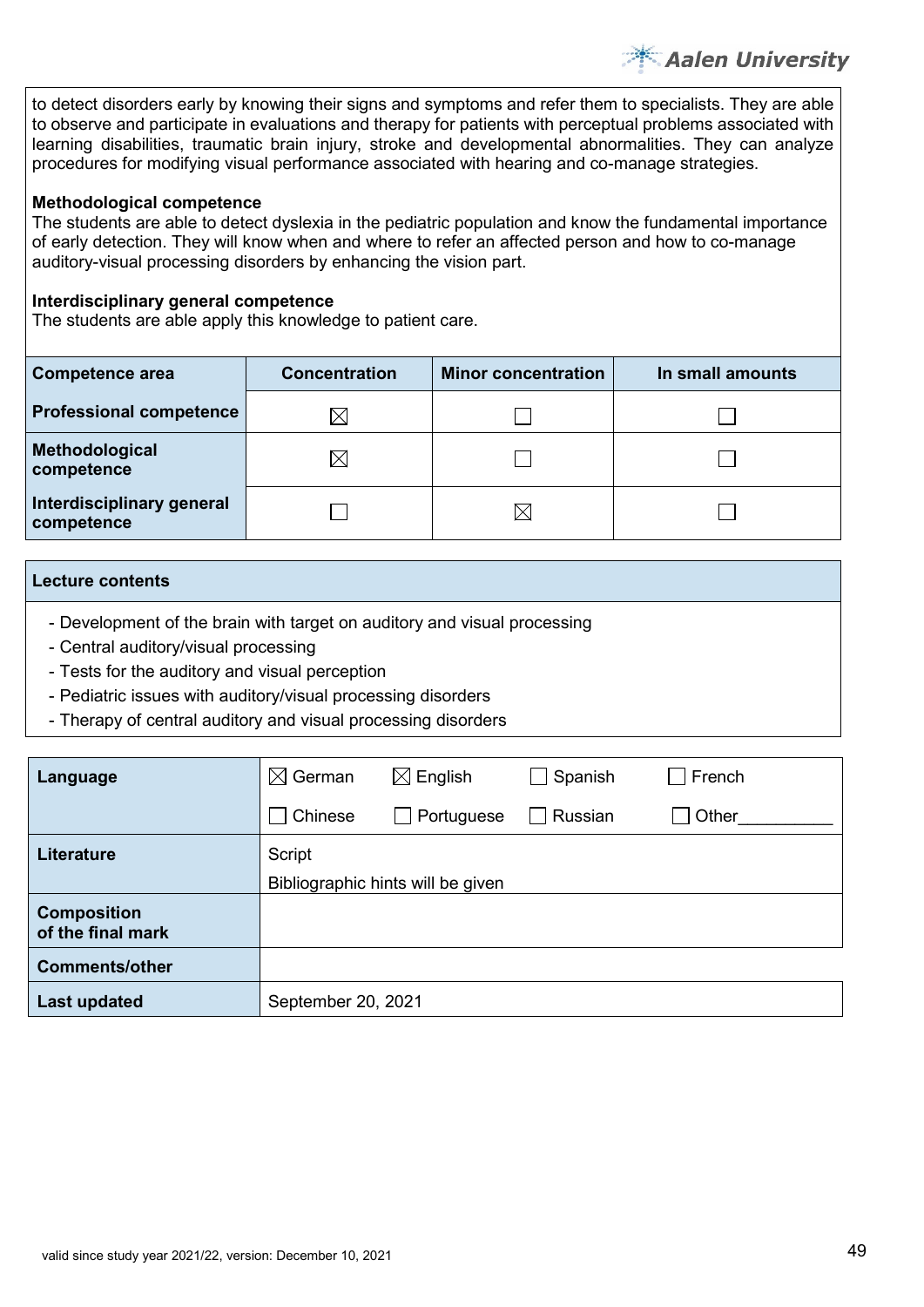to detect disorders early by knowing their signs and symptoms and refer them to specialists. They are able to observe and participate in evaluations and therapy for patients with perceptual problems associated with learning disabilities, traumatic brain injury, stroke and developmental abnormalities. They can analyze procedures for modifying visual performance associated with hearing and co-manage strategies.

**Methodological competence**
The students are able to detect dyslexia in the pediatric population and know the fundamental importance of early detection. They will know when and where to refer an affected person and how to co-manage auditory-visual processing disorders by enhancing the vision part.

**Interdisciplinary general competence**
The students are able apply this knowledge to patient care.

| Competence area | Concentration | Minor concentration | In small amounts |
|---|---|---|---|
| **Professional competence** | ☒ | ☐ | ☐ |
| **Methodological competence** | ☒ | ☐ | ☐ |
| **Interdisciplinary general competence** | ☐ | ☒ | ☐ |

| **Lecture contents** |
|---|
| - Development of the brain with target on auditory and visual processing<br>- Central auditory/visual processing<br>- Tests for the auditory and visual perception<br>- Pediatric issues with auditory/visual processing disorders<br>- Therapy of central auditory and visual processing disorders |

| | |
|---|---|
| **Language** | ☒ German ☒ English ☐ Spanish ☐ French<br>☐ Chinese ☐ Portuguese ☐ Russian ☐ Other__________ |
| **Literature** | Script<br>Bibliographic hints will be given |
| **Composition of the final mark** | |
| **Comments/other** | |
| **Last updated** | September 20, 2021 |

valid since study year 2021/22, version: December 10, 2021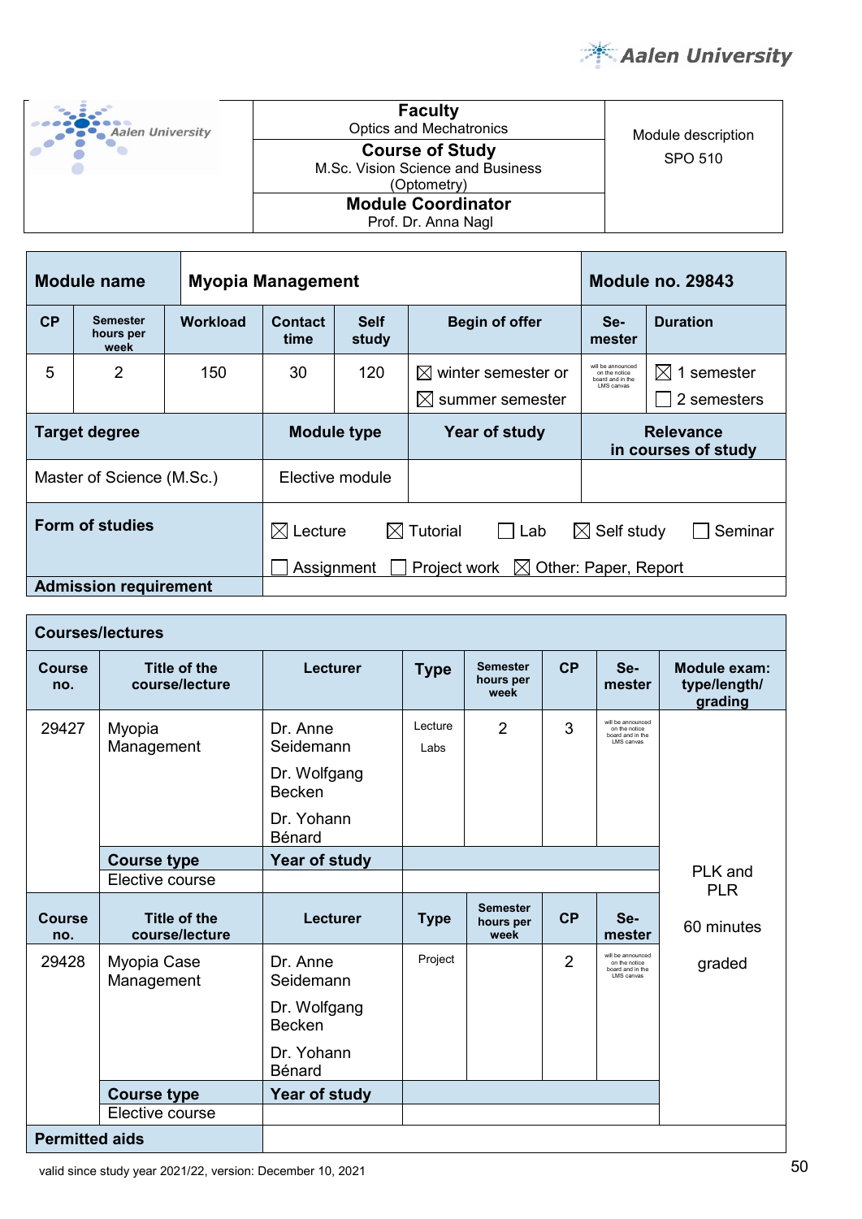| Faculty | Module description |
|---|---|
| Optics and Mechatronics | SPO 510 |
| **Course of Study** M.Sc. Vision Science and Business (Optometry) | |
| **Module Coordinator** Prof. Dr. Anna Nagl | |

| **Module name** | **Myopia Management** | | | | | **Module no. 29843** | |
|---|---|---|---|---|---|---|---|
| **CP** | **Semester hours per week** | **Workload** | **Contact time** | **Self study** | **Begin of offer** | **Se-mester** | **Duration** |
| 5 | 2 | 150 | 30 | 120 | ☒ winter semester or ☒ summer semester | will be announced on the notice board and in the LMS canvas | ☒ 1 semester ☐ 2 semesters |
| **Target degree** | | | **Module type** | | **Year of study** | **Relevance in courses of study** | |
| Master of Science (M.Sc.) | | | Elective module | | | | |
| **Form of studies** | | | ☒ Lecture ☒ Tutorial ☐ Lab ☒ Self study ☐ Seminar ☐ Assignment ☐ Project work ☒ Other: Paper, Report | | | | |
| **Admission requirement** | | | | | | | |

| **Courses/lectures** | | | | | | | |
|---|---|---|---|---|---|---|---|
| **Course no.** | **Title of the course/lecture** | **Lecturer** | **Type** | **Semester hours per week** | **CP** | **Se-mester** | **Module exam: type/length/ grading** |
| 29427 | Myopia Management | Dr. Anne Seidemann<br>Dr. Wolfgang Becken<br>Dr. Yohann Bénard | Lecture<br>Labs | 2 | 3 | will be announced on the notice board and in the LMS canvas | PLK and PLR<br>60 minutes<br>graded |
| | **Course type** | **Year of study** | | | | | |
| | Elective course | | | | | | |
| **Course no.** | **Title of the course/lecture** | **Lecturer** | **Type** | **Semester hours per week** | **CP** | **Se-mester** | |
| 29428 | Myopia Case Management | Dr. Anne Seidemann<br>Dr. Wolfgang Becken<br>Dr. Yohann Bénard | Project | | 2 | will be announced on the notice board and in the LMS canvas | |
| | **Course type** | **Year of study** | | | | | |
| | Elective course | | | | | | |
| **Permitted aids** | | | | | | | |

valid since study year 2021/22, version: December 10, 2021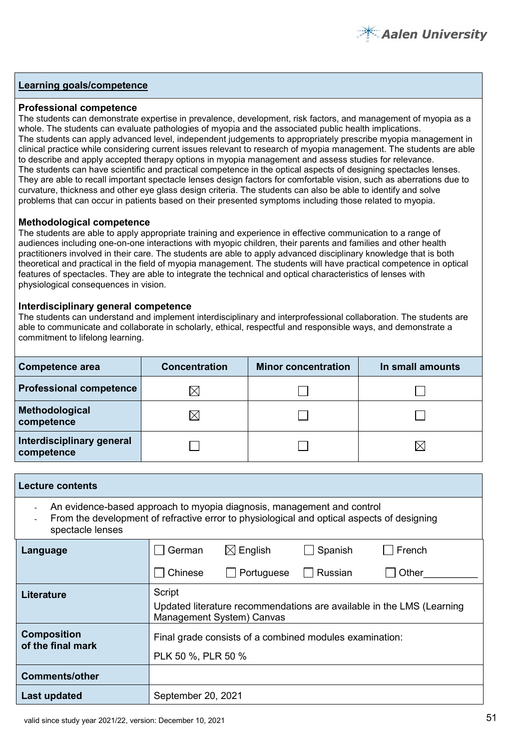**Learning goals/competence**

**Professional competence**

The students can demonstrate expertise in prevalence, development, risk factors, and management of myopia as a whole. The students can evaluate pathologies of myopia and the associated public health implications.
The students can apply advanced level, independent judgements to appropriately prescribe myopia management in clinical practice while considering current issues relevant to research of myopia management. The students are able to describe and apply accepted therapy options in myopia management and assess studies for relevance.
The students can have scientific and practical competence in the optical aspects of designing spectacles lenses. They are able to recall important spectacle lenses design factors for comfortable vision, such as aberrations due to curvature, thickness and other eye glass design criteria. The students can also be able to identify and solve problems that can occur in patients based on their presented symptoms including those related to myopia.

**Methodological competence**

The students are able to apply appropriate training and experience in effective communication to a range of audiences including one-on-one interactions with myopic children, their parents and families and other health practitioners involved in their care. The students are able to apply advanced disciplinary knowledge that is both theoretical and practical in the field of myopia management. The students will have practical competence in optical features of spectacles. They are able to integrate the technical and optical characteristics of lenses with physiological consequences in vision.

**Interdisciplinary general competence**

The students can understand and implement interdisciplinary and interprofessional collaboration. The students are able to communicate and collaborate in scholarly, ethical, respectful and responsible ways, and demonstrate a commitment to lifelong learning.

| Competence area | Concentration | Minor concentration | In small amounts |
|---|---|---|---|
| Professional competence | ☒ | ☐ | ☐ |
| Methodological competence | ☒ | ☐ | ☐ |
| Interdisciplinary general competence | ☐ | ☐ | ☒ |

**Lecture contents**

- An evidence-based approach to myopia diagnosis, management and control
- From the development of refractive error to physiological and optical aspects of designing spectacle lenses

| | |
|---|---|
| **Language** | ☐ German ☒ English ☐ Spanish ☐ French ☐ Chinese ☐ Portuguese ☐ Russian ☐ Other__________ |
| **Literature** | Script<br>Updated literature recommendations are available in the LMS (Learning Management System) Canvas |
| **Composition of the final mark** | Final grade consists of a combined modules examination:<br>PLK 50 %, PLR 50 % |
| **Comments/other** | |
| **Last updated** | September 20, 2021 |

valid since study year 2021/22, version: December 10, 2021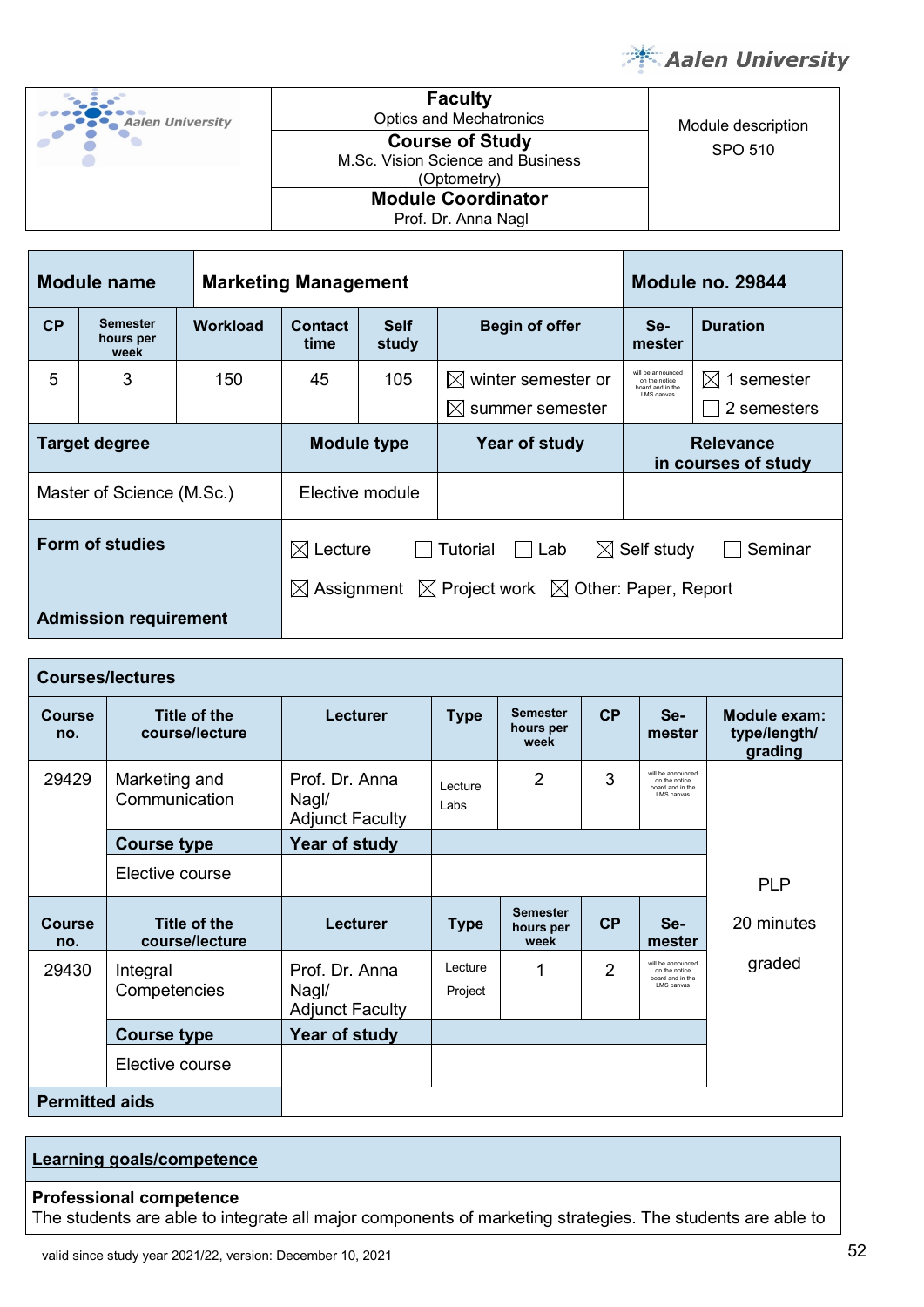| | Faculty<br>Optics and Mechatronics | Module description<br>SPO 510 |
|---|---|---|
| | **Course of Study**<br>M.Sc. Vision Science and Business (Optometry) | |
| | **Module Coordinator**<br>Prof. Dr. Anna Nagl | |

| **Module name** | **Marketing Management** | | | | | **Module no. 29844** | |
|---|---|---|---|---|---|---|---|
| **CP** | **Semester hours per week** | **Workload** | **Contact time** | **Self study** | **Begin of offer** | **Se-mester** | **Duration** |
| 5 | 3 | 150 | 45 | 105 | ☒ winter semester or ☒ summer semester | will be announced on the notice board and in the LMS canvas | ☒ 1 semester ☐ 2 semesters |
| **Target degree** | | **Module type** | | **Year of study** | | **Relevance in courses of study** | |
| Master of Science (M.Sc.) | | Elective module | | | | | |
| **Form of studies** | | ☒ Lecture ☐ Tutorial ☐ Lab ☒ Self study ☐ Seminar ☒ Assignment ☒ Project work ☒ Other: Paper, Report | | | | | |
| **Admission requirement** | | | | | | | |

| **Courses/lectures** | | | | | | | |
|---|---|---|---|---|---|---|---|
| **Course no.** | **Title of the course/lecture** | **Lecturer** | **Type** | **Semester hours per week** | **CP** | **Se-mester** | **Module exam: type/length/ grading** |
| 29429 | Marketing and Communication | Prof. Dr. Anna Nagl/ Adjunct Faculty | Lecture Labs | 2 | 3 | will be announced on the notice board and in the LMS canvas | PLP 20 minutes graded |
| | **Course type** | **Year of study** | | | | | |
| | Elective course | | | | | | |
| **Course no.** | **Title of the course/lecture** | **Lecturer** | **Type** | **Semester hours per week** | **CP** | **Se-mester** | |
| 29430 | Integral Competencies | Prof. Dr. Anna Nagl/ Adjunct Faculty | Lecture Project | 1 | 2 | will be announced on the notice board and in the LMS canvas | |
| | **Course type** | **Year of study** | | | | | |
| | Elective course | | | | | | |
| **Permitted aids** | | | | | | | |

## Learning goals/competence

**Professional competence**
The students are able to integrate all major components of marketing strategies. The students are able to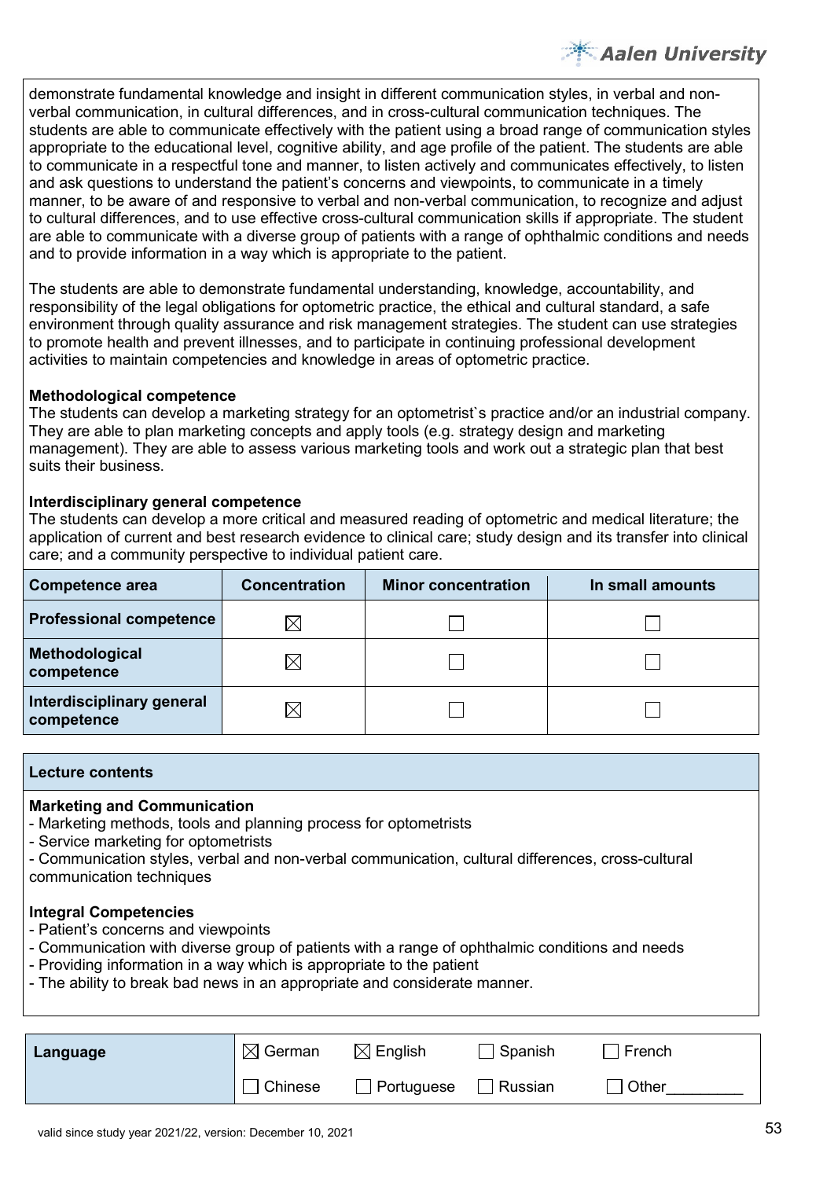demonstrate fundamental knowledge and insight in different communication styles, in verbal and non-verbal communication, in cultural differences, and in cross-cultural communication techniques. The students are able to communicate effectively with the patient using a broad range of communication styles appropriate to the educational level, cognitive ability, and age profile of the patient. The students are able to communicate in a respectful tone and manner, to listen actively and communicates effectively, to listen and ask questions to understand the patient's concerns and viewpoints, to communicate in a timely manner, to be aware of and responsive to verbal and non-verbal communication, to recognize and adjust to cultural differences, and to use effective cross-cultural communication skills if appropriate. The student are able to communicate with a diverse group of patients with a range of ophthalmic conditions and needs and to provide information in a way which is appropriate to the patient.

The students are able to demonstrate fundamental understanding, knowledge, accountability, and responsibility of the legal obligations for optometric practice, the ethical and cultural standard, a safe environment through quality assurance and risk management strategies. The student can use strategies to promote health and prevent illnesses, and to participate in continuing professional development activities to maintain competencies and knowledge in areas of optometric practice.

**Methodological competence**
The students can develop a marketing strategy for an optometrist`s practice and/or an industrial company. They are able to plan marketing concepts and apply tools (e.g. strategy design and marketing management). They are able to assess various marketing tools and work out a strategic plan that best suits their business.

**Interdisciplinary general competence**
The students can develop a more critical and measured reading of optometric and medical literature; the application of current and best research evidence to clinical care; study design and its transfer into clinical care; and a community perspective to individual patient care.

| Competence area | Concentration | Minor concentration | In small amounts |
|---|---|---|---|
| Professional competence | ☒ | ☐ | ☐ |
| Methodological competence | ☒ | ☐ | ☐ |
| Interdisciplinary general competence | ☒ | ☐ | ☐ |

**Lecture contents**

**Marketing and Communication**
- Marketing methods, tools and planning process for optometrists
- Service marketing for optometrists
- Communication styles, verbal and non-verbal communication, cultural differences, cross-cultural communication techniques

**Integral Competencies**
- Patient's concerns and viewpoints
- Communication with diverse group of patients with a range of ophthalmic conditions and needs
- Providing information in a way which is appropriate to the patient
- The ability to break bad news in an appropriate and considerate manner.

| Language | ☒ German | ☒ English | ☐ Spanish | ☐ French |
|---|---|---|---|---|
| | ☐ Chinese | ☐ Portuguese | ☐ Russian | ☐ Other________ |

valid since study year 2021/22, version: December 10, 2021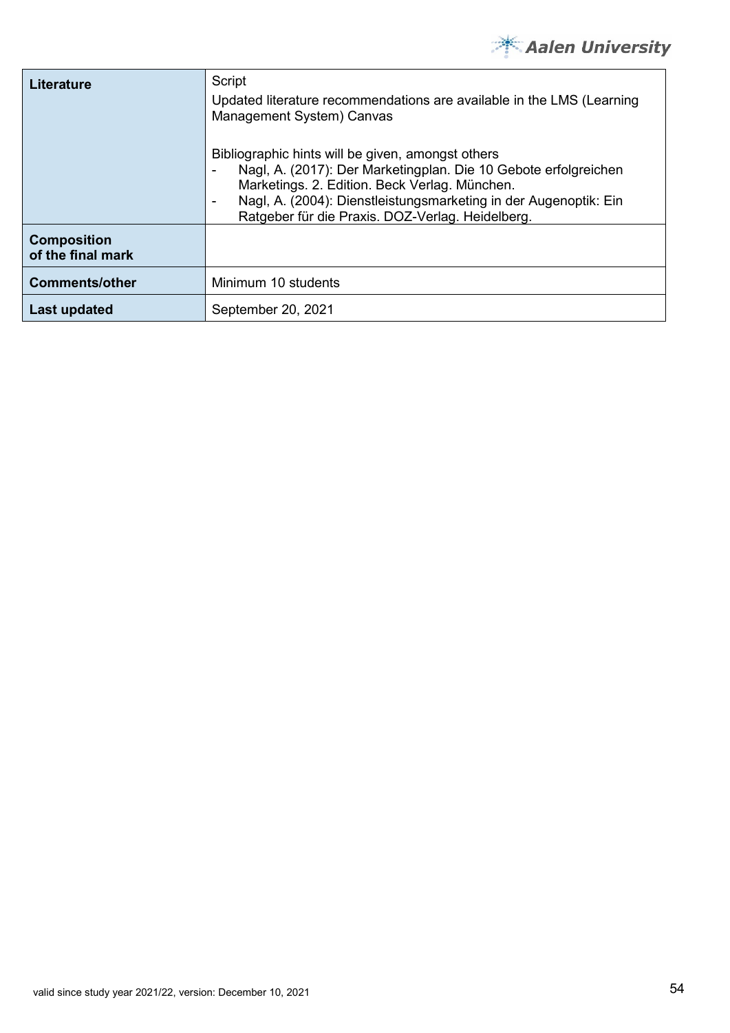| | |
|---|---|
| **Literature** | Script<br>Updated literature recommendations are available in the LMS (Learning Management System) Canvas<br><br>Bibliographic hints will be given, amongst others<br>- Nagl, A. (2017): Der Marketingplan. Die 10 Gebote erfolgreichen Marketings. 2. Edition. Beck Verlag. München.<br>- Nagl, A. (2004): Dienstleistungsmarketing in der Augenoptik: Ein Ratgeber für die Praxis. DOZ-Verlag. Heidelberg. |
| **Composition of the final mark** | |
| **Comments/other** | Minimum 10 students |
| **Last updated** | September 20, 2021 |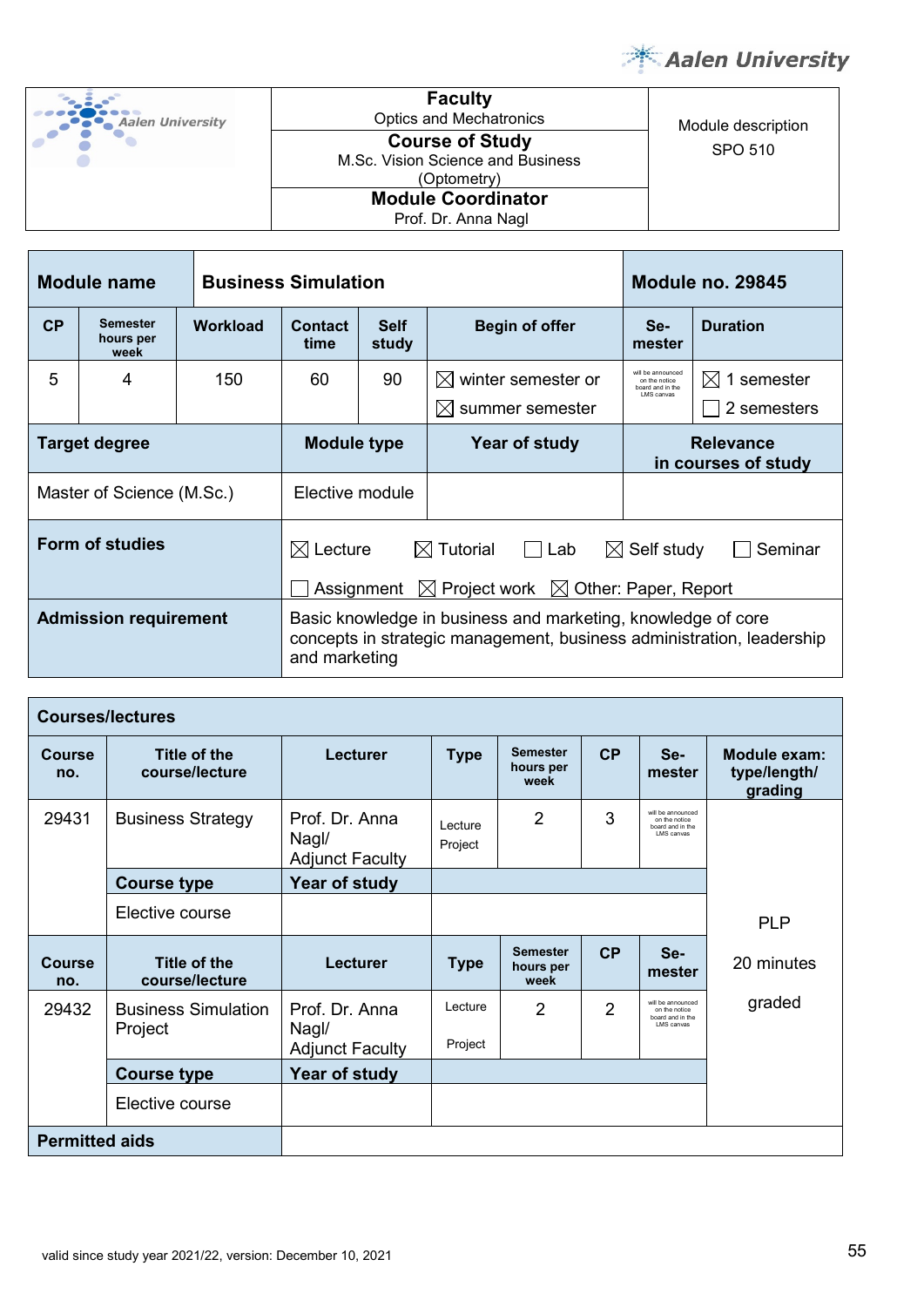| | Faculty<br>Optics and Mechatronics | Module description<br>SPO 510 |
|---|---|---|
| Aalen University | Course of Study<br>M.Sc. Vision Science and Business (Optometry) | |
| | Module Coordinator<br>Prof. Dr. Anna Nagl | |

| Module name | | Business Simulation | | | | Module no. 29845 | |
|---|---|---|---|---|---|---|---|
| CP | Semester hours per week | Workload | Contact time | Self study | Begin of offer | Se-mester | Duration |
| 5 | 4 | 150 | 60 | 90 | ☒ winter semester or<br>☒ summer semester | will be announced on the notice board and in the LMS canvas | ☒ 1 semester<br>☐ 2 semesters |
| Target degree | | | Module type | | Year of study | Relevance in courses of study | |
| Master of Science (M.Sc.) | | | Elective module | | | | |
| Form of studies | | | ☒ Lecture ☒ Tutorial ☐ Lab ☒ Self study ☐ Seminar<br>☐ Assignment ☒ Project work ☒ Other: Paper, Report | | | | |
| Admission requirement | | | Basic knowledge in business and marketing, knowledge of core concepts in strategic management, business administration, leadership and marketing | | | | |

| Courses/lectures | | | | | | | |
|---|---|---|---|---|---|---|---|
| Course no. | Title of the course/lecture | Lecturer | Type | Semester hours per week | CP | Se-mester | Module exam: type/length/ grading |
| 29431 | Business Strategy | Prof. Dr. Anna Nagl/ Adjunct Faculty | Lecture<br>Project | 2 | 3 | will be announced on the notice board and in the LMS canvas | PLP<br>20 minutes<br>graded |
| | Course type | Year of study | | | | | |
| | Elective course | | | | | | |
| Course no. | Title of the course/lecture | Lecturer | Type | Semester hours per week | CP | Se-mester | |
| 29432 | Business Simulation Project | Prof. Dr. Anna Nagl/ Adjunct Faculty | Lecture<br>Project | 2 | 2 | will be announced on the notice board and in the LMS canvas | |
| | Course type | Year of study | | | | | |
| | Elective course | | | | | | |
| Permitted aids | | | | | | | |

valid since study year 2021/22, version: December 10, 2021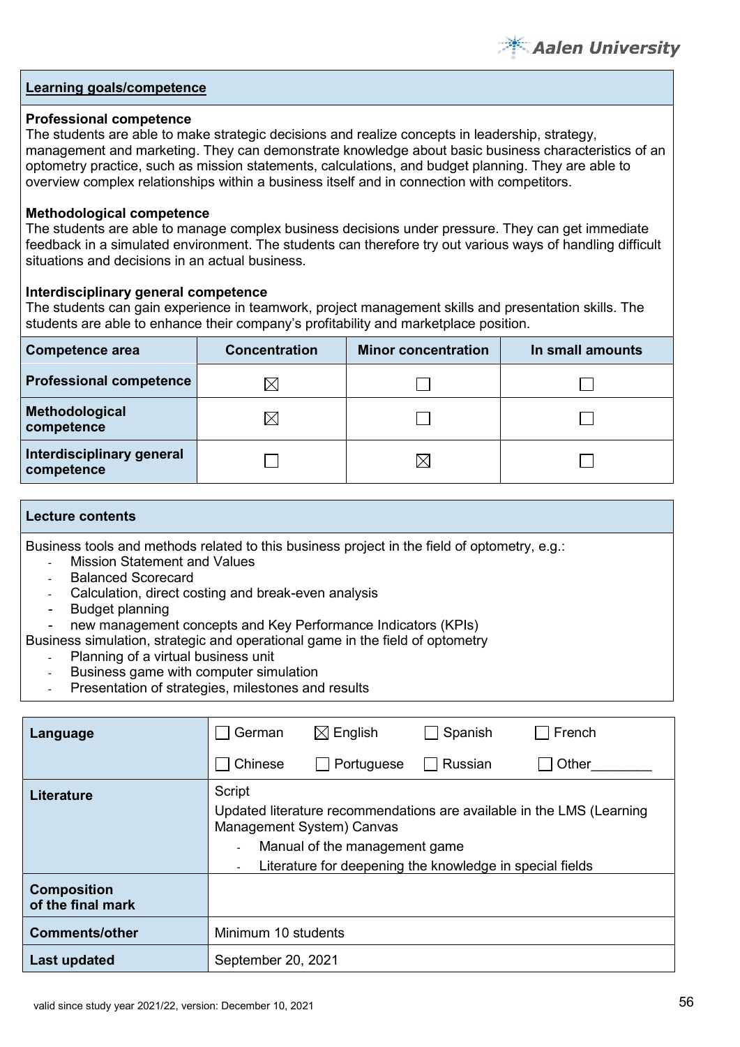| **Learning goals/competence** |
|---|

**Professional competence**
The students are able to make strategic decisions and realize concepts in leadership, strategy, management and marketing. They can demonstrate knowledge about basic business characteristics of an optometry practice, such as mission statements, calculations, and budget planning. They are able to overview complex relationships within a business itself and in connection with competitors.

**Methodological competence**
The students are able to manage complex business decisions under pressure. They can get immediate feedback in a simulated environment. The students can therefore try out various ways of handling difficult situations and decisions in an actual business.

**Interdisciplinary general competence**
The students can gain experience in teamwork, project management skills and presentation skills. The students are able to enhance their company's profitability and marketplace position.

| Competence area | Concentration | Minor concentration | In small amounts |
|---|---|---|---|
| **Professional competence** | ☒ | ☐ | ☐ |
| **Methodological competence** | ☒ | ☐ | ☐ |
| **Interdisciplinary general competence** | ☐ | ☒ | ☐ |

**Lecture contents**

Business tools and methods related to this business project in the field of optometry, e.g.:
- Mission Statement and Values
- Balanced Scorecard
- Calculation, direct costing and break-even analysis
- Budget planning
- new management concepts and Key Performance Indicators (KPIs)

Business simulation, strategic and operational game in the field of optometry
- Planning of a virtual business unit
- Business game with computer simulation
- Presentation of strategies, milestones and results

| | |
|---|---|
| **Language** | ☐ German ☒ English ☐ Spanish ☐ French ☐ Chinese ☐ Portuguese ☐ Russian ☐ Other________ |
| **Literature** | Script<br>Updated literature recommendations are available in the LMS (Learning Management System) Canvas<br>- Manual of the management game<br>- Literature for deepening the knowledge in special fields |
| **Composition of the final mark** | |
| **Comments/other** | Minimum 10 students |
| **Last updated** | September 20, 2021 |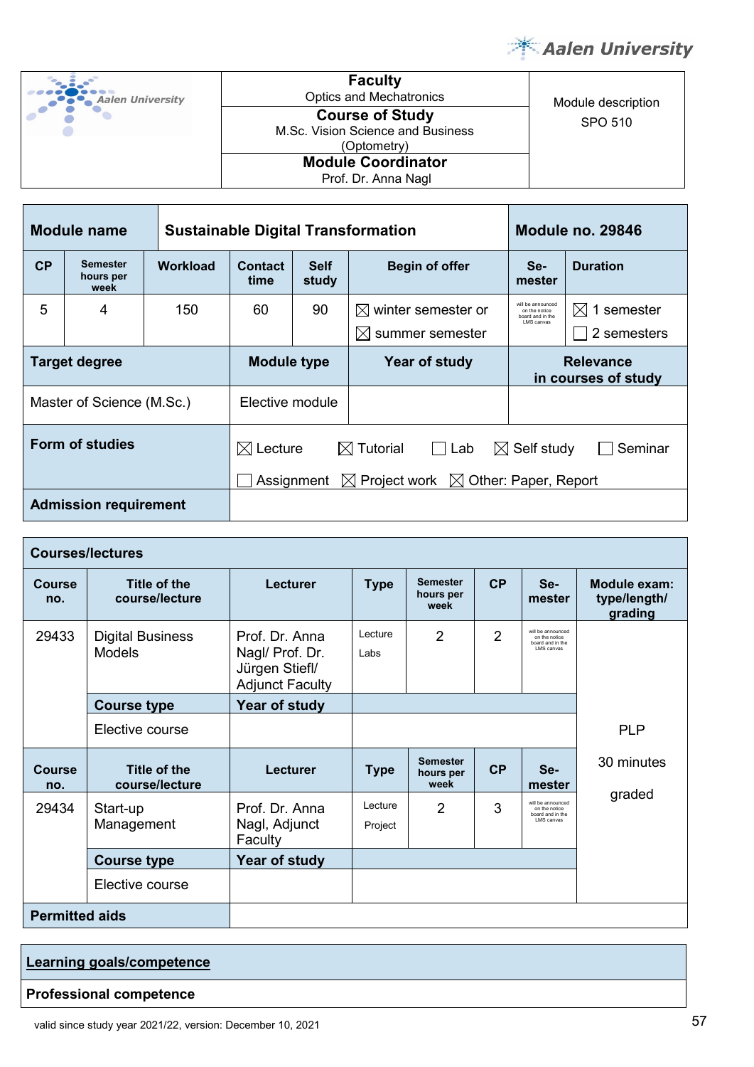| Faculty | Module description |
|---|---|
| Optics and Mechatronics | SPO 510 |
| **Course of Study** | |
| M.Sc. Vision Science and Business (Optometry) | |
| **Module Coordinator** | |
| Prof. Dr. Anna Nagl | |

| **Module name** | **Sustainable Digital Transformation** | | | | | **Module no. 29846** | |
|---|---|---|---|---|---|---|---|
| **CP** | **Semester hours per week** | **Workload** | **Contact time** | **Self study** | **Begin of offer** | **Se-mester** | **Duration** |
| 5 | 4 | 150 | 60 | 90 | ☒ winter semester or ☒ summer semester | will be announced on the notice board and in the LMS canvas | ☒ 1 semester ☐ 2 semesters |
| **Target degree** | | | **Module type** | | **Year of study** | **Relevance in courses of study** | |
| Master of Science (M.Sc.) | | | Elective module | | | | |
| **Form of studies** | | | ☒ Lecture ☒ Tutorial ☐ Lab ☒ Self study ☐ Seminar ☐ Assignment ☒ Project work ☒ Other: Paper, Report | | | | |
| **Admission requirement** | | | | | | | |

| **Courses/lectures** | | | | | | | |
|---|---|---|---|---|---|---|---|
| **Course no.** | **Title of the course/lecture** | **Lecturer** | **Type** | **Semester hours per week** | **CP** | **Se-mester** | **Module exam: type/length/ grading** |
| 29433 | Digital Business Models | Prof. Dr. Anna Nagl/ Prof. Dr. Jürgen Stiefl/ Adjunct Faculty | Lecture Labs | 2 | 2 | will be announced on the notice board and in the LMS canvas | PLP 30 minutes graded |
| | **Course type** | **Year of study** | | | | | |
| | Elective course | | | | | | |
| **Course no.** | **Title of the course/lecture** | **Lecturer** | **Type** | **Semester hours per week** | **CP** | **Se-mester** | |
| 29434 | Start-up Management | Prof. Dr. Anna Nagl, Adjunct Faculty | Lecture Project | 2 | 3 | will be announced on the notice board and in the LMS canvas | |
| | **Course type** | **Year of study** | | | | | |
| | Elective course | | | | | | |
| **Permitted aids** | | | | | | | |

| <u>**Learning goals/competence**</u> |
|---|
| **Professional competence** |

valid since study year 2021/22, version: December 10, 2021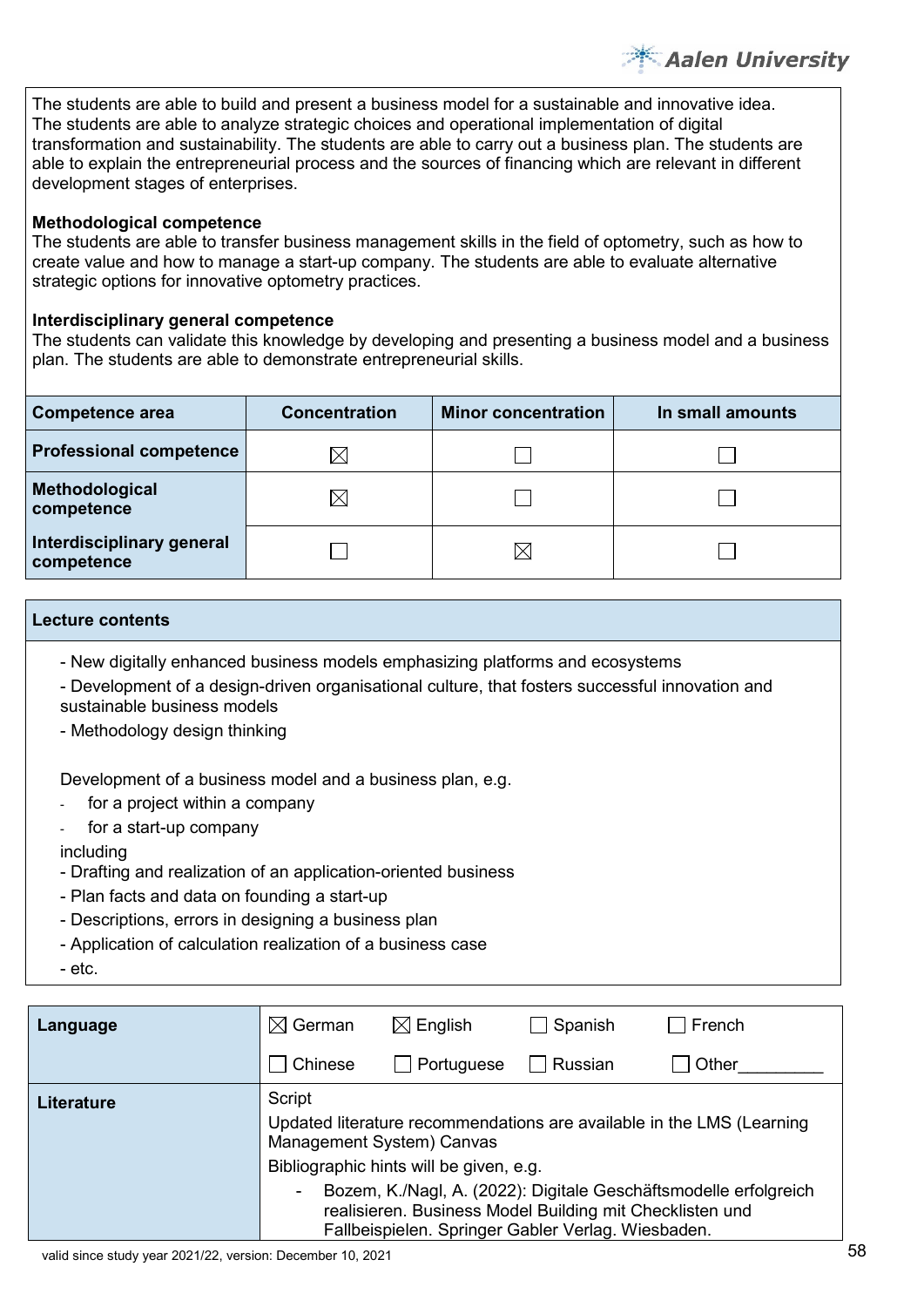The students are able to build and present a business model for a sustainable and innovative idea. The students are able to analyze strategic choices and operational implementation of digital transformation and sustainability. The students are able to carry out a business plan. The students are able to explain the entrepreneurial process and the sources of financing which are relevant in different development stages of enterprises.

**Methodological competence**
The students are able to transfer business management skills in the field of optometry, such as how to create value and how to manage a start-up company. The students are able to evaluate alternative strategic options for innovative optometry practices.

**Interdisciplinary general competence**
The students can validate this knowledge by developing and presenting a business model and a business plan. The students are able to demonstrate entrepreneurial skills.

| Competence area | Concentration | Minor concentration | In small amounts |
|---|---|---|---|
| **Professional competence** | ☒ | ☐ | ☐ |
| **Methodological competence** | ☒ | ☐ | ☐ |
| **Interdisciplinary general competence** | ☐ | ☒ | ☐ |

**Lecture contents**

- New digitally enhanced business models emphasizing platforms and ecosystems
- Development of a design-driven organisational culture, that fosters successful innovation and sustainable business models
- Methodology design thinking

Development of a business model and a business plan, e.g.

- for a project within a company
- for a start-up company

including

- Drafting and realization of an application-oriented business
- Plan facts and data on founding a start-up
- Descriptions, errors in designing a business plan
- Application of calculation realization of a business case
- etc.

| **Language** | ☒ German | ☒ English | ☐ Spanish | ☐ French |
|---|---|---|---|---|
| | ☐ Chinese | ☐ Portuguese | ☐ Russian | ☐ Other_________ |

**Literature**

Script

Updated literature recommendations are available in the LMS (Learning Management System) Canvas

Bibliographic hints will be given, e.g.

- Bozem, K./Nagl, A. (2022): Digitale Geschäftsmodelle erfolgreich realisieren. Business Model Building mit Checklisten und Fallbeispielen. Springer Gabler Verlag. Wiesbaden.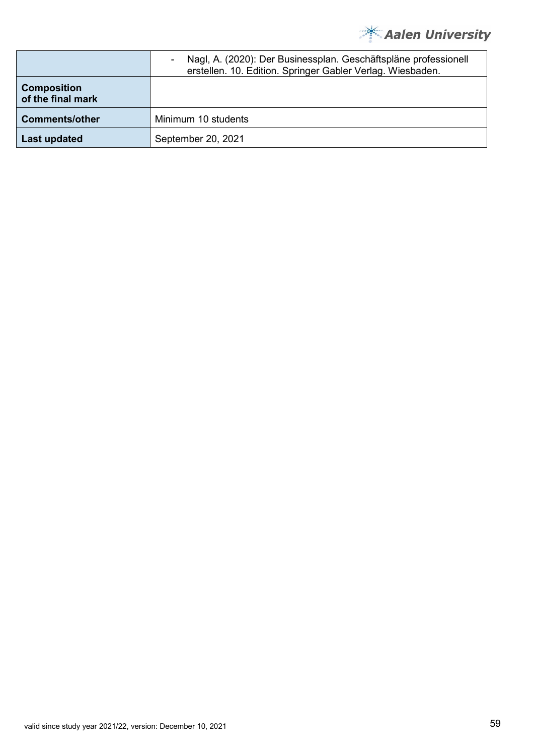| | |
|---|---|
| | - Nagl, A. (2020): Der Businessplan. Geschäftspläne professionell erstellen. 10. Edition. Springer Gabler Verlag. Wiesbaden. |
| **Composition of the final mark** | |
| **Comments/other** | Minimum 10 students |
| **Last updated** | September 20, 2021 |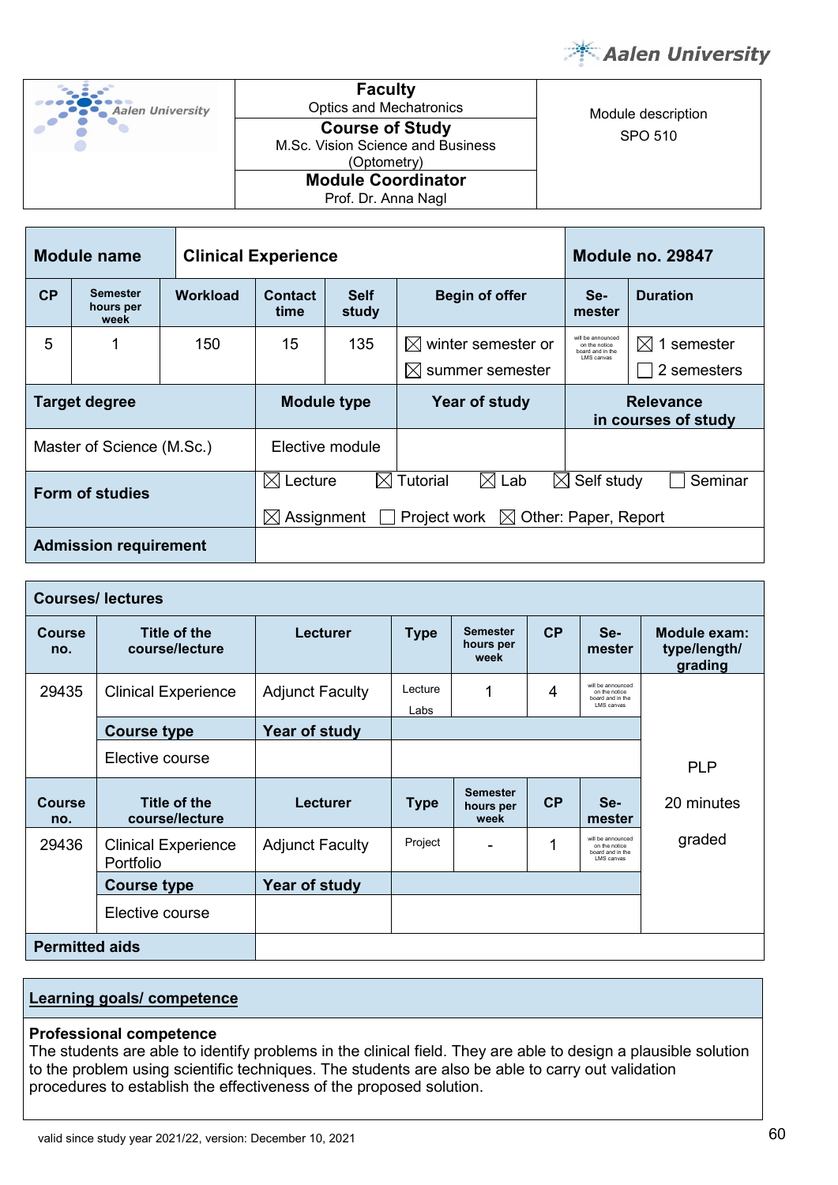| | Faculty<br>Optics and Mechatronics | Module description<br>SPO 510 |
|---|---|---|
| | **Course of Study**<br>M.Sc. Vision Science and Business (Optometry) | |
| | **Module Coordinator**<br>Prof. Dr. Anna Nagl | |

| **Module name** | **Clinical Experience** | | | | | **Module no. 29847** | |
|---|---|---|---|---|---|---|---|
| **CP** | **Semester hours per week** | **Workload** | **Contact time** | **Self study** | **Begin of offer** | **Se-mester** | **Duration** |
| 5 | 1 | 150 | 15 | 135 | ☒ winter semester or<br>☒ summer semester | will be announced on the notice board and in the LMS canvas | ☒ 1 semester<br>☐ 2 semesters |
| **Target degree** | | | **Module type** | | **Year of study** | **Relevance in courses of study** | |
| Master of Science (M.Sc.) | | | Elective module | | | | |
| **Form of studies** | | | ☒ Lecture ☒ Tutorial ☒ Lab ☒ Self study ☐ Seminar<br>☒ Assignment ☐ Project work ☒ Other: Paper, Report | | | | |
| **Admission requirement** | | | | | | | |

**Courses/ lectures**

| Course no. | Title of the course/lecture | Lecturer | Type | Semester hours per week | CP | Se-mester | Module exam: type/length/ grading |
|---|---|---|---|---|---|---|---|
| 29435 | Clinical Experience | Adjunct Faculty | Lecture<br>Labs | 1 | 4 | will be announced on the notice board and in the LMS canvas | PLP<br><br>20 minutes<br><br>graded |
| | **Course type** | **Year of study** | | | | | |
| | Elective course | | | | | | |
| **Course no.** | **Title of the course/lecture** | **Lecturer** | **Type** | **Semester hours per week** | **CP** | **Se-mester** | |
| 29436 | Clinical Experience Portfolio | Adjunct Faculty | Project | - | 1 | will be announced on the notice board and in the LMS canvas | |
| | **Course type** | **Year of study** | | | | | |
| | Elective course | | | | | | |
| **Permitted aids** | | | | | | | |

## Learning goals/ competence

**Professional competence**
The students are able to identify problems in the clinical field. They are able to design a plausible solution to the problem using scientific techniques. The students are also be able to carry out validation procedures to establish the effectiveness of the proposed solution.

valid since study year 2021/22, version: December 10, 2021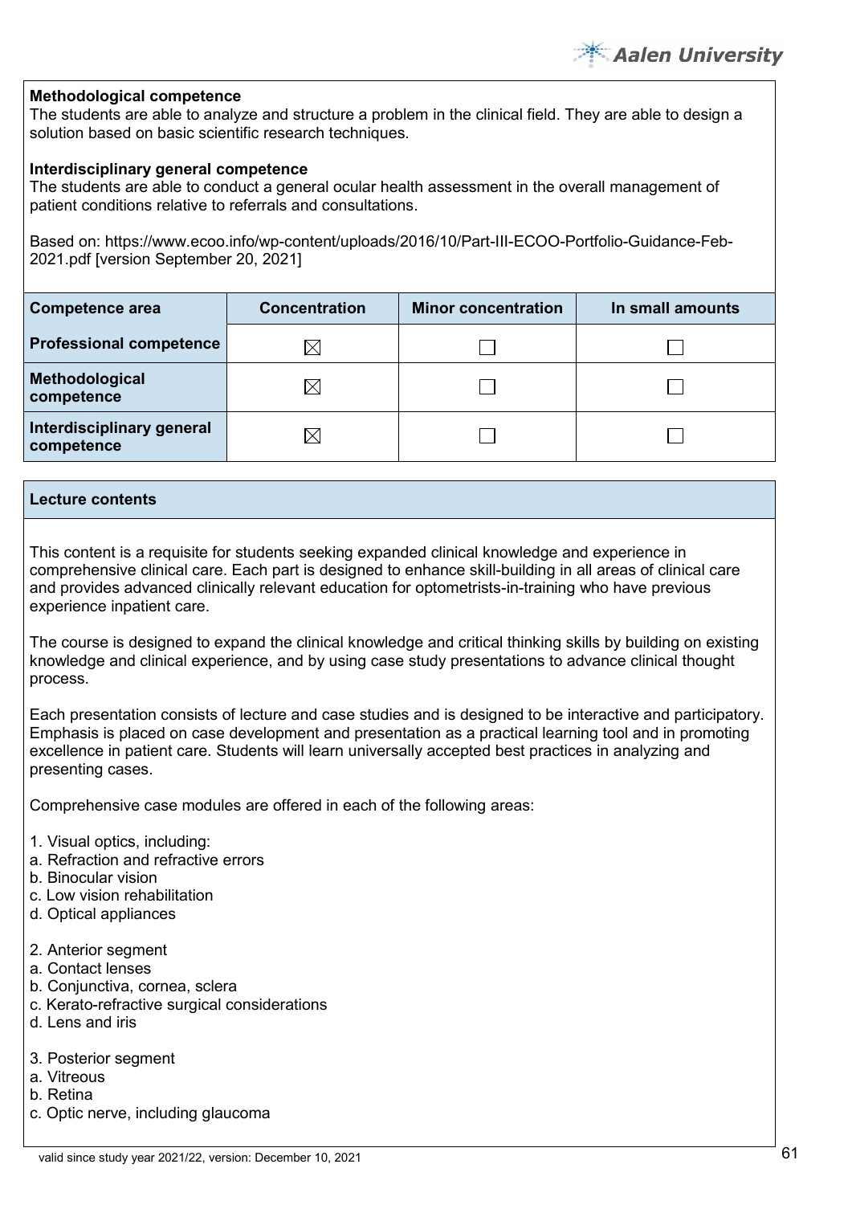**Methodological competence**
The students are able to analyze and structure a problem in the clinical field. They are able to design a solution based on basic scientific research techniques.

**Interdisciplinary general competence**
The students are able to conduct a general ocular health assessment in the overall management of patient conditions relative to referrals and consultations.

Based on: https://www.ecoo.info/wp-content/uploads/2016/10/Part-III-ECOO-Portfolio-Guidance-Feb-2021.pdf [version September 20, 2021]

| Competence area | Concentration | Minor concentration | In small amounts |
|---|---|---|---|
| **Professional competence** | ☒ | ☐ | ☐ |
| **Methodological competence** | ☒ | ☐ | ☐ |
| **Interdisciplinary general competence** | ☒ | ☐ | ☐ |

**Lecture contents**

This content is a requisite for students seeking expanded clinical knowledge and experience in comprehensive clinical care. Each part is designed to enhance skill-building in all areas of clinical care and provides advanced clinically relevant education for optometrists-in-training who have previous experience inpatient care.

The course is designed to expand the clinical knowledge and critical thinking skills by building on existing knowledge and clinical experience, and by using case study presentations to advance clinical thought process.

Each presentation consists of lecture and case studies and is designed to be interactive and participatory. Emphasis is placed on case development and presentation as a practical learning tool and in promoting excellence in patient care. Students will learn universally accepted best practices in analyzing and presenting cases.

Comprehensive case modules are offered in each of the following areas:

1. Visual optics, including:
a. Refraction and refractive errors
b. Binocular vision
c. Low vision rehabilitation
d. Optical appliances

2. Anterior segment
a. Contact lenses
b. Conjunctiva, cornea, sclera
c. Kerato-refractive surgical considerations
d. Lens and iris

3. Posterior segment
a. Vitreous
b. Retina
c. Optic nerve, including glaucoma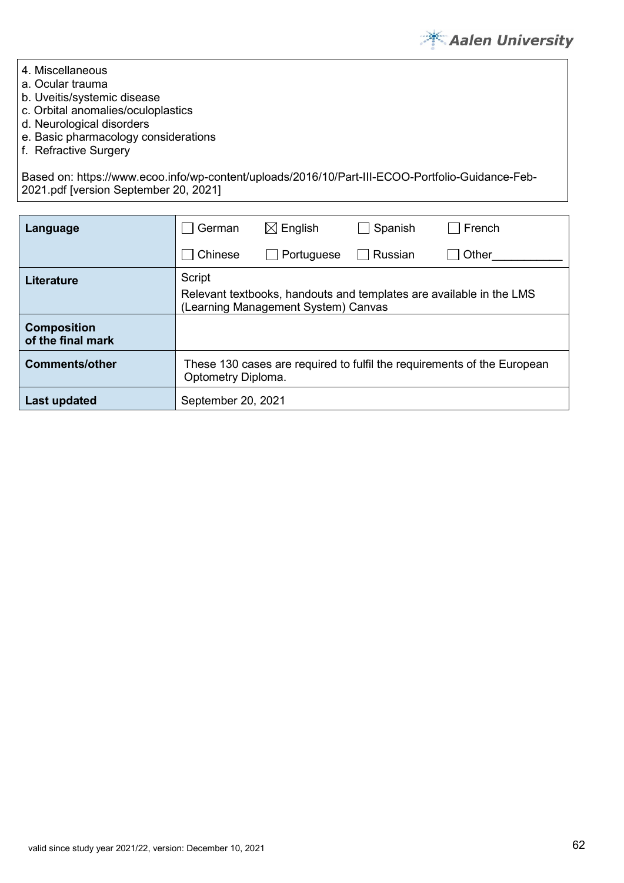4. Miscellaneous
a. Ocular trauma
b. Uveitis/systemic disease
c. Orbital anomalies/oculoplastics
d. Neurological disorders
e. Basic pharmacology considerations
f. Refractive Surgery

Based on: https://www.ecoo.info/wp-content/uploads/2016/10/Part-III-ECOO-Portfolio-Guidance-Feb-2021.pdf [version September 20, 2021]

| **Language** | ☐ German ☒ English ☐ Spanish ☐ French ☐ Chinese ☐ Portuguese ☐ Russian ☐ Other___________ |
|---|---|
| **Literature** | Script<br>Relevant textbooks, handouts and templates are available in the LMS (Learning Management System) Canvas |
| **Composition of the final mark** | |
| **Comments/other** | These 130 cases are required to fulfil the requirements of the European Optometry Diploma. |
| **Last updated** | September 20, 2021 |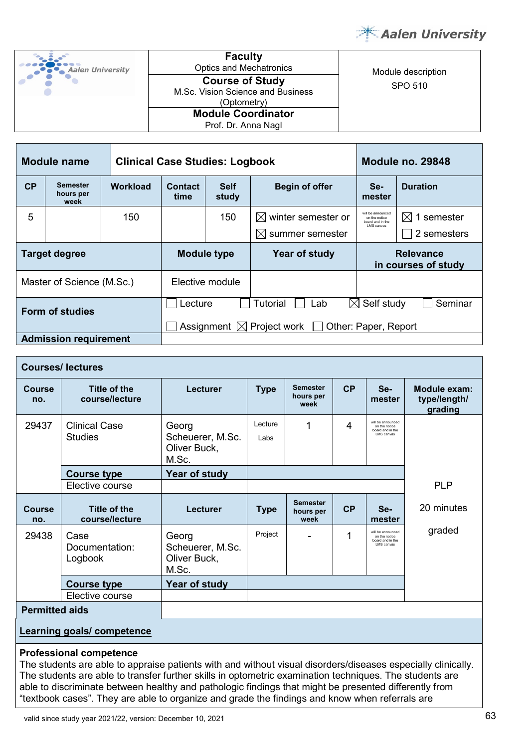| Faculty | |
|---|---|
| Optics and Mechatronics | Module description SPO 510 |
| **Course of Study** M.Sc. Vision Science and Business (Optometry) | |
| **Module Coordinator** Prof. Dr. Anna Nagl | |

| **Module name** | **Clinical Case Studies: Logbook** | | | | | **Module no. 29848** | |
|---|---|---|---|---|---|---|---|
| **CP** | **Semester hours per week** | **Workload** | **Contact time** | **Self study** | **Begin of offer** | **Se-mester** | **Duration** |
| 5 | | 150 | | 150 | ☒ winter semester or ☒ summer semester | will be announced on the notice board and in the LMS canvas | ☒ 1 semester ☐ 2 semesters |
| **Target degree** | | | **Module type** | | **Year of study** | **Relevance in courses of study** | |
| Master of Science (M.Sc.) | | | Elective module | | | | |
| **Form of studies** | | | ☐ Lecture ☐ Tutorial ☐ Lab ☒ Self study ☐ Seminar ☐ Assignment ☒ Project work ☐ Other: Paper, Report | | | | |
| **Admission requirement** | | | | | | | |

| **Courses/ lectures** | | | | | | | |
|---|---|---|---|---|---|---|---|
| **Course no.** | **Title of the course/lecture** | **Lecturer** | **Type** | **Semester hours per week** | **CP** | **Se-mester** | **Module exam: type/length/ grading** |
| 29437 | Clinical Case Studies | Georg Scheuerer, M.Sc. Oliver Buck, M.Sc. | Lecture Labs | 1 | 4 | will be announced on the notice board and in the LMS canvas | PLP 20 minutes graded |
| | **Course type** | **Year of study** | | | | | |
| | Elective course | | | | | | |
| **Course no.** | **Title of the course/lecture** | **Lecturer** | **Type** | **Semester hours per week** | **CP** | **Se-mester** | |
| 29438 | Case Documentation: Logbook | Georg Scheuerer, M.Sc. Oliver Buck, M.Sc. | Project | - | 1 | will be announced on the notice board and in the LMS canvas | |
| | **Course type** | **Year of study** | | | | | |
| | Elective course | | | | | | |
| **Permitted aids** | | | | | | | |

**Learning goals/ competence**

**Professional competence**

The students are able to appraise patients with and without visual disorders/diseases especially clinically. The students are able to transfer further skills in optometric examination techniques. The students are able to discriminate between healthy and pathologic findings that might be presented differently from "textbook cases". They are able to organize and grade the findings and know when referrals are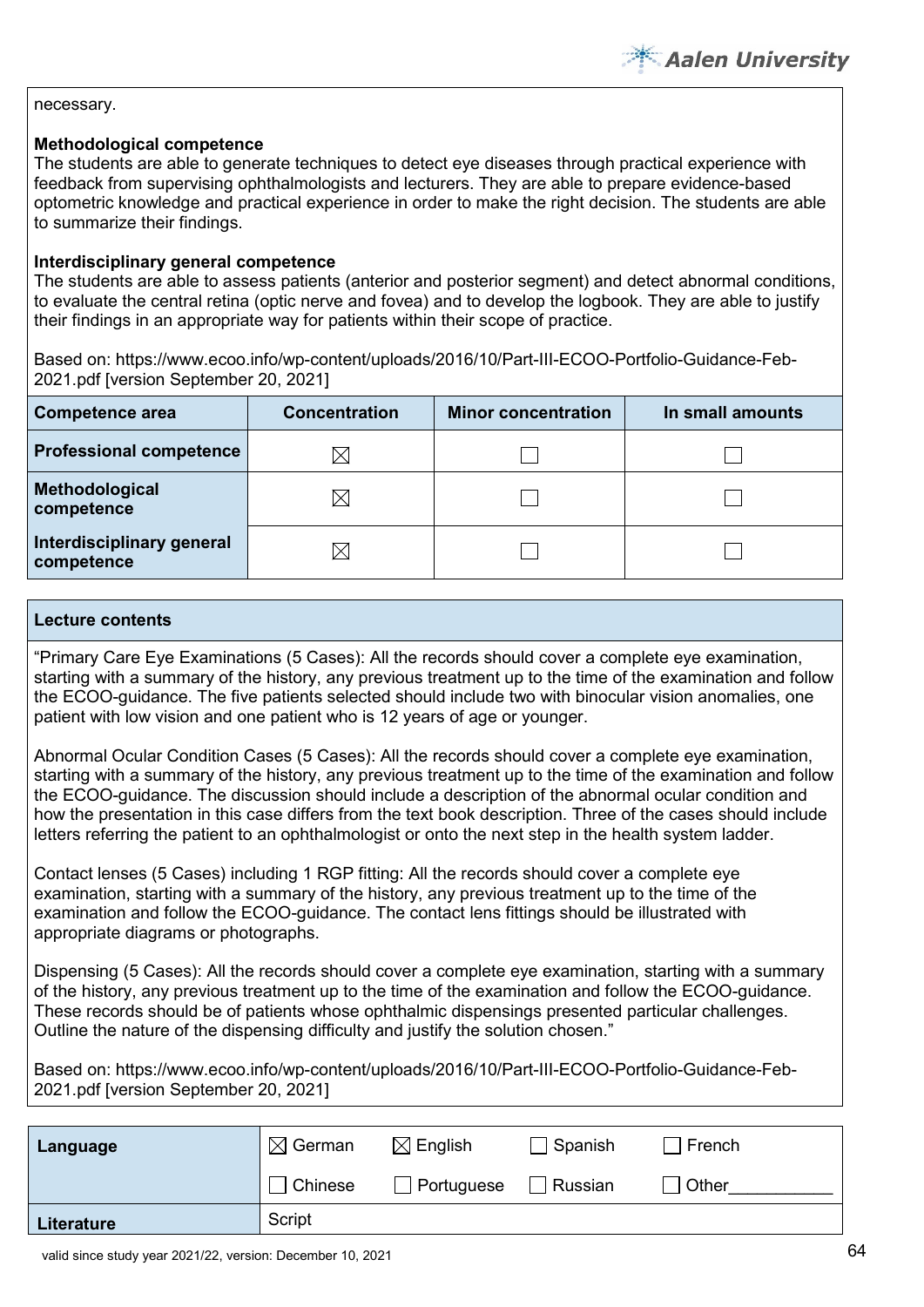necessary.

**Methodological competence**
The students are able to generate techniques to detect eye diseases through practical experience with feedback from supervising ophthalmologists and lecturers. They are able to prepare evidence-based optometric knowledge and practical experience in order to make the right decision. The students are able to summarize their findings.

**Interdisciplinary general competence**
The students are able to assess patients (anterior and posterior segment) and detect abnormal conditions, to evaluate the central retina (optic nerve and fovea) and to develop the logbook. They are able to justify their findings in an appropriate way for patients within their scope of practice.

Based on: https://www.ecoo.info/wp-content/uploads/2016/10/Part-III-ECOO-Portfolio-Guidance-Feb-2021.pdf [version September 20, 2021]

| Competence area | Concentration | Minor concentration | In small amounts |
|---|---|---|---|
| **Professional competence** | ☒ | ☐ | ☐ |
| **Methodological competence** | ☒ | ☐ | ☐ |
| **Interdisciplinary general competence** | ☒ | ☐ | ☐ |

| **Lecture contents** |
|---|

"Primary Care Eye Examinations (5 Cases): All the records should cover a complete eye examination, starting with a summary of the history, any previous treatment up to the time of the examination and follow the ECOO-guidance. The five patients selected should include two with binocular vision anomalies, one patient with low vision and one patient who is 12 years of age or younger.

Abnormal Ocular Condition Cases (5 Cases): All the records should cover a complete eye examination, starting with a summary of the history, any previous treatment up to the time of the examination and follow the ECOO-guidance. The discussion should include a description of the abnormal ocular condition and how the presentation in this case differs from the text book description. Three of the cases should include letters referring the patient to an ophthalmologist or onto the next step in the health system ladder.

Contact lenses (5 Cases) including 1 RGP fitting: All the records should cover a complete eye examination, starting with a summary of the history, any previous treatment up to the time of the examination and follow the ECOO-guidance. The contact lens fittings should be illustrated with appropriate diagrams or photographs.

Dispensing (5 Cases): All the records should cover a complete eye examination, starting with a summary of the history, any previous treatment up to the time of the examination and follow the ECOO-guidance. These records should be of patients whose ophthalmic dispensings presented particular challenges. Outline the nature of the dispensing difficulty and justify the solution chosen."

Based on: https://www.ecoo.info/wp-content/uploads/2016/10/Part-III-ECOO-Portfolio-Guidance-Feb-2021.pdf [version September 20, 2021]

| | | | | |
|---|---|---|---|---|
| **Language** | ☒ German | ☒ English | ☐ Spanish | ☐ French |
| | ☐ Chinese | ☐ Portuguese | ☐ Russian | ☐ Other___________ |
| **Literature** | Script | | | |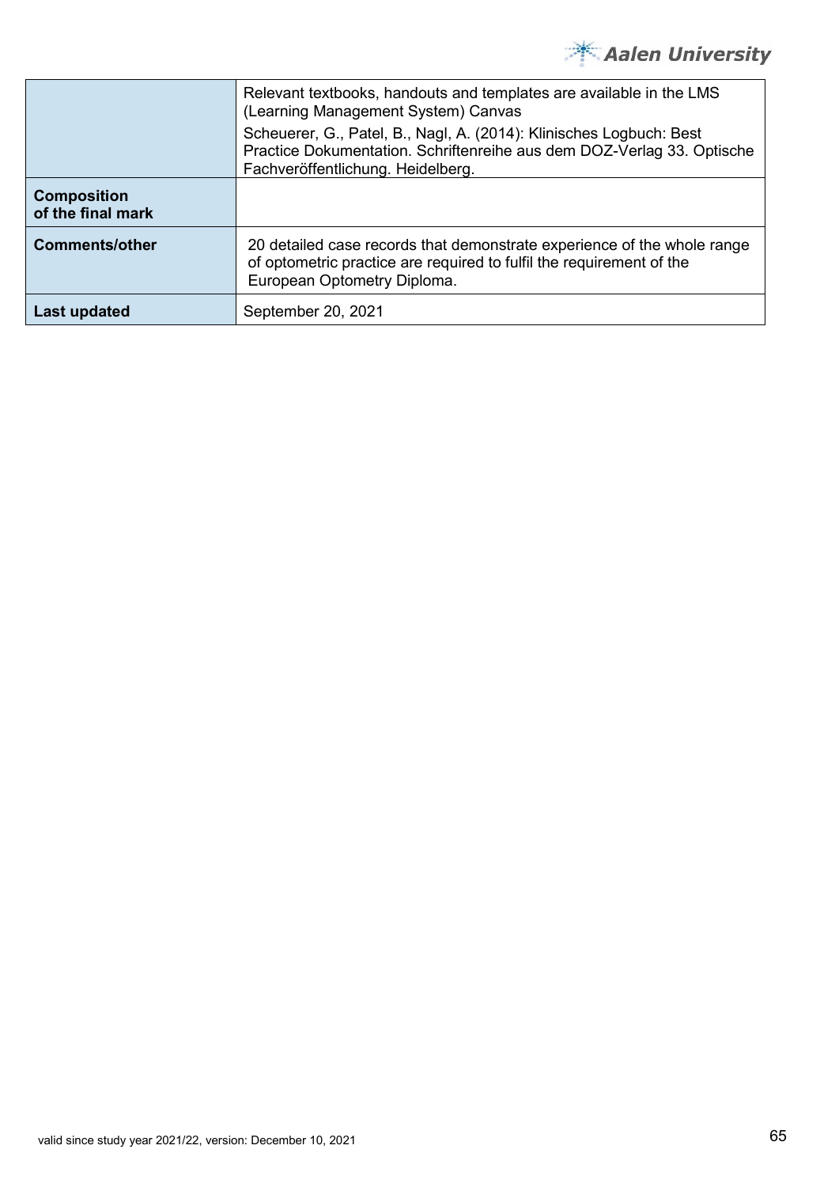| | |
|---|---|
| | Relevant textbooks, handouts and templates are available in the LMS (Learning Management System) Canvas<br><br>Scheuerer, G., Patel, B., Nagl, A. (2014): Klinisches Logbuch: Best Practice Dokumentation. Schriftenreihe aus dem DOZ-Verlag 33. Optische Fachveröffentlichung. Heidelberg. |
| **Composition of the final mark** | |
| **Comments/other** | 20 detailed case records that demonstrate experience of the whole range of optometric practice are required to fulfil the requirement of the European Optometry Diploma. |
| **Last updated** | September 20, 2021 |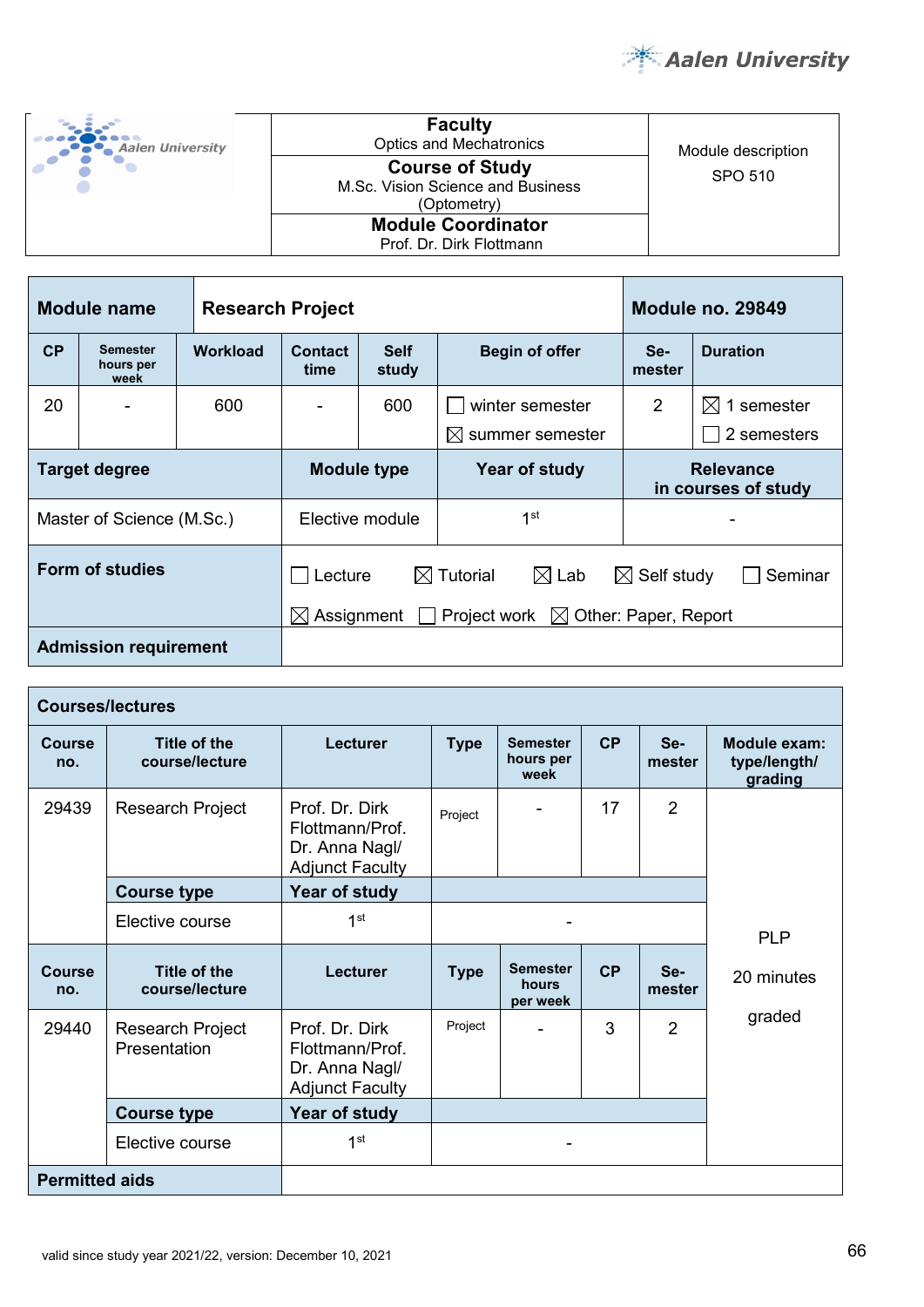| Faculty | Module description SPO 510 |
|---|---|
| Optics and Mechatronics | |
| **Course of Study** | |
| M.Sc. Vision Science and Business (Optometry) | |
| **Module Coordinator** | |
| Prof. Dr. Dirk Flottmann | |

| **Module name** | **Research Project** | | | | | **Module no. 29849** | |
|---|---|---|---|---|---|---|---|
| **CP** | **Semester hours per week** | **Workload** | **Contact time** | **Self study** | **Begin of offer** | **Se-mester** | **Duration** |
| 20 | - | 600 | - | 600 | ☐ winter semester ☒ summer semester | 2 | ☒ 1 semester ☐ 2 semesters |
| **Target degree** | | | **Module type** | | **Year of study** | **Relevance in courses of study** | |
| Master of Science (M.Sc.) | | | Elective module | | 1st | - | |
| **Form of studies** | | | ☐ Lecture ☒ Tutorial ☒ Lab ☒ Self study ☐ Seminar ☒ Assignment ☐ Project work ☒ Other: Paper, Report | | | | |
| **Admission requirement** | | | | | | | |

| **Courses/lectures** | | | | | | | |
|---|---|---|---|---|---|---|---|
| **Course no.** | **Title of the course/lecture** | **Lecturer** | **Type** | **Semester hours per week** | **CP** | **Se-mester** | **Module exam: type/length/ grading** |
| 29439 | Research Project | Prof. Dr. Dirk Flottmann/Prof. Dr. Anna Nagl/ Adjunct Faculty | Project | - | 17 | 2 | PLP 20 minutes graded |
| | **Course type** | **Year of study** | | | | | |
| | Elective course | 1st | - | | | | |
| **Course no.** | **Title of the course/lecture** | **Lecturer** | **Type** | **Semester hours per week** | **CP** | **Se-mester** | |
| 29440 | Research Project Presentation | Prof. Dr. Dirk Flottmann/Prof. Dr. Anna Nagl/ Adjunct Faculty | Project | - | 3 | 2 | |
| | **Course type** | **Year of study** | | | | | |
| | Elective course | 1st | - | | | | |
| **Permitted aids** | | | | | | | |

valid since study year 2021/22, version: December 10, 2021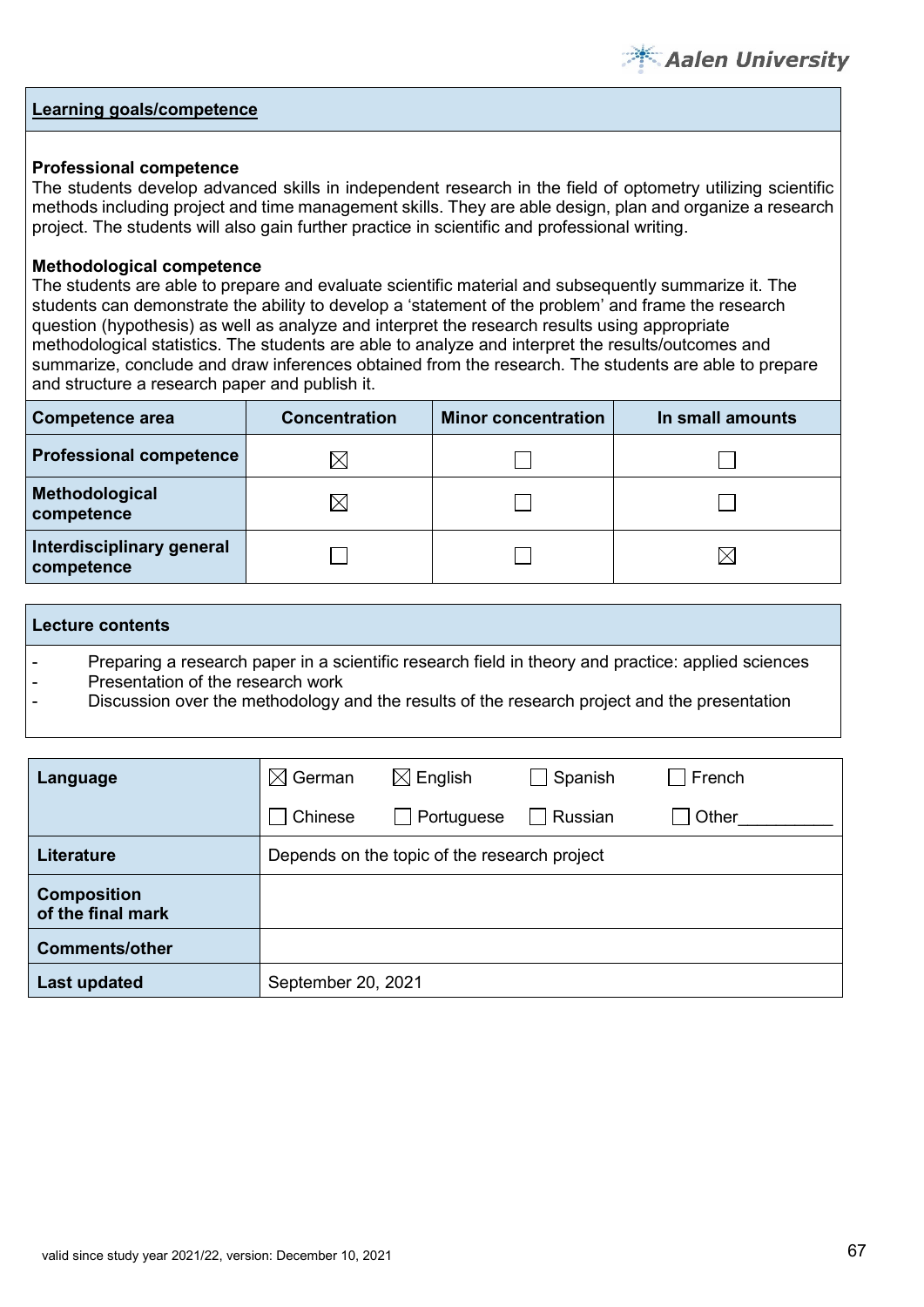**Learning goals/competence**

**Professional competence**
The students develop advanced skills in independent research in the field of optometry utilizing scientific methods including project and time management skills. They are able design, plan and organize a research project. The students will also gain further practice in scientific and professional writing.

**Methodological competence**
The students are able to prepare and evaluate scientific material and subsequently summarize it. The students can demonstrate the ability to develop a 'statement of the problem' and frame the research question (hypothesis) as well as analyze and interpret the research results using appropriate methodological statistics. The students are able to analyze and interpret the results/outcomes and summarize, conclude and draw inferences obtained from the research. The students are able to prepare and structure a research paper and publish it.

| Competence area | Concentration | Minor concentration | In small amounts |
|---|---|---|---|
| Professional competence | ☒ | ☐ | ☐ |
| Methodological competence | ☒ | ☐ | ☐ |
| Interdisciplinary general competence | ☐ | ☐ | ☒ |

**Lecture contents**

- Preparing a research paper in a scientific research field in theory and practice: applied sciences
- Presentation of the research work
- Discussion over the methodology and the results of the research project and the presentation

| | |
|---|---|
| **Language** | ☒ German ☒ English ☐ Spanish ☐ French ☐ Chinese ☐ Portuguese ☐ Russian ☐ Other__________ |
| **Literature** | Depends on the topic of the research project |
| **Composition of the final mark** | |
| **Comments/other** | |
| **Last updated** | September 20, 2021 |